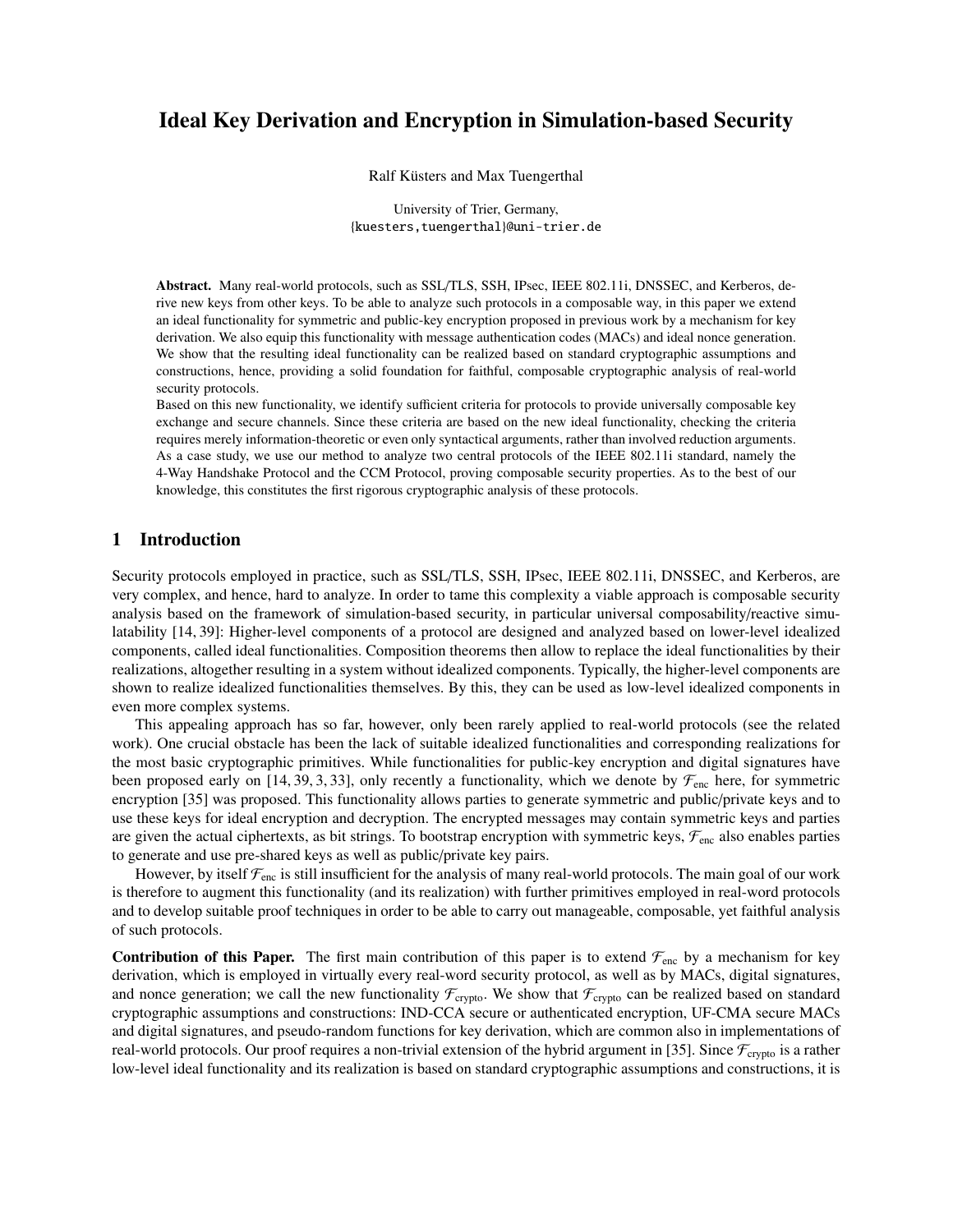# Ideal Key Derivation and Encryption in Simulation-based Security

Ralf Küsters and Max Tuengerthal

University of Trier, Germany,
{kuesters,tuengerthal}@uni-trier.de

**Abstract.** Many real-world protocols, such as SSL/TLS, SSH, IPsec, IEEE 802.11i, DNSSEC, and Kerberos, derive new keys from other keys. To be able to analyze such protocols in a composable way, in this paper we extend an ideal functionality for symmetric and public-key encryption proposed in previous work by a mechanism for key derivation. We also equip this functionality with message authentication codes (MACs) and ideal nonce generation. We show that the resulting ideal functionality can be realized based on standard cryptographic assumptions and constructions, hence, providing a solid foundation for faithful, composable cryptographic analysis of real-world security protocols.
Based on this new functionality, we identify sufficient criteria for protocols to provide universally composable key exchange and secure channels. Since these criteria are based on the new ideal functionality, checking the criteria requires merely information-theoretic or even only syntactical arguments, rather than involved reduction arguments. As a case study, we use our method to analyze two central protocols of the IEEE 802.11i standard, namely the 4-Way Handshake Protocol and the CCM Protocol, proving composable security properties. As to the best of our knowledge, this constitutes the first rigorous cryptographic analysis of these protocols.

## 1 Introduction

Security protocols employed in practice, such as SSL/TLS, SSH, IPsec, IEEE 802.11i, DNSSEC, and Kerberos, are very complex, and hence, hard to analyze. In order to tame this complexity a viable approach is composable security analysis based on the framework of simulation-based security, in particular universal composability/reactive simulatability [14, 39]: Higher-level components of a protocol are designed and analyzed based on lower-level idealized components, called ideal functionalities. Composition theorems then allow to replace the ideal functionalities by their realizations, altogether resulting in a system without idealized components. Typically, the higher-level components are shown to realize idealized functionalities themselves. By this, they can be used as low-level idealized components in even more complex systems.

This appealing approach has so far, however, only been rarely applied to real-world protocols (see the related work). One crucial obstacle has been the lack of suitable idealized functionalities and corresponding realizations for the most basic cryptographic primitives. While functionalities for public-key encryption and digital signatures have been proposed early on [14, 39, 3, 33], only recently a functionality, which we denote by $\mathcal{F}_{\text{enc}}$ here, for symmetric encryption [35] was proposed. This functionality allows parties to generate symmetric and public/private keys and to use these keys for ideal encryption and decryption. The encrypted messages may contain symmetric keys and parties are given the actual ciphertexts, as bit strings. To bootstrap encryption with symmetric keys, $\mathcal{F}_{\text{enc}}$ also enables parties to generate and use pre-shared keys as well as public/private key pairs.

However, by itself $\mathcal{F}_{\text{enc}}$ is still insufficient for the analysis of many real-world protocols. The main goal of our work is therefore to augment this functionality (and its realization) with further primitives employed in real-word protocols and to develop suitable proof techniques in order to be able to carry out manageable, composable, yet faithful analysis of such protocols.

**Contribution of this Paper.** The first main contribution of this paper is to extend $\mathcal{F}_{\text{enc}}$ by a mechanism for key derivation, which is employed in virtually every real-word security protocol, as well as by MACs, digital signatures, and nonce generation; we call the new functionality $\mathcal{F}_{\text{crypto}}$. We show that $\mathcal{F}_{\text{crypto}}$ can be realized based on standard cryptographic assumptions and constructions: IND-CCA secure or authenticated encryption, UF-CMA secure MACs and digital signatures, and pseudo-random functions for key derivation, which are common also in implementations of real-world protocols. Our proof requires a non-trivial extension of the hybrid argument in [35]. Since $\mathcal{F}_{\text{crypto}}$ is a rather low-level ideal functionality and its realization is based on standard cryptographic assumptions and constructions, it is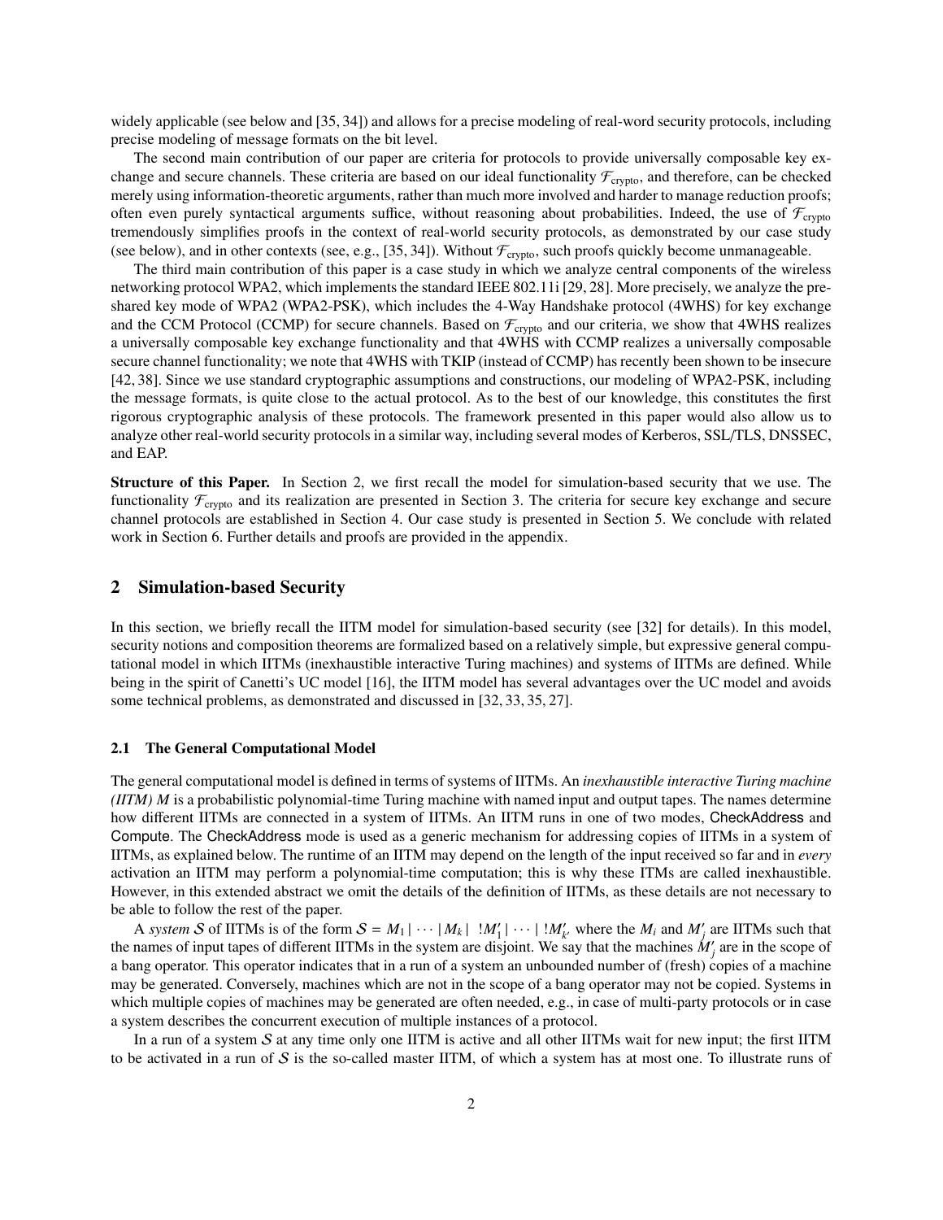widely applicable (see below and [35, 34]) and allows for a precise modeling of real-word security protocols, including precise modeling of message formats on the bit level.

The second main contribution of our paper are criteria for protocols to provide universally composable key exchange and secure channels. These criteria are based on our ideal functionality $\mathcal{F}_{\text{crypto}}$, and therefore, can be checked merely using information-theoretic arguments, rather than much more involved and harder to manage reduction proofs; often even purely syntactical arguments suffice, without reasoning about probabilities. Indeed, the use of $\mathcal{F}_{\text{crypto}}$ tremendously simplifies proofs in the context of real-world security protocols, as demonstrated by our case study (see below), and in other contexts (see, e.g., [35, 34]). Without $\mathcal{F}_{\text{crypto}}$, such proofs quickly become unmanageable.

The third main contribution of this paper is a case study in which we analyze central components of the wireless networking protocol WPA2, which implements the standard IEEE 802.11i [29, 28]. More precisely, we analyze the pre-shared key mode of WPA2 (WPA2-PSK), which includes the 4-Way Handshake protocol (4WHS) for key exchange and the CCM Protocol (CCMP) for secure channels. Based on $\mathcal{F}_{\text{crypto}}$ and our criteria, we show that 4WHS realizes a universally composable key exchange functionality and that 4WHS with CCMP realizes a universally composable secure channel functionality; we note that 4WHS with TKIP (instead of CCMP) has recently been shown to be insecure [42, 38]. Since we use standard cryptographic assumptions and constructions, our modeling of WPA2-PSK, including the message formats, is quite close to the actual protocol. As to the best of our knowledge, this constitutes the first rigorous cryptographic analysis of these protocols. The framework presented in this paper would also allow us to analyze other real-world security protocols in a similar way, including several modes of Kerberos, SSL/TLS, DNSSEC, and EAP.

**Structure of this Paper.** In Section 2, we first recall the model for simulation-based security that we use. The functionality $\mathcal{F}_{\text{crypto}}$ and its realization are presented in Section 3. The criteria for secure key exchange and secure channel protocols are established in Section 4. Our case study is presented in Section 5. We conclude with related work in Section 6. Further details and proofs are provided in the appendix.

## 2 Simulation-based Security

In this section, we briefly recall the IITM model for simulation-based security (see [32] for details). In this model, security notions and composition theorems are formalized based on a relatively simple, but expressive general computational model in which IITMs (inexhaustible interactive Turing machines) and systems of IITMs are defined. While being in the spirit of Canetti's UC model [16], the IITM model has several advantages over the UC model and avoids some technical problems, as demonstrated and discussed in [32, 33, 35, 27].

### 2.1 The General Computational Model

The general computational model is defined in terms of systems of IITMs. An *inexhaustible interactive Turing machine (IITM) M* is a probabilistic polynomial-time Turing machine with named input and output tapes. The names determine how different IITMs are connected in a system of IITMs. An IITM runs in one of two modes, CheckAddress and Compute. The CheckAddress mode is used as a generic mechanism for addressing copies of IITMs in a system of IITMs, as explained below. The runtime of an IITM may depend on the length of the input received so far and in *every* activation an IITM may perform a polynomial-time computation; this is why these ITMs are called inexhaustible. However, in this extended abstract we omit the details of the definition of IITMs, as these details are not necessary to be able to follow the rest of the paper.

A *system* $\mathcal{S}$ of IITMs is of the form $\mathcal{S} = M_1 \mid \cdots \mid M_k \mid\ !M'_1 \mid \cdots \mid\ !M'_{k'}$ where the $M_i$ and $M'_j$ are IITMs such that the names of input tapes of different IITMs in the system are disjoint. We say that the machines $M'_j$ are in the scope of a bang operator. This operator indicates that in a run of a system an unbounded number of (fresh) copies of a machine may be generated. Conversely, machines which are not in the scope of a bang operator may not be copied. Systems in which multiple copies of machines may be generated are often needed, e.g., in case of multi-party protocols or in case a system describes the concurrent execution of multiple instances of a protocol.

In a run of a system $\mathcal{S}$ at any time only one IITM is active and all other IITMs wait for new input; the first IITM to be activated in a run of $\mathcal{S}$ is the so-called master IITM, of which a system has at most one. To illustrate runs of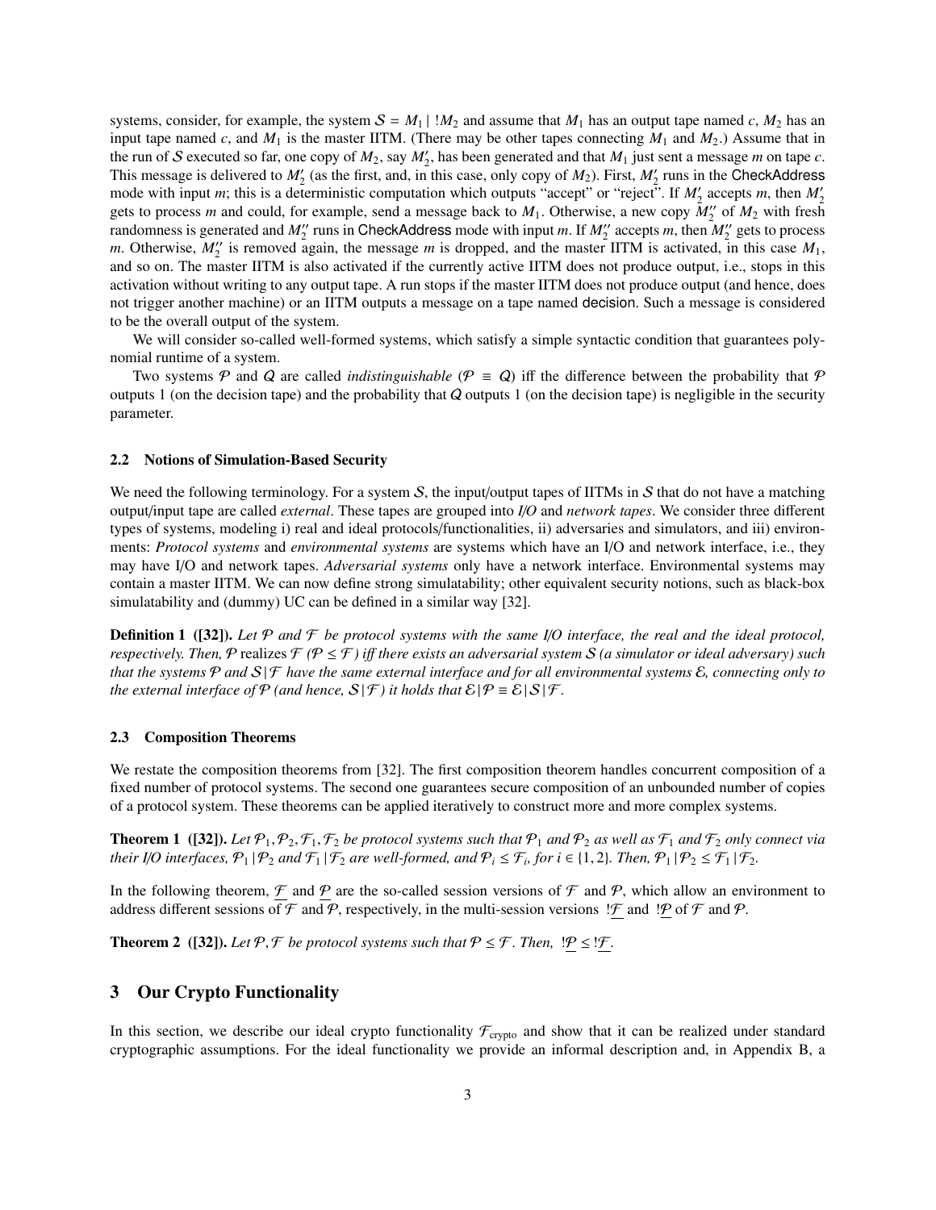systems, consider, for example, the system $\mathcal{S} = M_1 \,|\, !M_2$ and assume that $M_1$ has an output tape named $c$, $M_2$ has an input tape named $c$, and $M_1$ is the master IITM. (There may be other tapes connecting $M_1$ and $M_2$.) Assume that in the run of $\mathcal{S}$ executed so far, one copy of $M_2$, say $M_2'$, has been generated and that $M_1$ just sent a message $m$ on tape $c$. This message is delivered to $M_2'$ (as the first, and, in this case, only copy of $M_2$). First, $M_2'$ runs in the CheckAddress mode with input $m$; this is a deterministic computation which outputs "accept" or "reject". If $M_2'$ accepts $m$, then $M_2'$ gets to process $m$ and could, for example, send a message back to $M_1$. Otherwise, a new copy $M_2''$ of $M_2$ with fresh randomness is generated and $M_2''$ runs in CheckAddress mode with input $m$. If $M_2''$ accepts $m$, then $M_2''$ gets to process $m$. Otherwise, $M_2''$ is removed again, the message $m$ is dropped, and the master IITM is activated, in this case $M_1$, and so on. The master IITM is also activated if the currently active IITM does not produce output, i.e., stops in this activation without writing to any output tape. A run stops if the master IITM does not produce output (and hence, does not trigger another machine) or an IITM outputs a message on a tape named decision. Such a message is considered to be the overall output of the system.

We will consider so-called well-formed systems, which satisfy a simple syntactic condition that guarantees polynomial runtime of a system.

Two systems $\mathcal{P}$ and $\mathcal{Q}$ are called *indistinguishable* ($\mathcal{P} \equiv \mathcal{Q}$) iff the difference between the probability that $\mathcal{P}$ outputs 1 (on the decision tape) and the probability that $\mathcal{Q}$ outputs 1 (on the decision tape) is negligible in the security parameter.

### 2.2 Notions of Simulation-Based Security

We need the following terminology. For a system $\mathcal{S}$, the input/output tapes of IITMs in $\mathcal{S}$ that do not have a matching output/input tape are called *external*. These tapes are grouped into *I/O* and *network tapes*. We consider three different types of systems, modeling i) real and ideal protocols/functionalities, ii) adversaries and simulators, and iii) environments: *Protocol systems* and *environmental systems* are systems which have an I/O and network interface, i.e., they may have I/O and network tapes. *Adversarial systems* only have a network interface. Environmental systems may contain a master IITM. We can now define strong simulatability; other equivalent security notions, such as black-box simulatability and (dummy) UC can be defined in a similar way [32].

**Definition 1 ([32]).** *Let $\mathcal{P}$ and $\mathcal{F}$ be protocol systems with the same I/O interface, the real and the ideal protocol, respectively. Then, $\mathcal{P}$* realizes *$\mathcal{F}$ ($\mathcal{P} \leq \mathcal{F}$) iff there exists an adversarial system $\mathcal{S}$ (a simulator or ideal adversary) such that the systems $\mathcal{P}$ and $\mathcal{S}\,|\,\mathcal{F}$ have the same external interface and for all environmental systems $\mathcal{E}$, connecting only to the external interface of $\mathcal{P}$ (and hence, $\mathcal{S}\,|\,\mathcal{F}$) it holds that $\mathcal{E}\,|\,\mathcal{P} \equiv \mathcal{E}\,|\,\mathcal{S}\,|\,\mathcal{F}$.*

### 2.3 Composition Theorems

We restate the composition theorems from [32]. The first composition theorem handles concurrent composition of a fixed number of protocol systems. The second one guarantees secure composition of an unbounded number of copies of a protocol system. These theorems can be applied iteratively to construct more and more complex systems.

**Theorem 1 ([32]).** *Let $\mathcal{P}_1, \mathcal{P}_2, \mathcal{F}_1, \mathcal{F}_2$ be protocol systems such that $\mathcal{P}_1$ and $\mathcal{P}_2$ as well as $\mathcal{F}_1$ and $\mathcal{F}_2$ only connect via their I/O interfaces, $\mathcal{P}_1\,|\,\mathcal{P}_2$ and $\mathcal{F}_1\,|\,\mathcal{F}_2$ are well-formed, and $\mathcal{P}_i \leq \mathcal{F}_i$, for $i \in \{1, 2\}$. Then, $\mathcal{P}_1\,|\,\mathcal{P}_2 \leq \mathcal{F}_1\,|\,\mathcal{F}_2$.*

In the following theorem, $\underline{\mathcal{F}}$ and $\underline{\mathcal{P}}$ are the so-called session versions of $\mathcal{F}$ and $\mathcal{P}$, which allow an environment to address different sessions of $\mathcal{F}$ and $\mathcal{P}$, respectively, in the multi-session versions $!\underline{\mathcal{F}}$ and $!\underline{\mathcal{P}}$ of $\mathcal{F}$ and $\mathcal{P}$.

**Theorem 2 ([32]).** *Let $\mathcal{P}, \mathcal{F}$ be protocol systems such that $\mathcal{P} \leq \mathcal{F}$. Then, $!\underline{\mathcal{P}} \leq !\underline{\mathcal{F}}$.*

## 3 Our Crypto Functionality

In this section, we describe our ideal crypto functionality $\mathcal{F}_{\text{crypto}}$ and show that it can be realized under standard cryptographic assumptions. For the ideal functionality we provide an informal description and, in Appendix B, a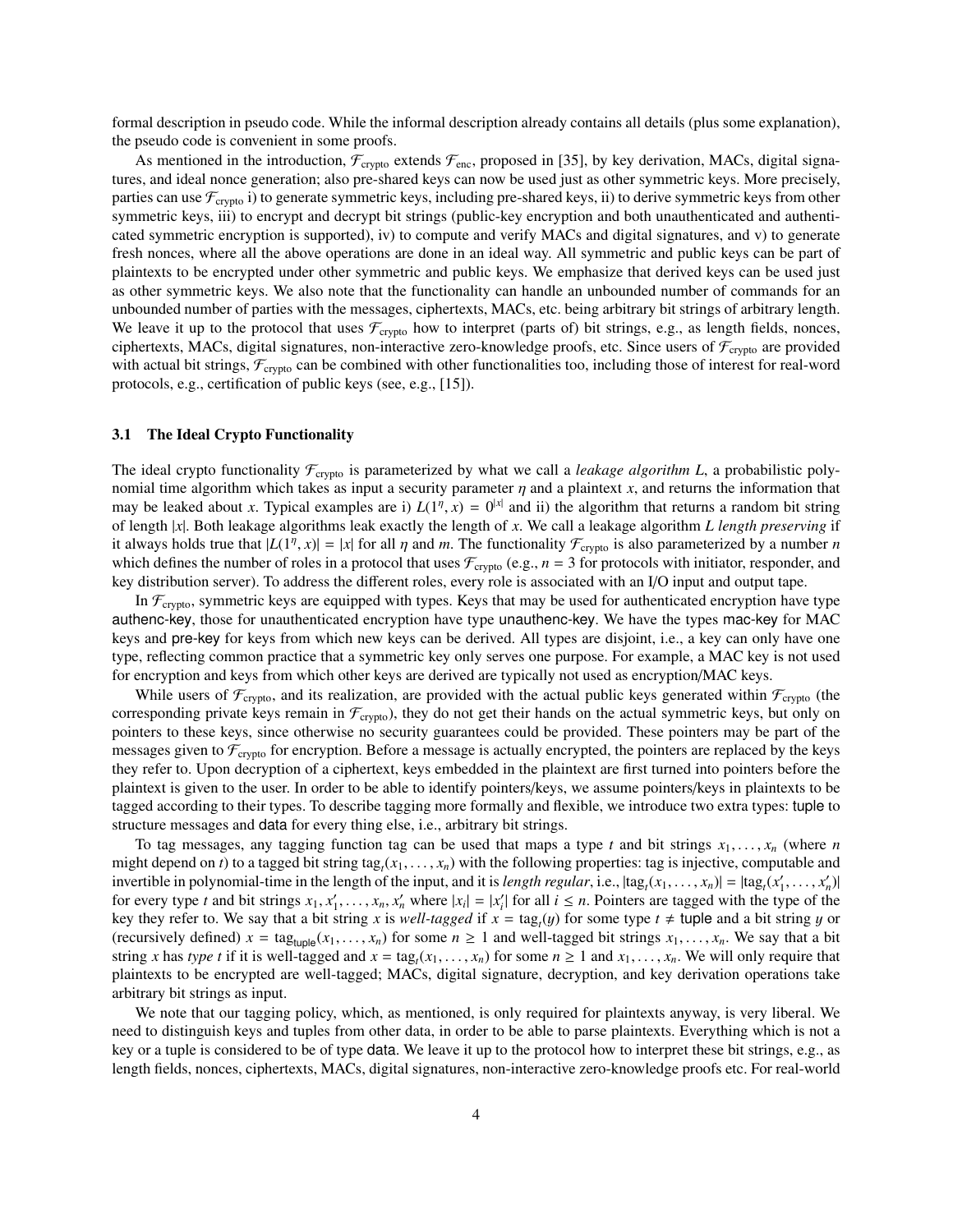formal description in pseudo code. While the informal description already contains all details (plus some explanation), the pseudo code is convenient in some proofs.

As mentioned in the introduction, $\mathcal{F}_{\text{crypto}}$ extends $\mathcal{F}_{\text{enc}}$, proposed in [35], by key derivation, MACs, digital signatures, and ideal nonce generation; also pre-shared keys can now be used just as other symmetric keys. More precisely, parties can use $\mathcal{F}_{\text{crypto}}$ i) to generate symmetric keys, including pre-shared keys, ii) to derive symmetric keys from other symmetric keys, iii) to encrypt and decrypt bit strings (public-key encryption and both unauthenticated and authenticated symmetric encryption is supported), iv) to compute and verify MACs and digital signatures, and v) to generate fresh nonces, where all the above operations are done in an ideal way. All symmetric and public keys can be part of plaintexts to be encrypted under other symmetric and public keys. We emphasize that derived keys can be used just as other symmetric keys. We also note that the functionality can handle an unbounded number of commands for an unbounded number of parties with the messages, ciphertexts, MACs, etc. being arbitrary bit strings of arbitrary length. We leave it up to the protocol that uses $\mathcal{F}_{\text{crypto}}$ how to interpret (parts of) bit strings, e.g., as length fields, nonces, ciphertexts, MACs, digital signatures, non-interactive zero-knowledge proofs, etc. Since users of $\mathcal{F}_{\text{crypto}}$ are provided with actual bit strings, $\mathcal{F}_{\text{crypto}}$ can be combined with other functionalities too, including those of interest for real-word protocols, e.g., certification of public keys (see, e.g., [15]).

### 3.1 The Ideal Crypto Functionality

The ideal crypto functionality $\mathcal{F}_{\text{crypto}}$ is parameterized by what we call a *leakage algorithm L*, a probabilistic polynomial time algorithm which takes as input a security parameter $\eta$ and a plaintext $x$, and returns the information that may be leaked about $x$. Typical examples are i) $L(1^\eta, x) = 0^{|x|}$ and ii) the algorithm that returns a random bit string of length $|x|$. Both leakage algorithms leak exactly the length of $x$. We call a leakage algorithm $L$ *length preserving* if it always holds true that $|L(1^\eta, x)| = |x|$ for all $\eta$ and $m$. The functionality $\mathcal{F}_{\text{crypto}}$ is also parameterized by a number $n$ which defines the number of roles in a protocol that uses $\mathcal{F}_{\text{crypto}}$ (e.g., $n = 3$ for protocols with initiator, responder, and key distribution server). To address the different roles, every role is associated with an I/O input and output tape.

In $\mathcal{F}_{\text{crypto}}$, symmetric keys are equipped with types. Keys that may be used for authenticated encryption have type authenc-key, those for unauthenticated encryption have type unauthenc-key. We have the types mac-key for MAC keys and pre-key for keys from which new keys can be derived. All types are disjoint, i.e., a key can only have one type, reflecting common practice that a symmetric key only serves one purpose. For example, a MAC key is not used for encryption and keys from which other keys are derived are typically not used as encryption/MAC keys.

While users of $\mathcal{F}_{\text{crypto}}$, and its realization, are provided with the actual public keys generated within $\mathcal{F}_{\text{crypto}}$ (the corresponding private keys remain in $\mathcal{F}_{\text{crypto}}$), they do not get their hands on the actual symmetric keys, but only on pointers to these keys, since otherwise no security guarantees could be provided. These pointers may be part of the messages given to $\mathcal{F}_{\text{crypto}}$ for encryption. Before a message is actually encrypted, the pointers are replaced by the keys they refer to. Upon decryption of a ciphertext, keys embedded in the plaintext are first turned into pointers before the plaintext is given to the user. In order to be able to identify pointers/keys, we assume pointers/keys in plaintexts to be tagged according to their types. To describe tagging more formally and flexible, we introduce two extra types: tuple to structure messages and data for every thing else, i.e., arbitrary bit strings.

To tag messages, any tagging function tag can be used that maps a type $t$ and bit strings $x_1, \dots, x_n$ (where $n$ might depend on $t$) to a tagged bit string $\text{tag}_t(x_1, \dots, x_n)$ with the following properties: tag is injective, computable and invertible in polynomial-time in the length of the input, and it is *length regular*, i.e., $|\text{tag}_t(x_1, \dots, x_n)| = |\text{tag}_t(x'_1, \dots, x'_n)|$ for every type $t$ and bit strings $x_1, x'_1, \dots, x_n, x'_n$ where $|x_i| = |x'_i|$ for all $i \leq n$. Pointers are tagged with the type of the key they refer to. We say that a bit string $x$ is *well-tagged* if $x = \text{tag}_t(y)$ for some type $t \neq$ tuple and a bit string $y$ or (recursively defined) $x = \text{tag}_{\text{tuple}}(x_1, \dots, x_n)$ for some $n \geq 1$ and well-tagged bit strings $x_1, \dots, x_n$. We say that a bit string $x$ has *type t* if it is well-tagged and $x = \text{tag}_t(x_1, \dots, x_n)$ for some $n \geq 1$ and $x_1, \dots, x_n$. We will only require that plaintexts to be encrypted are well-tagged; MACs, digital signature, decryption, and key derivation operations take arbitrary bit strings as input.

We note that our tagging policy, which, as mentioned, is only required for plaintexts anyway, is very liberal. We need to distinguish keys and tuples from other data, in order to be able to parse plaintexts. Everything which is not a key or a tuple is considered to be of type data. We leave it up to the protocol how to interpret these bit strings, e.g., as length fields, nonces, ciphertexts, MACs, digital signatures, non-interactive zero-knowledge proofs etc. For real-world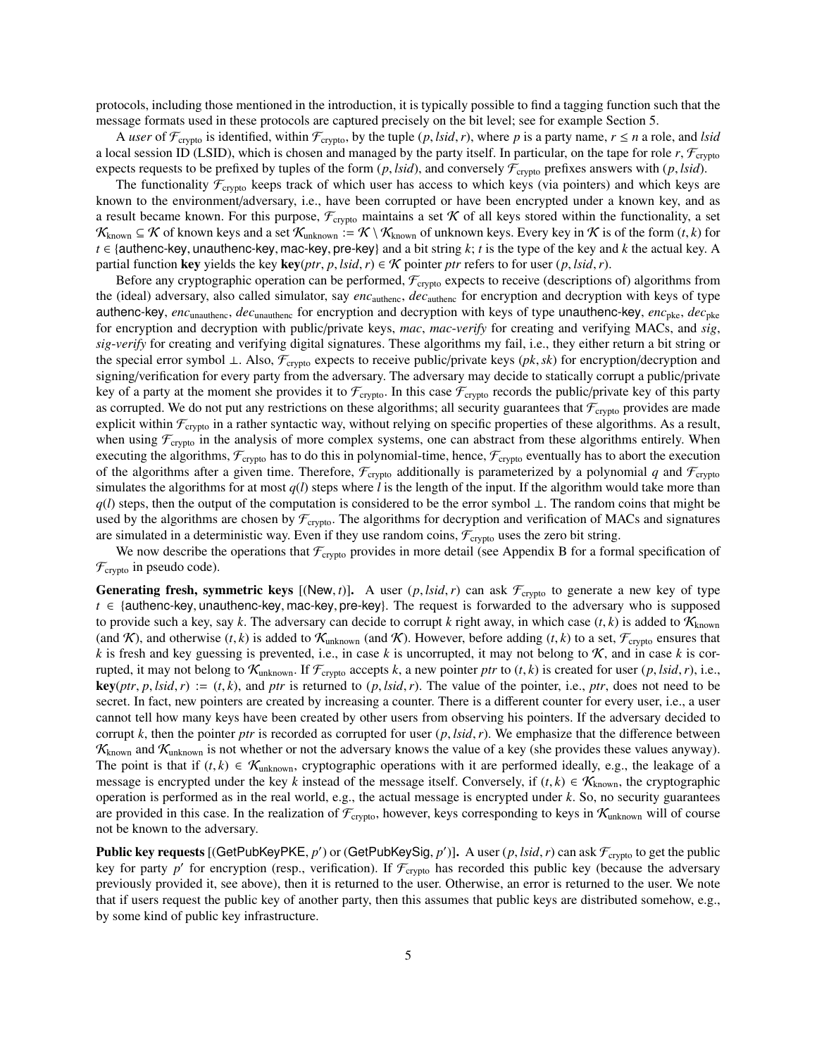protocols, including those mentioned in the introduction, it is typically possible to find a tagging function such that the message formats used in these protocols are captured precisely on the bit level; see for example Section 5.

A *user* of $\mathcal{F}_{\text{crypto}}$ is identified, within $\mathcal{F}_{\text{crypto}}$, by the tuple $(p, lsid, r)$, where $p$ is a party name, $r \leq n$ a role, and *lsid* a local session ID (LSID), which is chosen and managed by the party itself. In particular, on the tape for role $r$, $\mathcal{F}_{\text{crypto}}$ expects requests to be prefixed by tuples of the form $(p, lsid)$, and conversely $\mathcal{F}_{\text{crypto}}$ prefixes answers with $(p, lsid)$.

The functionality $\mathcal{F}_{\text{crypto}}$ keeps track of which user has access to which keys (via pointers) and which keys are known to the environment/adversary, i.e., have been corrupted or have been encrypted under a known key, and as a result became known. For this purpose, $\mathcal{F}_{\text{crypto}}$ maintains a set $\mathcal{K}$ of all keys stored within the functionality, a set $\mathcal{K}_{\text{known}} \subseteq \mathcal{K}$ of known keys and a set $\mathcal{K}_{\text{unknown}} := \mathcal{K} \setminus \mathcal{K}_{\text{known}}$ of unknown keys. Every key in $\mathcal{K}$ is of the form $(t, k)$ for $t \in \{\text{authenc-key}, \text{unauthenc-key}, \text{mac-key}, \text{pre-key}\}$ and a bit string $k$; $t$ is the type of the key and $k$ the actual key. A partial function **key** yields the key $\mathbf{key}(ptr, p, lsid, r) \in \mathcal{K}$ pointer *ptr* refers to for user $(p, lsid, r)$.

Before any cryptographic operation can be performed, $\mathcal{F}_{\text{crypto}}$ expects to receive (descriptions of) algorithms from the (ideal) adversary, also called simulator, say $enc_{\text{authenc}}$, $dec_{\text{authenc}}$ for encryption and decryption with keys of type authenc-key, $enc_{\text{unauthenc}}$, $dec_{\text{unauthenc}}$ for encryption and decryption with keys of type unauthenc-key, $enc_{\text{pke}}$, $dec_{\text{pke}}$ for encryption and decryption with public/private keys, *mac*, *mac-verify* for creating and verifying MACs, and *sig*, *sig-verify* for creating and verifying digital signatures. These algorithms my fail, i.e., they either return a bit string or the special error symbol $\perp$. Also, $\mathcal{F}_{\text{crypto}}$ expects to receive public/private keys $(pk, sk)$ for encryption/decryption and signing/verification for every party from the adversary. The adversary may decide to statically corrupt a public/private key of a party at the moment she provides it to $\mathcal{F}_{\text{crypto}}$. In this case $\mathcal{F}_{\text{crypto}}$ records the public/private key of this party as corrupted. We do not put any restrictions on these algorithms; all security guarantees that $\mathcal{F}_{\text{crypto}}$ provides are made explicit within $\mathcal{F}_{\text{crypto}}$ in a rather syntactic way, without relying on specific properties of these algorithms. As a result, when using $\mathcal{F}_{\text{crypto}}$ in the analysis of more complex systems, one can abstract from these algorithms entirely. When executing the algorithms, $\mathcal{F}_{\text{crypto}}$ has to do this in polynomial-time, hence, $\mathcal{F}_{\text{crypto}}$ eventually has to abort the execution of the algorithms after a given time. Therefore, $\mathcal{F}_{\text{crypto}}$ additionally is parameterized by a polynomial $q$ and $\mathcal{F}_{\text{crypto}}$ simulates the algorithms for at most $q(l)$ steps where $l$ is the length of the input. If the algorithm would take more than $q(l)$ steps, then the output of the computation is considered to be the error symbol $\perp$. The random coins that might be used by the algorithms are chosen by $\mathcal{F}_{\text{crypto}}$. The algorithms for decryption and verification of MACs and signatures are simulated in a deterministic way. Even if they use random coins, $\mathcal{F}_{\text{crypto}}$ uses the zero bit string.

We now describe the operations that $\mathcal{F}_{\text{crypto}}$ provides in more detail (see Appendix B for a formal specification of $\mathcal{F}_{\text{crypto}}$ in pseudo code).

**Generating fresh, symmetric keys** [(New, $t$)]. A user $(p, lsid, r)$ can ask $\mathcal{F}_{\text{crypto}}$ to generate a new key of type $t \in \{\text{authenc-key}, \text{unauthenc-key}, \text{mac-key}, \text{pre-key}\}$. The request is forwarded to the adversary who is supposed to provide such a key, say $k$. The adversary can decide to corrupt $k$ right away, in which case $(t, k)$ is added to $\mathcal{K}_{\text{known}}$ (and $\mathcal{K}$), and otherwise $(t, k)$ is added to $\mathcal{K}_{\text{unknown}}$ (and $\mathcal{K}$). However, before adding $(t, k)$ to a set, $\mathcal{F}_{\text{crypto}}$ ensures that $k$ is fresh and key guessing is prevented, i.e., in case $k$ is uncorrupted, it may not belong to $\mathcal{K}$, and in case $k$ is corrupted, it may not belong to $\mathcal{K}_{\text{unknown}}$. If $\mathcal{F}_{\text{crypto}}$ accepts $k$, a new pointer *ptr* to $(t, k)$ is created for user $(p, lsid, r)$, i.e., $\mathbf{key}(ptr, p, lsid, r) := (t, k)$, and *ptr* is returned to $(p, lsid, r)$. The value of the pointer, i.e., *ptr*, does not need to be secret. In fact, new pointers are created by increasing a counter. There is a different counter for every user, i.e., a user cannot tell how many keys have been created by other users from observing his pointers. If the adversary decided to corrupt $k$, then the pointer *ptr* is recorded as corrupted for user $(p, lsid, r)$. We emphasize that the difference between $\mathcal{K}_{\text{known}}$ and $\mathcal{K}_{\text{unknown}}$ is not whether or not the adversary knows the value of a key (she provides these values anyway). The point is that if $(t, k) \in \mathcal{K}_{\text{unknown}}$, cryptographic operations with it are performed ideally, e.g., the leakage of a message is encrypted under the key $k$ instead of the message itself. Conversely, if $(t, k) \in \mathcal{K}_{\text{known}}$, the cryptographic operation is performed as in the real world, e.g., the actual message is encrypted under $k$. So, no security guarantees are provided in this case. In the realization of $\mathcal{F}_{\text{crypto}}$, however, keys corresponding to keys in $\mathcal{K}_{\text{unknown}}$ will of course not be known to the adversary.

**Public key requests** [(GetPubKeyPKE, $p'$) or (GetPubKeySig, $p'$)]. A user $(p, lsid, r)$ can ask $\mathcal{F}_{\text{crypto}}$ to get the public key for party $p'$ for encryption (resp., verification). If $\mathcal{F}_{\text{crypto}}$ has recorded this public key (because the adversary previously provided it, see above), then it is returned to the user. Otherwise, an error is returned to the user. We note that if users request the public key of another party, then this assumes that public keys are distributed somehow, e.g., by some kind of public key infrastructure.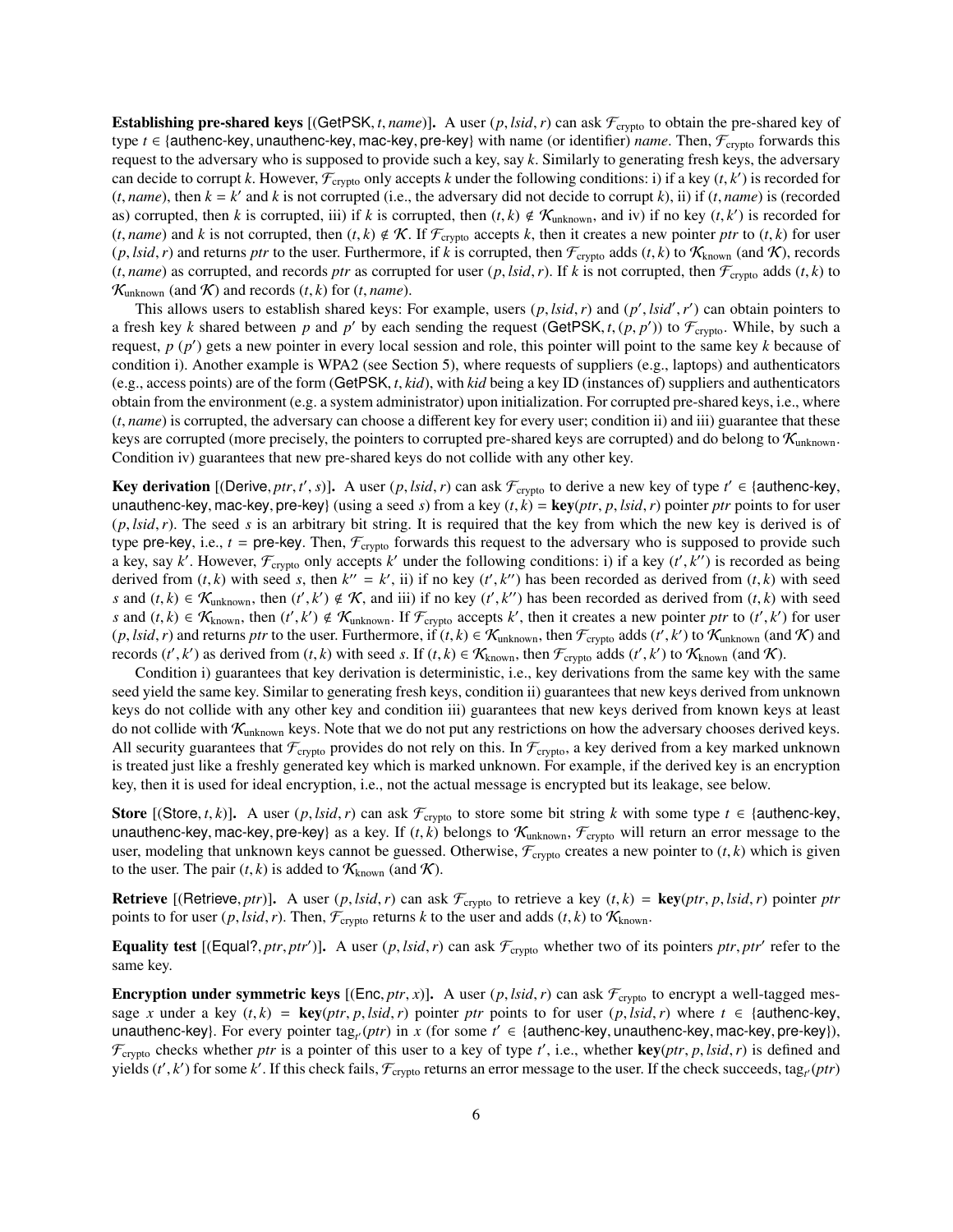**Establishing pre-shared keys** [(GetPSK, $t$, *name*)]. A user $(p, lsid, r)$ can ask $\mathcal{F}_{\text{crypto}}$ to obtain the pre-shared key of type $t \in \{$authenc-key, unauthenc-key, mac-key, pre-key$\}$ with name (or identifier) *name*. Then, $\mathcal{F}_{\text{crypto}}$ forwards this request to the adversary who is supposed to provide such a key, say $k$. Similarly to generating fresh keys, the adversary can decide to corrupt $k$. However, $\mathcal{F}_{\text{crypto}}$ only accepts $k$ under the following conditions: i) if a key $(t, k')$ is recorded for $(t, name)$, then $k = k'$ and $k$ is not corrupted (i.e., the adversary did not decide to corrupt $k$), ii) if $(t, name)$ is (recorded as) corrupted, then $k$ is corrupted, iii) if $k$ is corrupted, then $(t, k) \notin \mathcal{K}_{\text{unknown}}$, and iv) if no key $(t, k')$ is recorded for $(t, name)$ and $k$ is not corrupted, then $(t, k) \notin \mathcal{K}$. If $\mathcal{F}_{\text{crypto}}$ accepts $k$, then it creates a new pointer *ptr* to $(t, k)$ for user $(p, lsid, r)$ and returns *ptr* to the user. Furthermore, if $k$ is corrupted, then $\mathcal{F}_{\text{crypto}}$ adds $(t, k)$ to $\mathcal{K}_{\text{known}}$ (and $\mathcal{K}$), records $(t, name)$ as corrupted, and records *ptr* as corrupted for user $(p, lsid, r)$. If $k$ is not corrupted, then $\mathcal{F}_{\text{crypto}}$ adds $(t, k)$ to $\mathcal{K}_{\text{unknown}}$ (and $\mathcal{K}$) and records $(t, k)$ for $(t, name)$.

This allows users to establish shared keys: For example, users $(p, lsid, r)$ and $(p', lsid', r')$ can obtain pointers to a fresh key $k$ shared between $p$ and $p'$ by each sending the request (GetPSK, $t$, $(p, p')$) to $\mathcal{F}_{\text{crypto}}$. While, by such a request, $p$ ($p'$) gets a new pointer in every local session and role, this pointer will point to the same key $k$ because of condition i). Another example is WPA2 (see Section 5), where requests of suppliers (e.g., laptops) and authenticators (e.g., access points) are of the form (GetPSK, $t$, *kid*), with *kid* being a key ID (instances of) suppliers and authenticators obtain from the environment (e.g. a system administrator) upon initialization. For corrupted pre-shared keys, i.e., where $(t, name)$ is corrupted, the adversary can choose a different key for every user; condition ii) and iii) guarantee that these keys are corrupted (more precisely, the pointers to corrupted pre-shared keys are corrupted) and do belong to $\mathcal{K}_{\text{unknown}}$. Condition iv) guarantees that new pre-shared keys do not collide with any other key.

**Key derivation** [(Derive, *ptr*, $t'$, $s$)]. A user $(p, lsid, r)$ can ask $\mathcal{F}_{\text{crypto}}$ to derive a new key of type $t' \in \{$authenc-key, unauthenc-key, mac-key, pre-key$\}$ (using a seed $s$) from a key $(t, k) = \textbf{key}(ptr, p, lsid, r)$ pointer *ptr* points to for user $(p, lsid, r)$. The seed $s$ is an arbitrary bit string. It is required that the key from which the new key is derived is of type pre-key, i.e., $t =$ pre-key. Then, $\mathcal{F}_{\text{crypto}}$ forwards this request to the adversary who is supposed to provide such a key, say $k'$. However, $\mathcal{F}_{\text{crypto}}$ only accepts $k'$ under the following conditions: i) if a key $(t', k'')$ is recorded as being derived from $(t, k)$ with seed $s$, then $k'' = k'$, ii) if no key $(t', k'')$ has been recorded as derived from $(t, k)$ with seed $s$ and $(t, k) \in \mathcal{K}_{\text{unknown}}$, then $(t', k') \notin \mathcal{K}$, and iii) if no key $(t', k'')$ has been recorded as derived from $(t, k)$ with seed $s$ and $(t, k) \in \mathcal{K}_{\text{known}}$, then $(t', k') \notin \mathcal{K}_{\text{unknown}}$. If $\mathcal{F}_{\text{crypto}}$ accepts $k'$, then it creates a new pointer *ptr* to $(t', k')$ for user $(p, lsid, r)$ and returns *ptr* to the user. Furthermore, if $(t, k) \in \mathcal{K}_{\text{unknown}}$, then $\mathcal{F}_{\text{crypto}}$ adds $(t', k')$ to $\mathcal{K}_{\text{unknown}}$ (and $\mathcal{K}$) and records $(t', k')$ as derived from $(t, k)$ with seed $s$. If $(t, k) \in \mathcal{K}_{\text{known}}$, then $\mathcal{F}_{\text{crypto}}$ adds $(t', k')$ to $\mathcal{K}_{\text{known}}$ (and $\mathcal{K}$).

Condition i) guarantees that key derivation is deterministic, i.e., key derivations from the same key with the same seed yield the same key. Similar to generating fresh keys, condition ii) guarantees that new keys derived from unknown keys do not collide with any other key and condition iii) guarantees that new keys derived from known keys at least do not collide with $\mathcal{K}_{\text{unknown}}$ keys. Note that we do not put any restrictions on how the adversary chooses derived keys. All security guarantees that $\mathcal{F}_{\text{crypto}}$ provides do not rely on this. In $\mathcal{F}_{\text{crypto}}$, a key derived from a key marked unknown is treated just like a freshly generated key which is marked unknown. For example, if the derived key is an encryption key, then it is used for ideal encryption, i.e., not the actual message is encrypted but its leakage, see below.

**Store** [(Store, $t$, $k$)]. A user $(p, lsid, r)$ can ask $\mathcal{F}_{\text{crypto}}$ to store some bit string $k$ with some type $t \in \{$authenc-key, unauthenc-key, mac-key, pre-key$\}$ as a key. If $(t, k)$ belongs to $\mathcal{K}_{\text{unknown}}$, $\mathcal{F}_{\text{crypto}}$ will return an error message to the user, modeling that unknown keys cannot be guessed. Otherwise, $\mathcal{F}_{\text{crypto}}$ creates a new pointer to $(t, k)$ which is given to the user. The pair $(t, k)$ is added to $\mathcal{K}_{\text{known}}$ (and $\mathcal{K}$).

**Retrieve** [(Retrieve, *ptr*)]. A user $(p, lsid, r)$ can ask $\mathcal{F}_{\text{crypto}}$ to retrieve a key $(t, k) = \textbf{key}(ptr, p, lsid, r)$ pointer *ptr* points to for user $(p, lsid, r)$. Then, $\mathcal{F}_{\text{crypto}}$ returns $k$ to the user and adds $(t, k)$ to $\mathcal{K}_{\text{known}}$.

**Equality test** [(Equal?, *ptr*, *ptr'*)]. A user $(p, lsid, r)$ can ask $\mathcal{F}_{\text{crypto}}$ whether two of its pointers *ptr*, *ptr'* refer to the same key.

**Encryption under symmetric keys** [(Enc, *ptr*, $x$)]. A user $(p, lsid, r)$ can ask $\mathcal{F}_{\text{crypto}}$ to encrypt a well-tagged message $x$ under a key $(t, k) = \textbf{key}(ptr, p, lsid, r)$ pointer *ptr* points to for user $(p, lsid, r)$ where $t \in \{$authenc-key, unauthenc-key$\}$. For every pointer $\text{tag}_{t'}(ptr)$ in $x$ (for some $t' \in \{$authenc-key, unauthenc-key, mac-key, pre-key$\}$), $\mathcal{F}_{\text{crypto}}$ checks whether *ptr* is a pointer of this user to a key of type $t'$, i.e., whether $\textbf{key}(ptr, p, lsid, r)$ is defined and yields $(t', k')$ for some $k'$. If this check fails, $\mathcal{F}_{\text{crypto}}$ returns an error message to the user. If the check succeeds, $\text{tag}_{t'}(ptr)$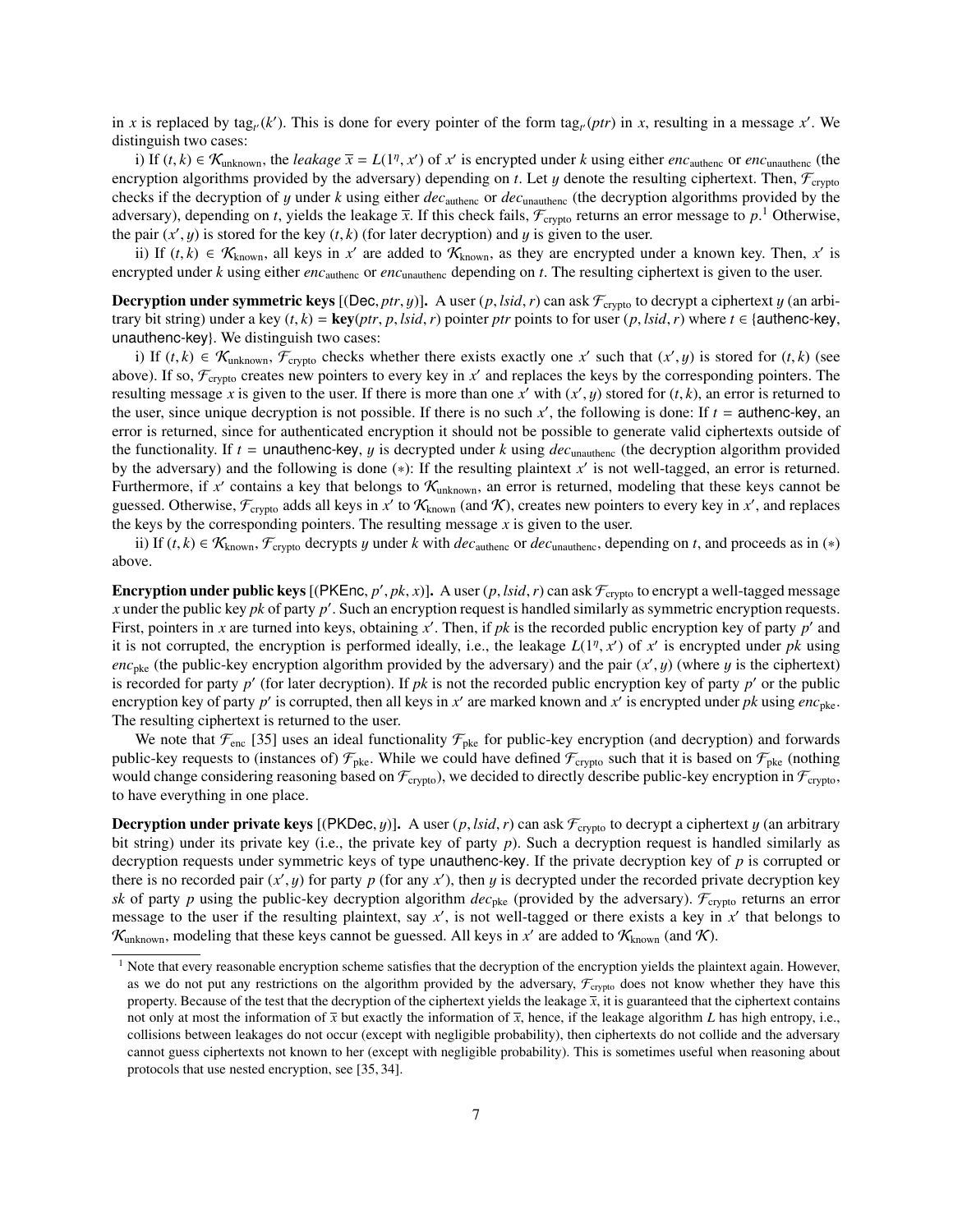in $x$ is replaced by $\mathrm{tag}_{t'}(k')$. This is done for every pointer of the form $\mathrm{tag}_{t'}(ptr)$ in $x$, resulting in a message $x'$. We distinguish two cases:

i) If $(t, k) \in \mathcal{K}_{\mathrm{unknown}}$, the *leakage* $\overline{x} = L(1^\eta, x')$ of $x'$ is encrypted under $k$ using either $enc_{\mathrm{authenc}}$ or $enc_{\mathrm{unauthenc}}$ (the encryption algorithms provided by the adversary) depending on $t$. Let $y$ denote the resulting ciphertext. Then, $\mathcal{F}_{\mathrm{crypto}}$ checks if the decryption of $y$ under $k$ using either $dec_{\mathrm{authenc}}$ or $dec_{\mathrm{unauthenc}}$ (the decryption algorithms provided by the adversary), depending on $t$, yields the leakage $\overline{x}$. If this check fails, $\mathcal{F}_{\mathrm{crypto}}$ returns an error message to $p$.[1] Otherwise, the pair $(x', y)$ is stored for the key $(t, k)$ (for later decryption) and $y$ is given to the user.

ii) If $(t, k) \in \mathcal{K}_{\mathrm{known}}$, all keys in $x'$ are added to $\mathcal{K}_{\mathrm{known}}$, as they are encrypted under a known key. Then, $x'$ is encrypted under $k$ using either $enc_{\mathrm{authenc}}$ or $enc_{\mathrm{unauthenc}}$ depending on $t$. The resulting ciphertext is given to the user.

**Decryption under symmetric keys** [(Dec, $ptr, y$)]**.** A user $(p, lsid, r)$ can ask $\mathcal{F}_{\mathrm{crypto}}$ to decrypt a ciphertext $y$ (an arbitrary bit string) under a key $(t, k) = \mathbf{key}(ptr, p, lsid, r)$ pointer $ptr$ points to for user $(p, lsid, r)$ where $t \in \{$authenc-key, unauthenc-key$\}$. We distinguish two cases:

i) If $(t, k) \in \mathcal{K}_{\mathrm{unknown}}$, $\mathcal{F}_{\mathrm{crypto}}$ checks whether there exists exactly one $x'$ such that $(x', y)$ is stored for $(t, k)$ (see above). If so, $\mathcal{F}_{\mathrm{crypto}}$ creates new pointers to every key in $x'$ and replaces the keys by the corresponding pointers. The resulting message $x$ is given to the user. If there is more than one $x'$ with $(x', y)$ stored for $(t, k)$, an error is returned to the user, since unique decryption is not possible. If there is no such $x'$, the following is done: If $t =$ authenc-key, an error is returned, since for authenticated encryption it should not be possible to generate valid ciphertexts outside of the functionality. If $t =$ unauthenc-key, $y$ is decrypted under $k$ using $dec_{\mathrm{unauthenc}}$ (the decryption algorithm provided by the adversary) and the following is done $(*)$: If the resulting plaintext $x'$ is not well-tagged, an error is returned. Furthermore, if $x'$ contains a key that belongs to $\mathcal{K}_{\mathrm{unknown}}$, an error is returned, modeling that these keys cannot be guessed. Otherwise, $\mathcal{F}_{\mathrm{crypto}}$ adds all keys in $x'$ to $\mathcal{K}_{\mathrm{known}}$ (and $\mathcal{K}$), creates new pointers to every key in $x'$, and replaces the keys by the corresponding pointers. The resulting message $x$ is given to the user.

ii) If $(t, k) \in \mathcal{K}_{\mathrm{known}}$, $\mathcal{F}_{\mathrm{crypto}}$ decrypts $y$ under $k$ with $dec_{\mathrm{authenc}}$ or $dec_{\mathrm{unauthenc}}$, depending on $t$, and proceeds as in $(*)$ above.

**Encryption under public keys** [(PKEnc, $p', pk, x$)]**.** A user $(p, lsid, r)$ can ask $\mathcal{F}_{\mathrm{crypto}}$ to encrypt a well-tagged message $x$ under the public key $pk$ of party $p'$. Such an encryption request is handled similarly as symmetric encryption requests. First, pointers in $x$ are turned into keys, obtaining $x'$. Then, if $pk$ is the recorded public encryption key of party $p'$ and it is not corrupted, the encryption is performed ideally, i.e., the leakage $L(1^\eta, x')$ of $x'$ is encrypted under $pk$ using $enc_{\mathrm{pke}}$ (the public-key encryption algorithm provided by the adversary) and the pair $(x', y)$ (where $y$ is the ciphertext) is recorded for party $p'$ (for later decryption). If $pk$ is not the recorded public encryption key of party $p'$ or the public encryption key of party $p'$ is corrupted, then all keys in $x'$ are marked known and $x'$ is encrypted under $pk$ using $enc_{\mathrm{pke}}$. The resulting ciphertext is returned to the user.

We note that $\mathcal{F}_{\mathrm{enc}}$ [35] uses an ideal functionality $\mathcal{F}_{\mathrm{pke}}$ for public-key encryption (and decryption) and forwards public-key requests to (instances of) $\mathcal{F}_{\mathrm{pke}}$. While we could have defined $\mathcal{F}_{\mathrm{crypto}}$ such that it is based on $\mathcal{F}_{\mathrm{pke}}$ (nothing would change considering reasoning based on $\mathcal{F}_{\mathrm{crypto}}$), we decided to directly describe public-key encryption in $\mathcal{F}_{\mathrm{crypto}}$, to have everything in one place.

**Decryption under private keys** [(PKDec, $y$)]**.** A user $(p, lsid, r)$ can ask $\mathcal{F}_{\mathrm{crypto}}$ to decrypt a ciphertext $y$ (an arbitrary bit string) under its private key (i.e., the private key of party $p$). Such a decryption request is handled similarly as decryption requests under symmetric keys of type unauthenc-key. If the private decryption key of $p$ is corrupted or there is no recorded pair $(x', y)$ for party $p$ (for any $x'$), then $y$ is decrypted under the recorded private decryption key $sk$ of party $p$ using the public-key decryption algorithm $dec_{\mathrm{pke}}$ (provided by the adversary). $\mathcal{F}_{\mathrm{crypto}}$ returns an error message to the user if the resulting plaintext, say $x'$, is not well-tagged or there exists a key in $x'$ that belongs to $\mathcal{K}_{\mathrm{unknown}}$, modeling that these keys cannot be guessed. All keys in $x'$ are added to $\mathcal{K}_{\mathrm{known}}$ (and $\mathcal{K}$).

---

[1] Note that every reasonable encryption scheme satisfies that the decryption of the encryption yields the plaintext again. However, as we do not put any restrictions on the algorithm provided by the adversary, $\mathcal{F}_{\mathrm{crypto}}$ does not know whether they have this property. Because of the test that the decryption of the ciphertext yields the leakage $\overline{x}$, it is guaranteed that the ciphertext contains not only at most the information of $\overline{x}$ but exactly the information of $\overline{x}$, hence, if the leakage algorithm $L$ has high entropy, i.e., collisions between leakages do not occur (except with negligible probability), then ciphertexts do not collide and the adversary cannot guess ciphertexts not known to her (except with negligible probability). This is sometimes useful when reasoning about protocols that use nested encryption, see [35, 34].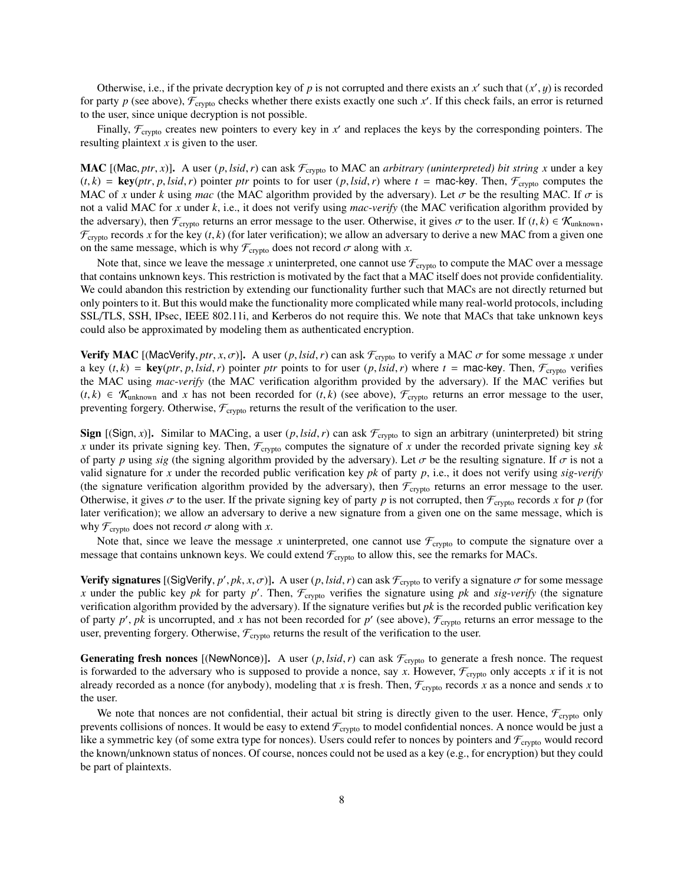Otherwise, i.e., if the private decryption key of $p$ is not corrupted and there exists an $x'$ such that $(x', y)$ is recorded for party $p$ (see above), $\mathcal{F}_{\text{crypto}}$ checks whether there exists exactly one such $x'$. If this check fails, an error is returned to the user, since unique decryption is not possible.

Finally, $\mathcal{F}_{\text{crypto}}$ creates new pointers to every key in $x'$ and replaces the keys by the corresponding pointers. The resulting plaintext $x$ is given to the user.

**MAC** [$(\mathsf{Mac}, ptr, x)$]**.** A user $(p, lsid, r)$ can ask $\mathcal{F}_{\text{crypto}}$ to MAC an *arbitrary (uninterpreted) bit string* $x$ under a key $(t, k) = \mathbf{key}(ptr, p, lsid, r)$ pointer $ptr$ points to for user $(p, lsid, r)$ where $t = \mathsf{mac\text{-}key}$. Then, $\mathcal{F}_{\text{crypto}}$ computes the MAC of $x$ under $k$ using *mac* (the MAC algorithm provided by the adversary). Let $\sigma$ be the resulting MAC. If $\sigma$ is not a valid MAC for $x$ under $k$, i.e., it does not verify using *mac-verify* (the MAC verification algorithm provided by the adversary), then $\mathcal{F}_{\text{crypto}}$ returns an error message to the user. Otherwise, it gives $\sigma$ to the user. If $(t, k) \in \mathcal{K}_{\text{unknown}}$, $\mathcal{F}_{\text{crypto}}$ records $x$ for the key $(t, k)$ (for later verification); we allow an adversary to derive a new MAC from a given one on the same message, which is why $\mathcal{F}_{\text{crypto}}$ does not record $\sigma$ along with $x$.

Note that, since we leave the message $x$ uninterpreted, one cannot use $\mathcal{F}_{\text{crypto}}$ to compute the MAC over a message that contains unknown keys. This restriction is motivated by the fact that a MAC itself does not provide confidentiality. We could abandon this restriction by extending our functionality further such that MACs are not directly returned but only pointers to it. But this would make the functionality more complicated while many real-world protocols, including SSL/TLS, SSH, IPsec, IEEE 802.11i, and Kerberos do not require this. We note that MACs that take unknown keys could also be approximated by modeling them as authenticated encryption.

**Verify MAC** [$(\mathsf{MacVerify}, ptr, x, \sigma)$]**.** A user $(p, lsid, r)$ can ask $\mathcal{F}_{\text{crypto}}$ to verify a MAC $\sigma$ for some message $x$ under a key $(t, k) = \mathbf{key}(ptr, p, lsid, r)$ pointer $ptr$ points to for user $(p, lsid, r)$ where $t = \mathsf{mac\text{-}key}$. Then, $\mathcal{F}_{\text{crypto}}$ verifies the MAC using *mac-verify* (the MAC verification algorithm provided by the adversary). If the MAC verifies but $(t, k) \in \mathcal{K}_{\text{unknown}}$ and $x$ has not been recorded for $(t, k)$ (see above), $\mathcal{F}_{\text{crypto}}$ returns an error message to the user, preventing forgery. Otherwise, $\mathcal{F}_{\text{crypto}}$ returns the result of the verification to the user.

**Sign** [$(\mathsf{Sign}, x)$]**.** Similar to MACing, a user $(p, lsid, r)$ can ask $\mathcal{F}_{\text{crypto}}$ to sign an arbitrary (uninterpreted) bit string $x$ under its private signing key. Then, $\mathcal{F}_{\text{crypto}}$ computes the signature of $x$ under the recorded private signing key $sk$ of party $p$ using *sig* (the signing algorithm provided by the adversary). Let $\sigma$ be the resulting signature. If $\sigma$ is not a valid signature for $x$ under the recorded public verification key $pk$ of party $p$, i.e., it does not verify using *sig-verify* (the signature verification algorithm provided by the adversary), then $\mathcal{F}_{\text{crypto}}$ returns an error message to the user. Otherwise, it gives $\sigma$ to the user. If the private signing key of party $p$ is not corrupted, then $\mathcal{F}_{\text{crypto}}$ records $x$ for $p$ (for later verification); we allow an adversary to derive a new signature from a given one on the same message, which is why $\mathcal{F}_{\text{crypto}}$ does not record $\sigma$ along with $x$.

Note that, since we leave the message $x$ uninterpreted, one cannot use $\mathcal{F}_{\text{crypto}}$ to compute the signature over a message that contains unknown keys. We could extend $\mathcal{F}_{\text{crypto}}$ to allow this, see the remarks for MACs.

**Verify signatures** [$(\mathsf{SigVerify}, p', pk, x, \sigma)$]**.** A user $(p, lsid, r)$ can ask $\mathcal{F}_{\text{crypto}}$ to verify a signature $\sigma$ for some message $x$ under the public key $pk$ for party $p'$. Then, $\mathcal{F}_{\text{crypto}}$ verifies the signature using $pk$ and *sig-verify* (the signature verification algorithm provided by the adversary). If the signature verifies but $pk$ is the recorded public verification key of party $p'$, $pk$ is uncorrupted, and $x$ has not been recorded for $p'$ (see above), $\mathcal{F}_{\text{crypto}}$ returns an error message to the user, preventing forgery. Otherwise, $\mathcal{F}_{\text{crypto}}$ returns the result of the verification to the user.

**Generating fresh nonces** [$(\mathsf{NewNonce})$]**.** A user $(p, lsid, r)$ can ask $\mathcal{F}_{\text{crypto}}$ to generate a fresh nonce. The request is forwarded to the adversary who is supposed to provide a nonce, say $x$. However, $\mathcal{F}_{\text{crypto}}$ only accepts $x$ if it is not already recorded as a nonce (for anybody), modeling that $x$ is fresh. Then, $\mathcal{F}_{\text{crypto}}$ records $x$ as a nonce and sends $x$ to the user.

We note that nonces are not confidential, their actual bit string is directly given to the user. Hence, $\mathcal{F}_{\text{crypto}}$ only prevents collisions of nonces. It would be easy to extend $\mathcal{F}_{\text{crypto}}$ to model confidential nonces. A nonce would be just a like a symmetric key (of some extra type for nonces). Users could refer to nonces by pointers and $\mathcal{F}_{\text{crypto}}$ would record the known/unknown status of nonces. Of course, nonces could not be used as a key (e.g., for encryption) but they could be part of plaintexts.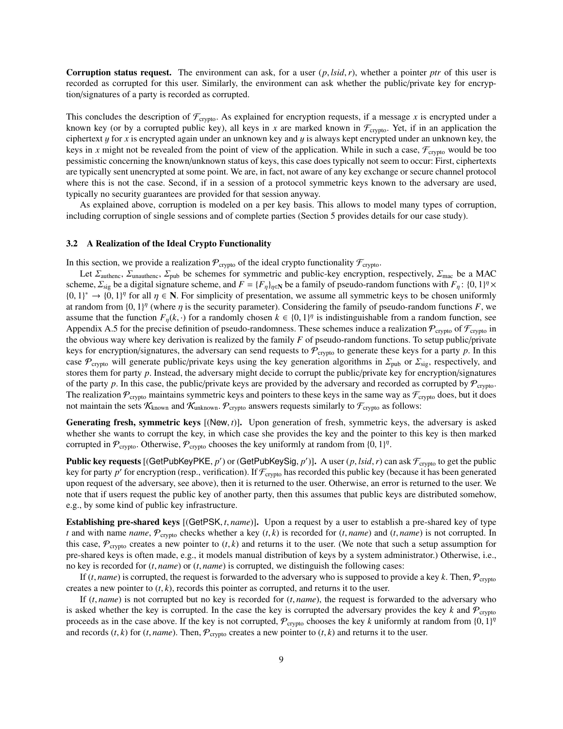**Corruption status request.** The environment can ask, for a user $(p, lsid, r)$, whether a pointer $ptr$ of this user is recorded as corrupted for this user. Similarly, the environment can ask whether the public/private key for encryption/signatures of a party is recorded as corrupted.

This concludes the description of $\mathcal{F}_{\text{crypto}}$. As explained for encryption requests, if a message $x$ is encrypted under a known key (or by a corrupted public key), all keys in $x$ are marked known in $\mathcal{F}_{\text{crypto}}$. Yet, if in an application the ciphertext $y$ for $x$ is encrypted again under an unknown key and $y$ is always kept encrypted under an unknown key, the keys in $x$ might not be revealed from the point of view of the application. While in such a case, $\mathcal{F}_{\text{crypto}}$ would be too pessimistic concerning the known/unknown status of keys, this case does typically not seem to occur: First, ciphertexts are typically sent unencrypted at some point. We are, in fact, not aware of any key exchange or secure channel protocol where this is not the case. Second, if in a session of a protocol symmetric keys known to the adversary are used, typically no security guarantees are provided for that session anyway.

As explained above, corruption is modeled on a per key basis. This allows to model many types of corruption, including corruption of single sessions and of complete parties (Section 5 provides details for our case study).

### 3.2 A Realization of the Ideal Crypto Functionality

In this section, we provide a realization $\mathcal{P}_{\text{crypto}}$ of the ideal crypto functionality $\mathcal{F}_{\text{crypto}}$.

Let $\Sigma_{\text{authenc}}$, $\Sigma_{\text{unauthenc}}$, $\Sigma_{\text{pub}}$ be schemes for symmetric and public-key encryption, respectively, $\Sigma_{\text{mac}}$ be a MAC scheme, $\Sigma_{\text{sig}}$ be a digital signature scheme, and $F = \{F_\eta\}_{\eta \in \mathbf{N}}$ be a family of pseudo-random functions with $F_\eta \colon \{0,1\}^\eta \times \{0,1\}^* \to \{0,1\}^\eta$ for all $\eta \in \mathbf{N}$. For simplicity of presentation, we assume all symmetric keys to be chosen uniformly at random from $\{0,1\}^\eta$ (where $\eta$ is the security parameter). Considering the family of pseudo-random functions $F$, we assume that the function $F_\eta(k, \cdot)$ for a randomly chosen $k \in \{0,1\}^\eta$ is indistinguishable from a random function, see Appendix A.5 for the precise definition of pseudo-randomness. These schemes induce a realization $\mathcal{P}_{\text{crypto}}$ of $\mathcal{F}_{\text{crypto}}$ in the obvious way where key derivation is realized by the family $F$ of pseudo-random functions. To setup public/private keys for encryption/signatures, the adversary can send requests to $\mathcal{P}_{\text{crypto}}$ to generate these keys for a party $p$. In this case $\mathcal{P}_{\text{crypto}}$ will generate public/private keys using the key generation algorithms in $\Sigma_{\text{pub}}$ or $\Sigma_{\text{sig}}$, respectively, and stores them for party $p$. Instead, the adversary might decide to corrupt the public/private key for encryption/signatures of the party $p$. In this case, the public/private keys are provided by the adversary and recorded as corrupted by $\mathcal{P}_{\text{crypto}}$. The realization $\mathcal{P}_{\text{crypto}}$ maintains symmetric keys and pointers to these keys in the same way as $\mathcal{F}_{\text{crypto}}$ does, but it does not maintain the sets $\mathcal{K}_{\text{known}}$ and $\mathcal{K}_{\text{unknown}}$. $\mathcal{P}_{\text{crypto}}$ answers requests similarly to $\mathcal{F}_{\text{crypto}}$ as follows:

**Generating fresh, symmetric keys [(New, $t$)].** Upon generation of fresh, symmetric keys, the adversary is asked whether she wants to corrupt the key, in which case she provides the key and the pointer to this key is then marked corrupted in $\mathcal{P}_{\text{crypto}}$. Otherwise, $\mathcal{P}_{\text{crypto}}$ chooses the key uniformly at random from $\{0,1\}^\eta$.

**Public key requests [(GetPubKeyPKE, $p'$) or (GetPubKeySig, $p'$)].** A user $(p, lsid, r)$ can ask $\mathcal{F}_{\text{crypto}}$ to get the public key for party $p'$ for encryption (resp., verification). If $\mathcal{F}_{\text{crypto}}$ has recorded this public key (because it has been generated upon request of the adversary, see above), then it is returned to the user. Otherwise, an error is returned to the user. We note that if users request the public key of another party, then this assumes that public keys are distributed somehow, e.g., by some kind of public key infrastructure.

**Establishing pre-shared keys [(GetPSK, $t$, $name$)].** Upon a request by a user to establish a pre-shared key of type $t$ and with name $name$, $\mathcal{P}_{\text{crypto}}$ checks whether a key $(t, k)$ is recorded for $(t, name)$ and $(t, name)$ is not corrupted. In this case, $\mathcal{P}_{\text{crypto}}$ creates a new pointer to $(t, k)$ and returns it to the user. (We note that such a setup assumption for pre-shared keys is often made, e.g., it models manual distribution of keys by a system administrator.) Otherwise, i.e., no key is recorded for $(t, name)$ or $(t, name)$ is corrupted, we distinguish the following cases:

If $(t, name)$ is corrupted, the request is forwarded to the adversary who is supposed to provide a key $k$. Then, $\mathcal{P}_{\text{crypto}}$ creates a new pointer to $(t, k)$, records this pointer as corrupted, and returns it to the user.

If $(t, name)$ is not corrupted but no key is recorded for $(t, name)$, the request is forwarded to the adversary who is asked whether the key is corrupted. In the case the key is corrupted the adversary provides the key $k$ and $\mathcal{P}_{\text{crypto}}$ proceeds as in the case above. If the key is not corrupted, $\mathcal{P}_{\text{crypto}}$ chooses the key $k$ uniformly at random from $\{0,1\}^\eta$ and records $(t, k)$ for $(t, name)$. Then, $\mathcal{P}_{\text{crypto}}$ creates a new pointer to $(t, k)$ and returns it to the user.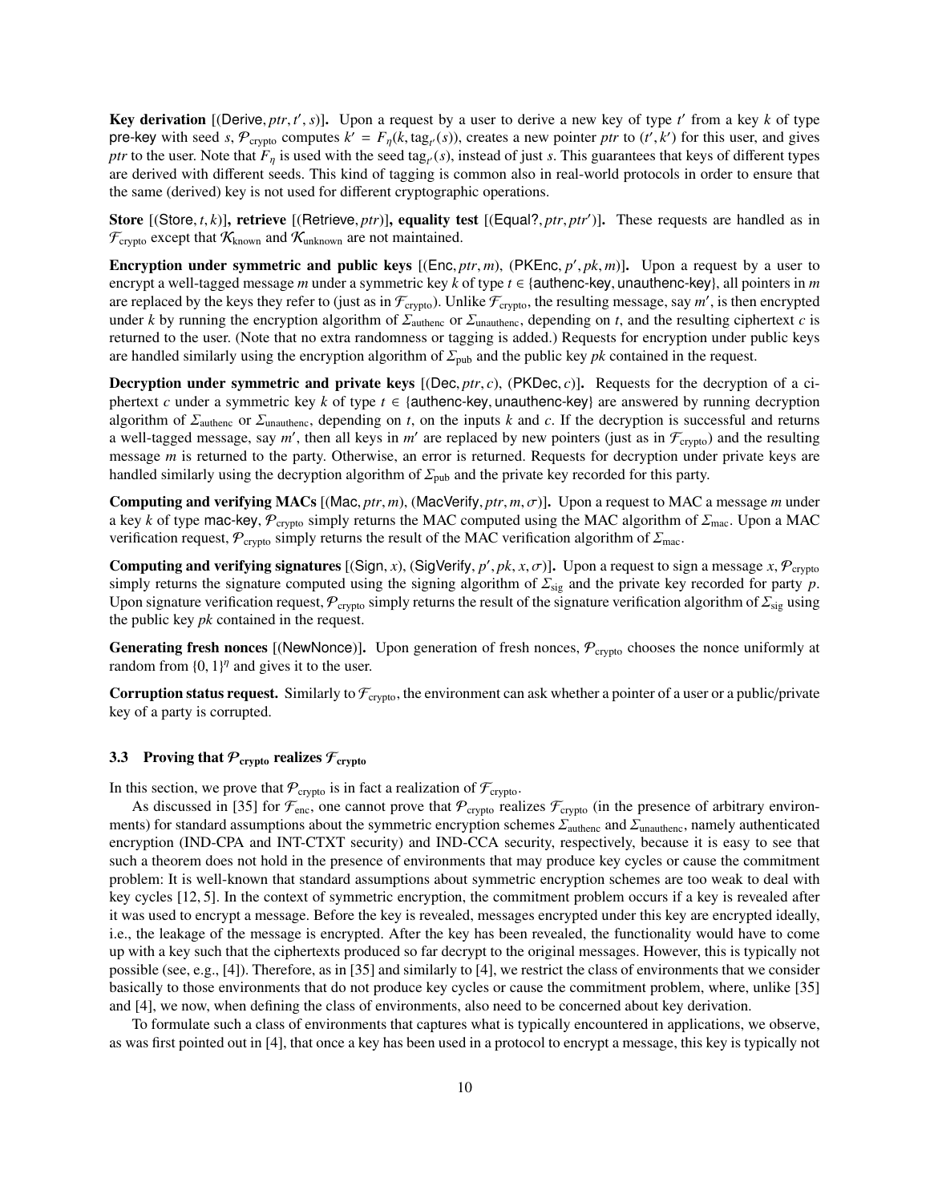**Key derivation** [(Derive, $ptr, t', s$)]. Upon a request by a user to derive a new key of type $t'$ from a key $k$ of type pre-key with seed $s$, $\mathcal{P}_{\text{crypto}}$ computes $k' = F_\eta(k, \text{tag}_{t'}(s))$, creates a new pointer $ptr$ to $(t', k')$ for this user, and gives $ptr$ to the user. Note that $F_\eta$ is used with the seed $\text{tag}_{t'}(s)$, instead of just $s$. This guarantees that keys of different types are derived with different seeds. This kind of tagging is common also in real-world protocols in order to ensure that the same (derived) key is not used for different cryptographic operations.

**Store** [(Store, $t, k$)], **retrieve** [(Retrieve, $ptr$)], **equality test** [(Equal?, $ptr, ptr'$)]. These requests are handled as in $\mathcal{F}_{\text{crypto}}$ except that $\mathcal{K}_{\text{known}}$ and $\mathcal{K}_{\text{unknown}}$ are not maintained.

**Encryption under symmetric and public keys** [(Enc, $ptr, m$), (PKEnc, $p', pk, m$)]. Upon a request by a user to encrypt a well-tagged message $m$ under a symmetric key $k$ of type $t \in$ {authenc-key, unauthenc-key}, all pointers in $m$ are replaced by the keys they refer to (just as in $\mathcal{F}_{\text{crypto}}$). Unlike $\mathcal{F}_{\text{crypto}}$, the resulting message, say $m'$, is then encrypted under $k$ by running the encryption algorithm of $\Sigma_{\text{authenc}}$ or $\Sigma_{\text{unauthenc}}$, depending on $t$, and the resulting ciphertext $c$ is returned to the user. (Note that no extra randomness or tagging is added.) Requests for encryption under public keys are handled similarly using the encryption algorithm of $\Sigma_{\text{pub}}$ and the public key $pk$ contained in the request.

**Decryption under symmetric and private keys** [(Dec, $ptr, c$), (PKDec, $c$)]. Requests for the decryption of a ciphertext $c$ under a symmetric key $k$ of type $t \in$ {authenc-key, unauthenc-key} are answered by running decryption algorithm of $\Sigma_{\text{authenc}}$ or $\Sigma_{\text{unauthenc}}$, depending on $t$, on the inputs $k$ and $c$. If the decryption is successful and returns a well-tagged message, say $m'$, then all keys in $m'$ are replaced by new pointers (just as in $\mathcal{F}_{\text{crypto}}$) and the resulting message $m$ is returned to the party. Otherwise, an error is returned. Requests for decryption under private keys are handled similarly using the decryption algorithm of $\Sigma_{\text{pub}}$ and the private key recorded for this party.

**Computing and verifying MACs** [(Mac, $ptr, m$), (MacVerify, $ptr, m, \sigma$)]. Upon a request to MAC a message $m$ under a key $k$ of type mac-key, $\mathcal{P}_{\text{crypto}}$ simply returns the MAC computed using the MAC algorithm of $\Sigma_{\text{mac}}$. Upon a MAC verification request, $\mathcal{P}_{\text{crypto}}$ simply returns the result of the MAC verification algorithm of $\Sigma_{\text{mac}}$.

**Computing and verifying signatures** [(Sign, $x$), (SigVerify, $p', pk, x, \sigma$)]. Upon a request to sign a message $x$, $\mathcal{P}_{\text{crypto}}$ simply returns the signature computed using the signing algorithm of $\Sigma_{\text{sig}}$ and the private key recorded for party $p$. Upon signature verification request, $\mathcal{P}_{\text{crypto}}$ simply returns the result of the signature verification algorithm of $\Sigma_{\text{sig}}$ using the public key $pk$ contained in the request.

**Generating fresh nonces** [(NewNonce)]. Upon generation of fresh nonces, $\mathcal{P}_{\text{crypto}}$ chooses the nonce uniformly at random from $\{0, 1\}^\eta$ and gives it to the user.

**Corruption status request.** Similarly to $\mathcal{F}_{\text{crypto}}$, the environment can ask whether a pointer of a user or a public/private key of a party is corrupted.

### 3.3 Proving that $\mathcal{P}_{\text{crypto}}$ realizes $\mathcal{F}_{\text{crypto}}$

In this section, we prove that $\mathcal{P}_{\text{crypto}}$ is in fact a realization of $\mathcal{F}_{\text{crypto}}$.

As discussed in [35] for $\mathcal{F}_{\text{enc}}$, one cannot prove that $\mathcal{P}_{\text{crypto}}$ realizes $\mathcal{F}_{\text{crypto}}$ (in the presence of arbitrary environments) for standard assumptions about the symmetric encryption schemes $\Sigma_{\text{authenc}}$ and $\Sigma_{\text{unauthenc}}$, namely authenticated encryption (IND-CPA and INT-CTXT security) and IND-CCA security, respectively, because it is easy to see that such a theorem does not hold in the presence of environments that may produce key cycles or cause the commitment problem: It is well-known that standard assumptions about symmetric encryption schemes are too weak to deal with key cycles [12, 5]. In the context of symmetric encryption, the commitment problem occurs if a key is revealed after it was used to encrypt a message. Before the key is revealed, messages encrypted under this key are encrypted ideally, i.e., the leakage of the message is encrypted. After the key has been revealed, the functionality would have to come up with a key such that the ciphertexts produced so far decrypt to the original messages. However, this is typically not possible (see, e.g., [4]). Therefore, as in [35] and similarly to [4], we restrict the class of environments that we consider basically to those environments that do not produce key cycles or cause the commitment problem, where, unlike [35] and [4], we now, when defining the class of environments, also need to be concerned about key derivation.

To formulate such a class of environments that captures what is typically encountered in applications, we observe, as was first pointed out in [4], that once a key has been used in a protocol to encrypt a message, this key is typically not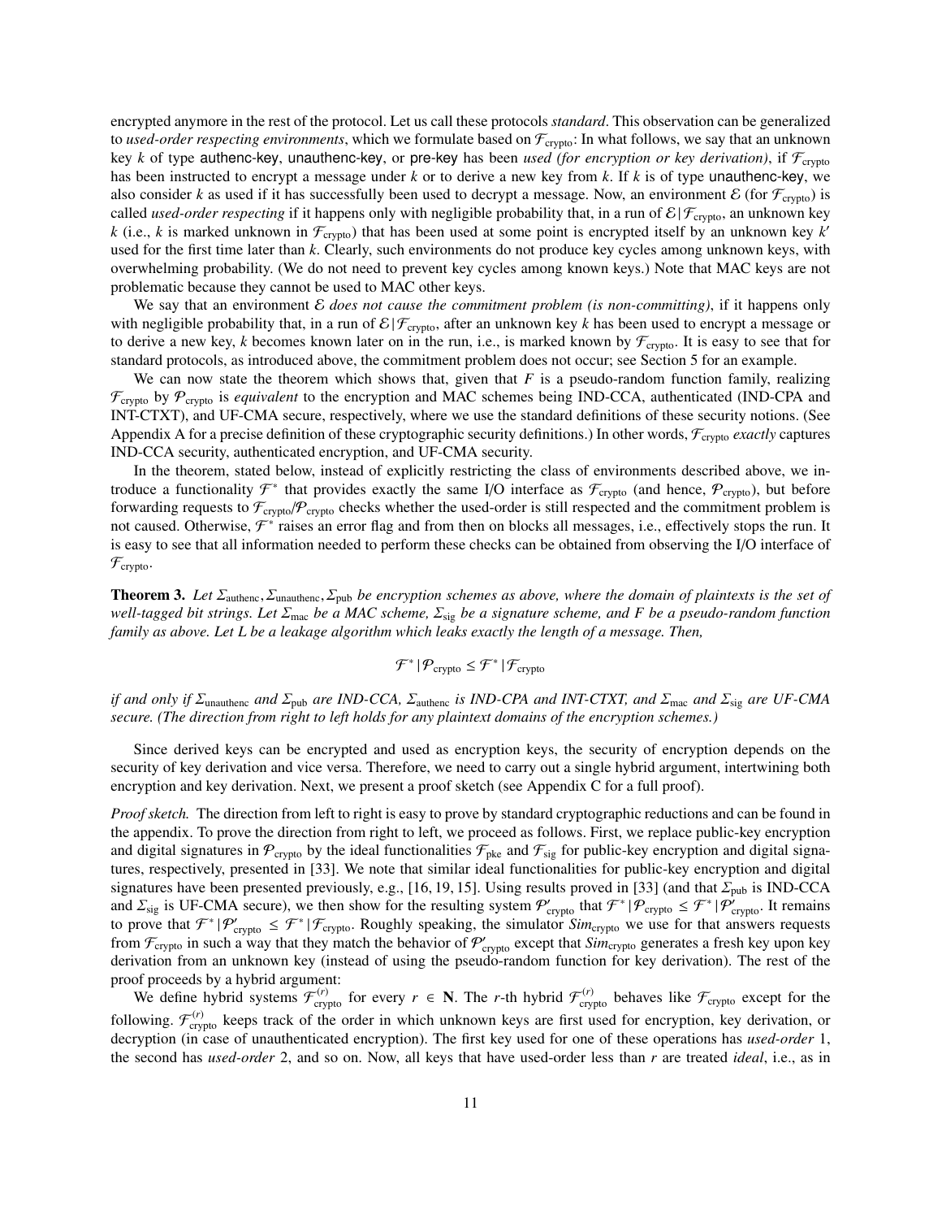encrypted anymore in the rest of the protocol. Let us call these protocols *standard*. This observation can be generalized to *used-order respecting environments*, which we formulate based on $\mathcal{F}_{\text{crypto}}$: In what follows, we say that an unknown key $k$ of type authenc-key, unauthenc-key, or pre-key has been *used (for encryption or key derivation)*, if $\mathcal{F}_{\text{crypto}}$ has been instructed to encrypt a message under $k$ or to derive a new key from $k$. If $k$ is of type unauthenc-key, we also consider $k$ as used if it has successfully been used to decrypt a message. Now, an environment $\mathcal{E}$ (for $\mathcal{F}_{\text{crypto}}$) is called *used-order respecting* if it happens only with negligible probability that, in a run of $\mathcal{E}|\mathcal{F}_{\text{crypto}}$, an unknown key $k$ (i.e., $k$ is marked unknown in $\mathcal{F}_{\text{crypto}}$) that has been used at some point is encrypted itself by an unknown key $k'$ used for the first time later than $k$. Clearly, such environments do not produce key cycles among unknown keys, with overwhelming probability. (We do not need to prevent key cycles among known keys.) Note that MAC keys are not problematic because they cannot be used to MAC other keys.

We say that an environment $\mathcal{E}$ *does not cause the commitment problem (is non-committing)*, if it happens only with negligible probability that, in a run of $\mathcal{E}|\mathcal{F}_{\text{crypto}}$, after an unknown key $k$ has been used to encrypt a message or to derive a new key, $k$ becomes known later on in the run, i.e., is marked known by $\mathcal{F}_{\text{crypto}}$. It is easy to see that for standard protocols, as introduced above, the commitment problem does not occur; see Section 5 for an example.

We can now state the theorem which shows that, given that $F$ is a pseudo-random function family, realizing $\mathcal{F}_{\text{crypto}}$ by $\mathcal{P}_{\text{crypto}}$ is *equivalent* to the encryption and MAC schemes being IND-CCA, authenticated (IND-CPA and INT-CTXT), and UF-CMA secure, respectively, where we use the standard definitions of these security notions. (See Appendix A for a precise definition of these cryptographic security definitions.) In other words, $\mathcal{F}_{\text{crypto}}$ *exactly* captures IND-CCA security, authenticated encryption, and UF-CMA security.

In the theorem, stated below, instead of explicitly restricting the class of environments described above, we introduce a functionality $\mathcal{F}^*$ that provides exactly the same I/O interface as $\mathcal{F}_{\text{crypto}}$ (and hence, $\mathcal{P}_{\text{crypto}}$), but before forwarding requests to $\mathcal{F}_{\text{crypto}}/\mathcal{P}_{\text{crypto}}$ checks whether the used-order is still respected and the commitment problem is not caused. Otherwise, $\mathcal{F}^*$ raises an error flag and from then on blocks all messages, i.e., effectively stops the run. It is easy to see that all information needed to perform these checks can be obtained from observing the I/O interface of $\mathcal{F}_{\text{crypto}}$.

**Theorem 3.** *Let $\Sigma_{\text{authenc}}, \Sigma_{\text{unauthenc}}, \Sigma_{\text{pub}}$ be encryption schemes as above, where the domain of plaintexts is the set of well-tagged bit strings. Let $\Sigma_{\text{mac}}$ be a MAC scheme, $\Sigma_{\text{sig}}$ be a signature scheme, and $F$ be a pseudo-random function family as above. Let $L$ be a leakage algorithm which leaks exactly the length of a message. Then,*

$$\mathcal{F}^* \,|\, \mathcal{P}_{\text{crypto}} \leq \mathcal{F}^* \,|\, \mathcal{F}_{\text{crypto}}$$

*if and only if $\Sigma_{\text{unauthenc}}$ and $\Sigma_{\text{pub}}$ are IND-CCA, $\Sigma_{\text{authenc}}$ is IND-CPA and INT-CTXT, and $\Sigma_{\text{mac}}$ and $\Sigma_{\text{sig}}$ are UF-CMA secure. (The direction from right to left holds for any plaintext domains of the encryption schemes.)*

Since derived keys can be encrypted and used as encryption keys, the security of encryption depends on the security of key derivation and vice versa. Therefore, we need to carry out a single hybrid argument, intertwining both encryption and key derivation. Next, we present a proof sketch (see Appendix C for a full proof).

*Proof sketch.* The direction from left to right is easy to prove by standard cryptographic reductions and can be found in the appendix. To prove the direction from right to left, we proceed as follows. First, we replace public-key encryption and digital signatures in $\mathcal{P}_{\text{crypto}}$ by the ideal functionalities $\mathcal{F}_{\text{pke}}$ and $\mathcal{F}_{\text{sig}}$ for public-key encryption and digital signatures, respectively, presented in [33]. We note that similar ideal functionalities for public-key encryption and digital signatures have been presented previously, e.g., [16, 19, 15]. Using results proved in [33] (and that $\Sigma_{\text{pub}}$ is IND-CCA and $\Sigma_{\text{sig}}$ is UF-CMA secure), we then show for the resulting system $\mathcal{P}'_{\text{crypto}}$ that $\mathcal{F}^*|\mathcal{P}_{\text{crypto}} \leq \mathcal{F}^*|\mathcal{P}'_{\text{crypto}}$. It remains to prove that $\mathcal{F}^*|\mathcal{P}'_{\text{crypto}} \leq \mathcal{F}^*|\mathcal{F}_{\text{crypto}}$. Roughly speaking, the simulator $\mathit{Sim}_{\text{crypto}}$ we use for that answers requests from $\mathcal{F}_{\text{crypto}}$ in such a way that they match the behavior of $\mathcal{P}'_{\text{crypto}}$ except that $\mathit{Sim}_{\text{crypto}}$ generates a fresh key upon key derivation from an unknown key (instead of using the pseudo-random function for key derivation). The rest of the proof proceeds by a hybrid argument:

We define hybrid systems $\mathcal{F}^{(r)}_{\text{crypto}}$ for every $r \in \mathbf{N}$. The $r$-th hybrid $\mathcal{F}^{(r)}_{\text{crypto}}$ behaves like $\mathcal{F}_{\text{crypto}}$ except for the following. $\mathcal{F}^{(r)}_{\text{crypto}}$ keeps track of the order in which unknown keys are first used for encryption, key derivation, or decryption (in case of unauthenticated encryption). The first key used for one of these operations has *used-order* 1, the second has *used-order* 2, and so on. Now, all keys that have used-order less than $r$ are treated *ideal*, i.e., as in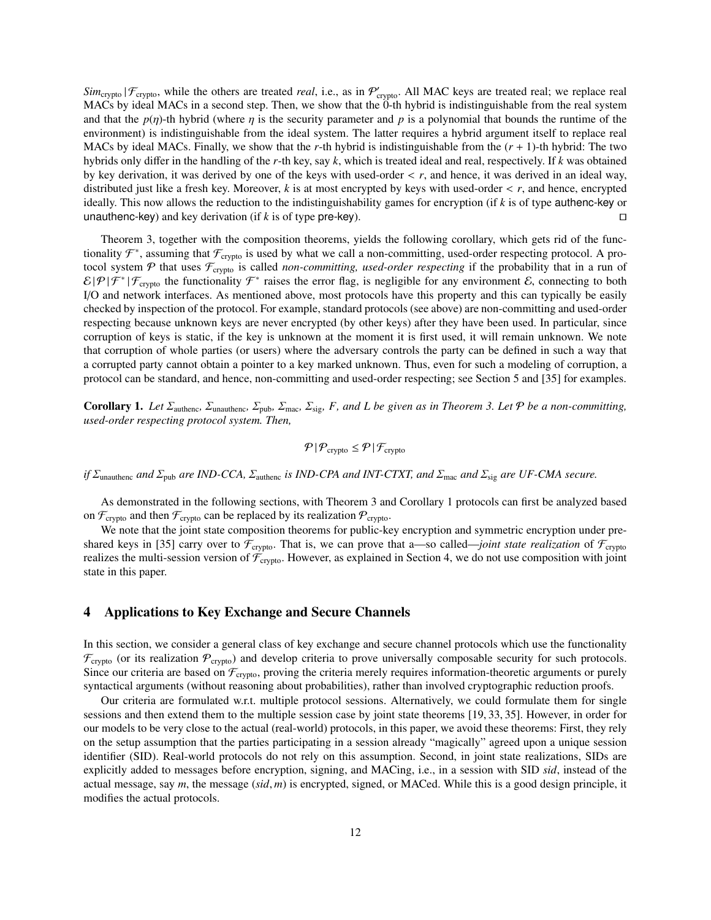$Sim_{\text{crypto}} | \mathcal{F}_{\text{crypto}}$, while the others are treated *real*, i.e., as in $\mathcal{P}'_{\text{crypto}}$. All MAC keys are treated real; we replace real MACs by ideal MACs in a second step. Then, we show that the 0-th hybrid is indistinguishable from the real system and that the $p(\eta)$-th hybrid (where $\eta$ is the security parameter and $p$ is a polynomial that bounds the runtime of the environment) is indistinguishable from the ideal system. The latter requires a hybrid argument itself to replace real MACs by ideal MACs. Finally, we show that the $r$-th hybrid is indistinguishable from the $(r + 1)$-th hybrid: The two hybrids only differ in the handling of the $r$-th key, say $k$, which is treated ideal and real, respectively. If $k$ was obtained by key derivation, it was derived by one of the keys with used-order $< r$, and hence, it was derived in an ideal way, distributed just like a fresh key. Moreover, $k$ is at most encrypted by keys with used-order $< r$, and hence, encrypted ideally. This now allows the reduction to the indistinguishability games for encryption (if $k$ is of type authenc-key or unauthenc-key) and key derivation (if $k$ is of type pre-key). □

Theorem 3, together with the composition theorems, yields the following corollary, which gets rid of the functionality $\mathcal{F}^*$, assuming that $\mathcal{F}_{\text{crypto}}$ is used by what we call a non-committing, used-order respecting protocol. A protocol system $\mathcal{P}$ that uses $\mathcal{F}_{\text{crypto}}$ is called *non-committing, used-order respecting* if the probability that in a run of $\mathcal{E} | \mathcal{P} | \mathcal{F}^* | \mathcal{F}_{\text{crypto}}$ the functionality $\mathcal{F}^*$ raises the error flag, is negligible for any environment $\mathcal{E}$, connecting to both I/O and network interfaces. As mentioned above, most protocols have this property and this can typically be easily checked by inspection of the protocol. For example, standard protocols (see above) are non-committing and used-order respecting because unknown keys are never encrypted (by other keys) after they have been used. In particular, since corruption of keys is static, if the key is unknown at the moment it is first used, it will remain unknown. We note that corruption of whole parties (or users) where the adversary controls the party can be defined in such a way that a corrupted party cannot obtain a pointer to a key marked unknown. Thus, even for such a modeling of corruption, a protocol can be standard, and hence, non-committing and used-order respecting; see Section 5 and [35] for examples.

**Corollary 1.** *Let $\Sigma_{\text{authenc}}$, $\Sigma_{\text{unauthenc}}$, $\Sigma_{\text{pub}}$, $\Sigma_{\text{mac}}$, $\Sigma_{\text{sig}}$, $F$, and $L$ be given as in Theorem 3. Let $\mathcal{P}$ be a non-committing, used-order respecting protocol system. Then,*

$$\mathcal{P} | \mathcal{P}_{\text{crypto}} \leq \mathcal{P} | \mathcal{F}_{\text{crypto}}$$

*if $\Sigma_{\text{unauthenc}}$ and $\Sigma_{\text{pub}}$ are IND-CCA, $\Sigma_{\text{authenc}}$ is IND-CPA and INT-CTXT, and $\Sigma_{\text{mac}}$ and $\Sigma_{\text{sig}}$ are UF-CMA secure.*

As demonstrated in the following sections, with Theorem 3 and Corollary 1 protocols can first be analyzed based on $\mathcal{F}_{\text{crypto}}$ and then $\mathcal{F}_{\text{crypto}}$ can be replaced by its realization $\mathcal{P}_{\text{crypto}}$.

We note that the joint state composition theorems for public-key encryption and symmetric encryption under pre-shared keys in [35] carry over to $\mathcal{F}_{\text{crypto}}$. That is, we can prove that a—so called—*joint state realization* of $\mathcal{F}_{\text{crypto}}$ realizes the multi-session version of $\mathcal{F}_{\text{crypto}}$. However, as explained in Section 4, we do not use composition with joint state in this paper.

# 4 Applications to Key Exchange and Secure Channels

In this section, we consider a general class of key exchange and secure channel protocols which use the functionality $\mathcal{F}_{\text{crypto}}$ (or its realization $\mathcal{P}_{\text{crypto}}$) and develop criteria to prove universally composable security for such protocols. Since our criteria are based on $\mathcal{F}_{\text{crypto}}$, proving the criteria merely requires information-theoretic arguments or purely syntactical arguments (without reasoning about probabilities), rather than involved cryptographic reduction proofs.

Our criteria are formulated w.r.t. multiple protocol sessions. Alternatively, we could formulate them for single sessions and then extend them to the multiple session case by joint state theorems [19, 33, 35]. However, in order for our models to be very close to the actual (real-world) protocols, in this paper, we avoid these theorems: First, they rely on the setup assumption that the parties participating in a session already "magically" agreed upon a unique session identifier (SID). Real-world protocols do not rely on this assumption. Second, in joint state realizations, SIDs are explicitly added to messages before encryption, signing, and MACing, i.e., in a session with SID *sid*, instead of the actual message, say $m$, the message $(sid, m)$ is encrypted, signed, or MACed. While this is a good design principle, it modifies the actual protocols.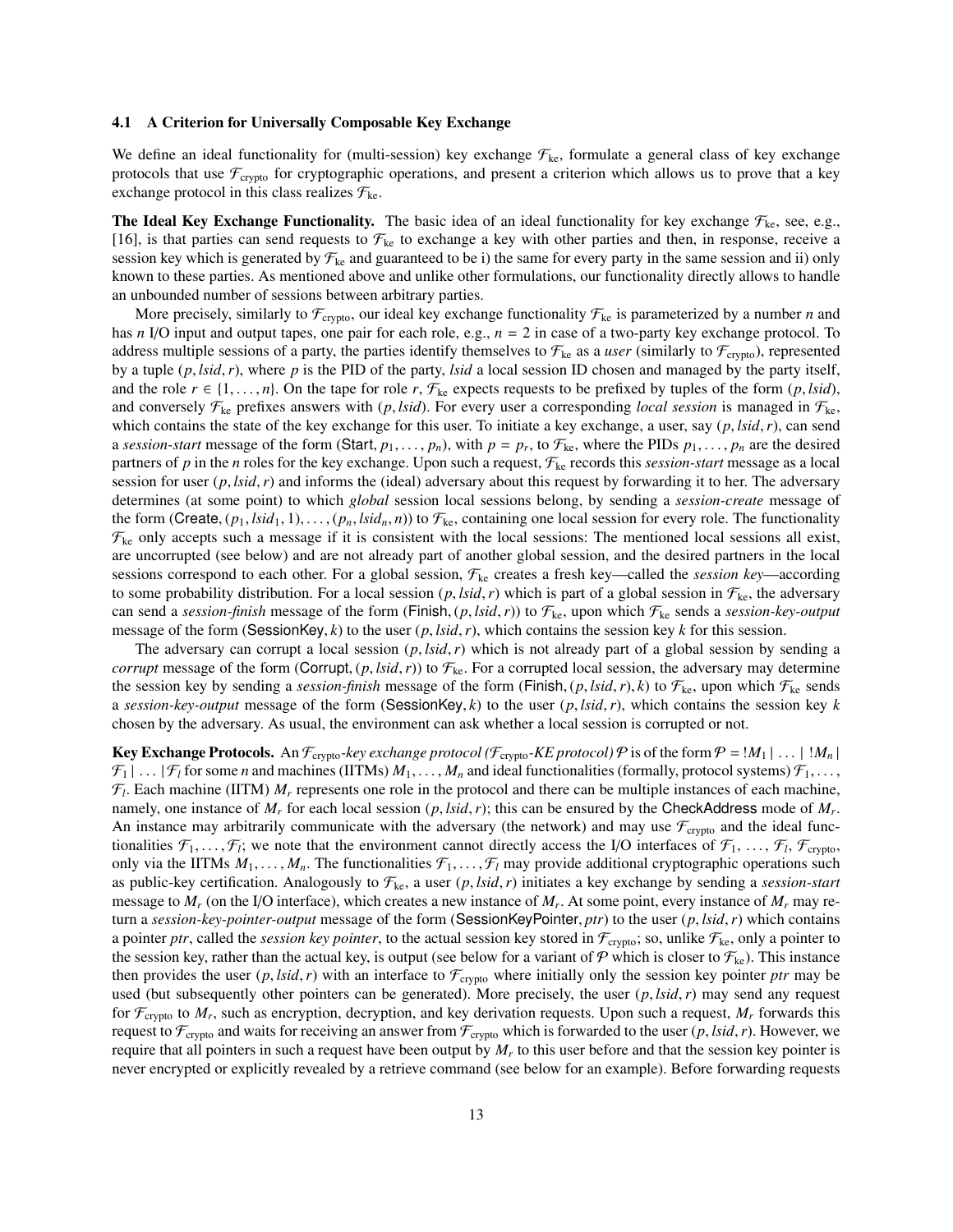### 4.1 A Criterion for Universally Composable Key Exchange

We define an ideal functionality for (multi-session) key exchange $\mathcal{F}_{\text{ke}}$, formulate a general class of key exchange protocols that use $\mathcal{F}_{\text{crypto}}$ for cryptographic operations, and present a criterion which allows us to prove that a key exchange protocol in this class realizes $\mathcal{F}_{\text{ke}}$.

**The Ideal Key Exchange Functionality.** The basic idea of an ideal functionality for key exchange $\mathcal{F}_{\text{ke}}$, see, e.g., [16], is that parties can send requests to $\mathcal{F}_{\text{ke}}$ to exchange a key with other parties and then, in response, receive a session key which is generated by $\mathcal{F}_{\text{ke}}$ and guaranteed to be i) the same for every party in the same session and ii) only known to these parties. As mentioned above and unlike other formulations, our functionality directly allows to handle an unbounded number of sessions between arbitrary parties.

More precisely, similarly to $\mathcal{F}_{\text{crypto}}$, our ideal key exchange functionality $\mathcal{F}_{\text{ke}}$ is parameterized by a number $n$ and has $n$ I/O input and output tapes, one pair for each role, e.g., $n = 2$ in case of a two-party key exchange protocol. To address multiple sessions of a party, the parties identify themselves to $\mathcal{F}_{\text{ke}}$ as a *user* (similarly to $\mathcal{F}_{\text{crypto}}$), represented by a tuple $(p, lsid, r)$, where $p$ is the PID of the party, $lsid$ a local session ID chosen and managed by the party itself, and the role $r \in \{1, \ldots, n\}$. On the tape for role $r$, $\mathcal{F}_{\text{ke}}$ expects requests to be prefixed by tuples of the form $(p, lsid)$, and conversely $\mathcal{F}_{\text{ke}}$ prefixes answers with $(p, lsid)$. For every user a corresponding *local session* is managed in $\mathcal{F}_{\text{ke}}$, which contains the state of the key exchange for this user. To initiate a key exchange, a user, say $(p, lsid, r)$, can send a *session-start* message of the form $(\mathsf{Start}, p_1, \ldots, p_n)$, with $p = p_r$, to $\mathcal{F}_{\text{ke}}$, where the PIDs $p_1, \ldots, p_n$ are the desired partners of $p$ in the $n$ roles for the key exchange. Upon such a request, $\mathcal{F}_{\text{ke}}$ records this *session-start* message as a local session for user $(p, lsid, r)$ and informs the (ideal) adversary about this request by forwarding it to her. The adversary determines (at some point) to which *global* session local sessions belong, by sending a *session-create* message of the form $(\mathsf{Create}, (p_1, lsid_1, 1), \ldots, (p_n, lsid_n, n))$ to $\mathcal{F}_{\text{ke}}$, containing one local session for every role. The functionality $\mathcal{F}_{\text{ke}}$ only accepts such a message if it is consistent with the local sessions: The mentioned local sessions all exist, are uncorrupted (see below) and are not already part of another global session, and the desired partners in the local sessions correspond to each other. For a global session, $\mathcal{F}_{\text{ke}}$ creates a fresh key—called the *session key*—according to some probability distribution. For a local session $(p, lsid, r)$ which is part of a global session in $\mathcal{F}_{\text{ke}}$, the adversary can send a *session-finish* message of the form $(\mathsf{Finish}, (p, lsid, r))$ to $\mathcal{F}_{\text{ke}}$, upon which $\mathcal{F}_{\text{ke}}$ sends a *session-key-output* message of the form $(\mathsf{SessionKey}, k)$ to the user $(p, lsid, r)$, which contains the session key $k$ for this session.

The adversary can corrupt a local session $(p, lsid, r)$ which is not already part of a global session by sending a *corrupt* message of the form $(\mathsf{Corrupt}, (p, lsid, r))$ to $\mathcal{F}_{\text{ke}}$. For a corrupted local session, the adversary may determine the session key by sending a *session-finish* message of the form $(\mathsf{Finish}, (p, lsid, r), k)$ to $\mathcal{F}_{\text{ke}}$, upon which $\mathcal{F}_{\text{ke}}$ sends a *session-key-output* message of the form $(\mathsf{SessionKey}, k)$ to the user $(p, lsid, r)$, which contains the session key $k$ chosen by the adversary. As usual, the environment can ask whether a local session is corrupted or not.

**Key Exchange Protocols.** An $\mathcal{F}_{\text{crypto}}$*-key exchange protocol (*$\mathcal{F}_{\text{crypto}}$*-KE protocol)* $\mathcal{P}$ is of the form $\mathcal{P} = \,!M_1 \,|\, \ldots \,|\, !M_n \,|\, \mathcal{F}_1 \,|\, \ldots \,|\, \mathcal{F}_l$ for some $n$ and machines (IITMs) $M_1, \ldots, M_n$ and ideal functionalities (formally, protocol systems) $\mathcal{F}_1, \ldots, \mathcal{F}_l$. Each machine (IITM) $M_r$ represents one role in the protocol and there can be multiple instances of each machine, namely, one instance of $M_r$ for each local session $(p, lsid, r)$; this can be ensured by the $\mathsf{CheckAddress}$ mode of $M_r$. An instance may arbitrarily communicate with the adversary (the network) and may use $\mathcal{F}_{\text{crypto}}$ and the ideal functionalities $\mathcal{F}_1, \ldots, \mathcal{F}_l$; we note that the environment cannot directly access the I/O interfaces of $\mathcal{F}_1, \ldots, \mathcal{F}_l, \mathcal{F}_{\text{crypto}}$, only via the IITMs $M_1, \ldots, M_n$. The functionalities $\mathcal{F}_1, \ldots, \mathcal{F}_l$ may provide additional cryptographic operations such as public-key certification. Analogously to $\mathcal{F}_{\text{ke}}$, a user $(p, lsid, r)$ initiates a key exchange by sending a *session-start* message to $M_r$ (on the I/O interface), which creates a new instance of $M_r$. At some point, every instance of $M_r$ may return a *session-key-pointer-output* message of the form $(\mathsf{SessionKeyPointer}, ptr)$ to the user $(p, lsid, r)$ which contains a pointer $ptr$, called the *session key pointer*, to the actual session key stored in $\mathcal{F}_{\text{crypto}}$; so, unlike $\mathcal{F}_{\text{ke}}$, only a pointer to the session key, rather than the actual key, is output (see below for a variant of $\mathcal{P}$ which is closer to $\mathcal{F}_{\text{ke}}$). This instance then provides the user $(p, lsid, r)$ with an interface to $\mathcal{F}_{\text{crypto}}$ where initially only the session key pointer $ptr$ may be used (but subsequently other pointers can be generated). More precisely, the user $(p, lsid, r)$ may send any request for $\mathcal{F}_{\text{crypto}}$ to $M_r$, such as encryption, decryption, and key derivation requests. Upon such a request, $M_r$ forwards this request to $\mathcal{F}_{\text{crypto}}$ and waits for receiving an answer from $\mathcal{F}_{\text{crypto}}$ which is forwarded to the user $(p, lsid, r)$. However, we require that all pointers in such a request have been output by $M_r$ to this user before and that the session key pointer is never encrypted or explicitly revealed by a retrieve command (see below for an example). Before forwarding requests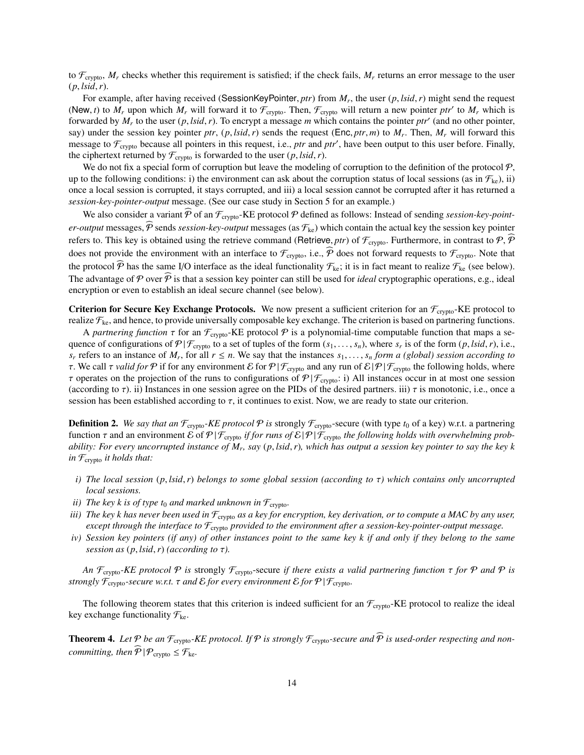to $\mathcal{F}_{\text{crypto}}$, $M_r$ checks whether this requirement is satisfied; if the check fails, $M_r$ returns an error message to the user $(p, lsid, r)$.

For example, after having received $(\mathsf{SessionKeyPointer}, ptr)$ from $M_r$, the user $(p, lsid, r)$ might send the request $(\mathsf{New}, t)$ to $M_r$ upon which $M_r$ will forward it to $\mathcal{F}_{\text{crypto}}$. Then, $\mathcal{F}_{\text{crypto}}$ will return a new pointer $ptr'$ to $M_r$ which is forwarded by $M_r$ to the user $(p, lsid, r)$. To encrypt a message $m$ which contains the pointer $ptr'$ (and no other pointer, say) under the session key pointer $ptr$, $(p, lsid, r)$ sends the request $(\mathsf{Enc}, ptr, m)$ to $M_r$. Then, $M_r$ will forward this message to $\mathcal{F}_{\text{crypto}}$ because all pointers in this request, i.e., $ptr$ and $ptr'$, have been output to this user before. Finally, the ciphertext returned by $\mathcal{F}_{\text{crypto}}$ is forwarded to the user $(p, lsid, r)$.

We do not fix a special form of corruption but leave the modeling of corruption to the definition of the protocol $\mathcal{P}$, up to the following conditions: i) the environment can ask about the corruption status of local sessions (as in $\mathcal{F}_{\text{ke}}$), ii) once a local session is corrupted, it stays corrupted, and iii) a local session cannot be corrupted after it has returned a *session-key-pointer-output* message. (See our case study in Section 5 for an example.)

We also consider a variant $\widehat{\mathcal{P}}$ of an $\mathcal{F}_{\text{crypto}}$-KE protocol $\mathcal{P}$ defined as follows: Instead of sending *session-key-pointer-output* messages, $\widehat{\mathcal{P}}$ sends *session-key-output* messages (as $\mathcal{F}_{\text{ke}}$) which contain the actual key the session key pointer refers to. This key is obtained using the retrieve command $(\mathsf{Retrieve}, ptr)$ of $\mathcal{F}_{\text{crypto}}$. Furthermore, in contrast to $\mathcal{P}$, $\widehat{\mathcal{P}}$ does not provide the environment with an interface to $\mathcal{F}_{\text{crypto}}$, i.e., $\widehat{\mathcal{P}}$ does not forward requests to $\mathcal{F}_{\text{crypto}}$. Note that the protocol $\widehat{\mathcal{P}}$ has the same I/O interface as the ideal functionality $\mathcal{F}_{\text{ke}}$; it is in fact meant to realize $\mathcal{F}_{\text{ke}}$ (see below). The advantage of $\mathcal{P}$ over $\widehat{\mathcal{P}}$ is that a session key pointer can still be used for *ideal* cryptographic operations, e.g., ideal encryption or even to establish an ideal secure channel (see below).

**Criterion for Secure Key Exchange Protocols.** We now present a sufficient criterion for an $\mathcal{F}_{\text{crypto}}$-KE protocol to realize $\mathcal{F}_{\text{ke}}$, and hence, to provide universally composable key exchange. The criterion is based on partnering functions.

A *partnering function* $\tau$ for an $\mathcal{F}_{\text{crypto}}$-KE protocol $\mathcal{P}$ is a polynomial-time computable function that maps a sequence of configurations of $\mathcal{P} \,|\, \mathcal{F}_{\text{crypto}}$ to a set of tuples of the form $(s_1, \ldots, s_n)$, where $s_r$ is of the form $(p, lsid, r)$, i.e., $s_r$ refers to an instance of $M_r$, for all $r \leq n$. We say that the instances $s_1, \ldots, s_n$ *form a (global) session according to* $\tau$. We call $\tau$ *valid for* $\mathcal{P}$ if for any environment $\mathcal{E}$ for $\mathcal{P} \,|\, \mathcal{F}_{\text{crypto}}$ and any run of $\mathcal{E} \,|\, \mathcal{P} \,|\, \mathcal{F}_{\text{crypto}}$ the following holds, where $\tau$ operates on the projection of the runs to configurations of $\mathcal{P} \,|\, \mathcal{F}_{\text{crypto}}$: i) All instances occur in at most one session (according to $\tau$). ii) Instances in one session agree on the PIDs of the desired partners. iii) $\tau$ is monotonic, i.e., once a session has been established according to $\tau$, it continues to exist. Now, we are ready to state our criterion.

**Definition 2.** *We say that an $\mathcal{F}_{\text{crypto}}$-KE protocol $\mathcal{P}$ is* strongly $\mathcal{F}_{\text{crypto}}$-secure (with type $t_0$ of a key) w.r.t. a partnering function $\tau$ and an environment $\mathcal{E}$ of $\mathcal{P} \,|\, \mathcal{F}_{\text{crypto}}$ *if for runs of $\mathcal{E} \,|\, \mathcal{P} \,|\, \mathcal{F}_{\text{crypto}}$ the following holds with overwhelming probability: For every uncorrupted instance of $M_r$, say $(p, lsid, r)$, which has output a session key pointer to say the key $k$ in $\mathcal{F}_{\text{crypto}}$ it holds that:*

- *i) The local session $(p, lsid, r)$ belongs to some global session (according to $\tau$) which contains only uncorrupted local sessions.*
- *ii) The key $k$ is of type $t_0$ and marked unknown in $\mathcal{F}_{\text{crypto}}$.*
- *iii) The key $k$ has never been used in $\mathcal{F}_{\text{crypto}}$ as a key for encryption, key derivation, or to compute a MAC by any user, except through the interface to $\mathcal{F}_{\text{crypto}}$ provided to the environment after a session-key-pointer-output message.*
- *iv) Session key pointers (if any) of other instances point to the same key $k$ if and only if they belong to the same session as $(p, lsid, r)$ (according to $\tau$).*

*An $\mathcal{F}_{\text{crypto}}$-KE protocol $\mathcal{P}$ is* strongly $\mathcal{F}_{\text{crypto}}$-secure *if there exists a valid partnering function $\tau$ for $\mathcal{P}$ and $\mathcal{P}$ is strongly $\mathcal{F}_{\text{crypto}}$-secure w.r.t. $\tau$ and $\mathcal{E}$ for every environment $\mathcal{E}$ for $\mathcal{P} \,|\, \mathcal{F}_{\text{crypto}}$.*

The following theorem states that this criterion is indeed sufficient for an $\mathcal{F}_{\text{crypto}}$-KE protocol to realize the ideal key exchange functionality $\mathcal{F}_{\text{ke}}$.

**Theorem 4.** *Let $\mathcal{P}$ be an $\mathcal{F}_{\text{crypto}}$-KE protocol. If $\mathcal{P}$ is strongly $\mathcal{F}_{\text{crypto}}$-secure and $\widehat{\mathcal{P}}$ is used-order respecting and non-committing, then $\widehat{\mathcal{P}} \,|\, \mathcal{P}_{\text{crypto}} \leq \mathcal{F}_{\text{ke}}$.*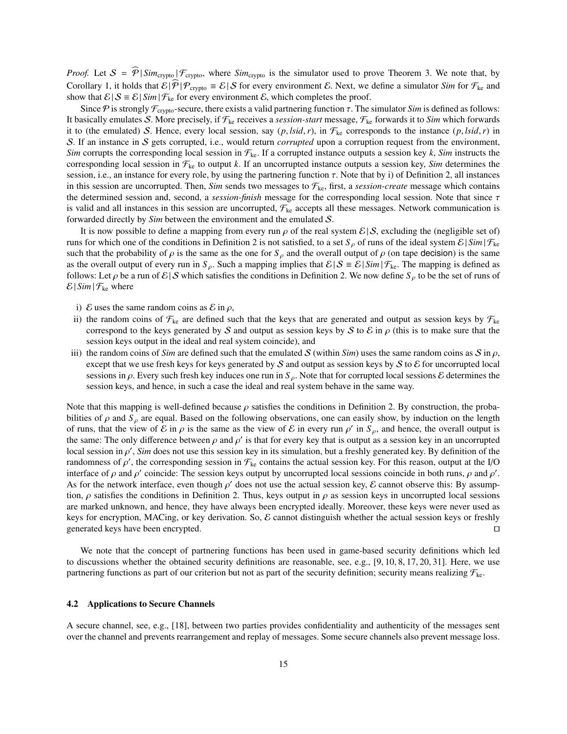*Proof.* Let $\mathcal{S} = \widehat{\mathcal{P}} \,|\, \mathit{Sim}_{\text{crypto}} \,|\, \mathcal{F}_{\text{crypto}}$, where $\mathit{Sim}_{\text{crypto}}$ is the simulator used to prove Theorem 3. We note that, by Corollary 1, it holds that $\mathcal{E} \,|\, \widehat{\mathcal{P}} \,|\, \mathcal{P}_{\text{crypto}} \equiv \mathcal{E} \,|\, \mathcal{S}$ for every environment $\mathcal{E}$. Next, we define a simulator *Sim* for $\mathcal{F}_{\text{ke}}$ and show that $\mathcal{E} \,|\, \mathcal{S} \equiv \mathcal{E} \,|\, \mathit{Sim} \,|\, \mathcal{F}_{\text{ke}}$ for every environment $\mathcal{E}$, which completes the proof.

Since $\mathcal{P}$ is strongly $\mathcal{F}_{\text{crypto}}$-secure, there exists a valid partnering function $\tau$. The simulator *Sim* is defined as follows: It basically emulates $\mathcal{S}$. More precisely, if $\mathcal{F}_{\text{ke}}$ receives a *session-start* message, $\mathcal{F}_{\text{ke}}$ forwards it to *Sim* which forwards it to (the emulated) $\mathcal{S}$. Hence, every local session, say $(p, lsid, r)$, in $\mathcal{F}_{\text{ke}}$ corresponds to the instance $(p, lsid, r)$ in $\mathcal{S}$. If an instance in $\mathcal{S}$ gets corrupted, i.e., would return *corrupted* upon a corruption request from the environment, *Sim* corrupts the corresponding local session in $\mathcal{F}_{\text{ke}}$. If a corrupted instance outputs a session key $k$, *Sim* instructs the corresponding local session in $\mathcal{F}_{\text{ke}}$ to output $k$. If an uncorrupted instance outputs a session key, *Sim* determines the session, i.e., an instance for every role, by using the partnering function $\tau$. Note that by i) of Definition 2, all instances in this session are uncorrupted. Then, *Sim* sends two messages to $\mathcal{F}_{\text{ke}}$, first, a *session-create* message which contains the determined session and, second, a *session-finish* message for the corresponding local session. Note that since $\tau$ is valid and all instances in this session are uncorrupted, $\mathcal{F}_{\text{ke}}$ accepts all these messages. Network communication is forwarded directly by *Sim* between the environment and the emulated $\mathcal{S}$.

It is now possible to define a mapping from every run $\rho$ of the real system $\mathcal{E} \,|\, \mathcal{S}$, excluding the (negligible set of) runs for which one of the conditions in Definition 2 is not satisfied, to a set $S_\rho$ of runs of the ideal system $\mathcal{E} \,|\, \mathit{Sim} \,|\, \mathcal{F}_{\text{ke}}$ such that the probability of $\rho$ is the same as the one for $S_\rho$ and the overall output of $\rho$ (on tape decision) is the same as the overall output of every run in $S_\rho$. Such a mapping implies that $\mathcal{E} \,|\, \mathcal{S} \equiv \mathcal{E} \,|\, \mathit{Sim} \,|\, \mathcal{F}_{\text{ke}}$. The mapping is defined as follows: Let $\rho$ be a run of $\mathcal{E} \,|\, \mathcal{S}$ which satisfies the conditions in Definition 2. We now define $S_\rho$ to be the set of runs of $\mathcal{E} \,|\, \mathit{Sim} \,|\, \mathcal{F}_{\text{ke}}$ where

i) $\mathcal{E}$ uses the same random coins as $\mathcal{E}$ in $\rho$,

ii) the random coins of $\mathcal{F}_{\text{ke}}$ are defined such that the keys that are generated and output as session keys by $\mathcal{F}_{\text{ke}}$ correspond to the keys generated by $\mathcal{S}$ and output as session keys by $\mathcal{S}$ to $\mathcal{E}$ in $\rho$ (this is to make sure that the session keys output in the ideal and real system coincide), and

iii) the random coins of *Sim* are defined such that the emulated $\mathcal{S}$ (within *Sim*) uses the same random coins as $\mathcal{S}$ in $\rho$, except that we use fresh keys for keys generated by $\mathcal{S}$ and output as session keys by $\mathcal{S}$ to $\mathcal{E}$ for uncorrupted local sessions in $\rho$. Every such fresh key induces one run in $S_\rho$. Note that for corrupted local sessions $\mathcal{E}$ determines the session keys, and hence, in such a case the ideal and real system behave in the same way.

Note that this mapping is well-defined because $\rho$ satisfies the conditions in Definition 2. By construction, the probabilities of $\rho$ and $S_\rho$ are equal. Based on the following observations, one can easily show, by induction on the length of runs, that the view of $\mathcal{E}$ in $\rho$ is the same as the view of $\mathcal{E}$ in every run $\rho'$ in $S_\rho$, and hence, the overall output is the same: The only difference between $\rho$ and $\rho'$ is that for every key that is output as a session key in an uncorrupted local session in $\rho'$, *Sim* does not use this session key in its simulation, but a freshly generated key. By definition of the randomness of $\rho'$, the corresponding session in $\mathcal{F}_{\text{ke}}$ contains the actual session key. For this reason, output at the I/O interface of $\rho$ and $\rho'$ coincide: The session keys output by uncorrupted local sessions coincide in both runs, $\rho$ and $\rho'$. As for the network interface, even though $\rho'$ does not use the actual session key, $\mathcal{E}$ cannot observe this: By assumption, $\rho$ satisfies the conditions in Definition 2. Thus, keys output in $\rho$ as session keys in uncorrupted local sessions are marked unknown, and hence, they have always been encrypted ideally. Moreover, these keys were never used as keys for encryption, MACing, or key derivation. So, $\mathcal{E}$ cannot distinguish whether the actual session keys or freshly generated keys have been encrypted. ◻

We note that the concept of partnering functions has been used in game-based security definitions which led to discussions whether the obtained security definitions are reasonable, see, e.g., [9, 10, 8, 17, 20, 31]. Here, we use partnering functions as part of our criterion but not as part of the security definition; security means realizing $\mathcal{F}_{\text{ke}}$.

### 4.2 Applications to Secure Channels

A secure channel, see, e.g., [18], between two parties provides confidentiality and authenticity of the messages sent over the channel and prevents rearrangement and replay of messages. Some secure channels also prevent message loss.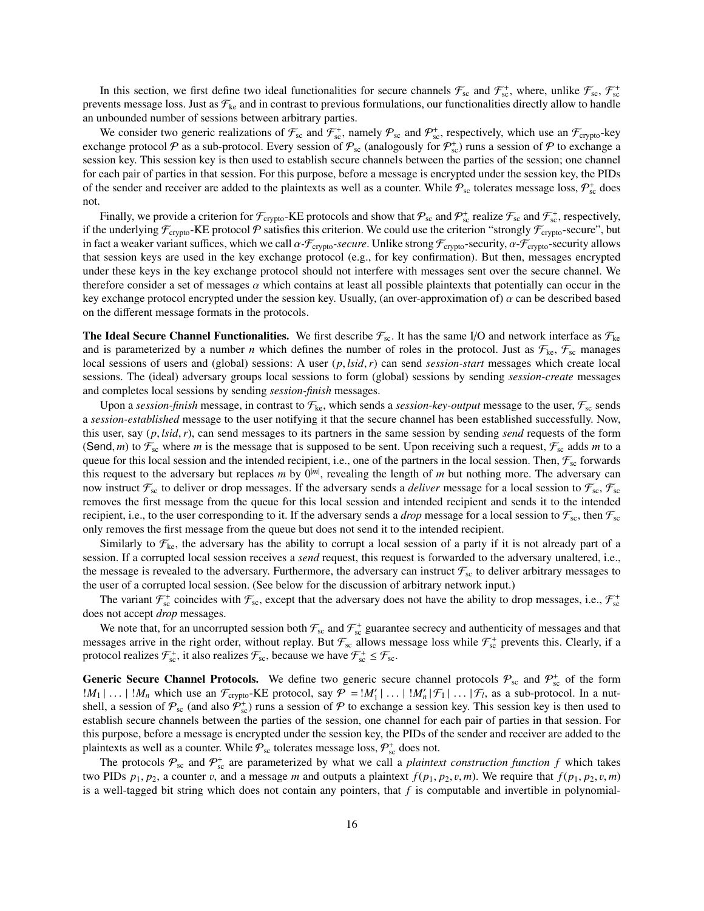In this section, we first define two ideal functionalities for secure channels $\mathcal{F}_{\text{sc}}$ and $\mathcal{F}_{\text{sc}}^{+}$, where, unlike $\mathcal{F}_{\text{sc}}$, $\mathcal{F}_{\text{sc}}^{+}$ prevents message loss. Just as $\mathcal{F}_{\text{ke}}$ and in contrast to previous formulations, our functionalities directly allow to handle an unbounded number of sessions between arbitrary parties.

We consider two generic realizations of $\mathcal{F}_{\text{sc}}$ and $\mathcal{F}_{\text{sc}}^{+}$, namely $\mathcal{P}_{\text{sc}}$ and $\mathcal{P}_{\text{sc}}^{+}$, respectively, which use an $\mathcal{F}_{\text{crypto}}$-key exchange protocol $\mathcal{P}$ as a sub-protocol. Every session of $\mathcal{P}_{\text{sc}}$ (analogously for $\mathcal{P}_{\text{sc}}^{+}$) runs a session of $\mathcal{P}$ to exchange a session key. This session key is then used to establish secure channels between the parties of the session; one channel for each pair of parties in that session. For this purpose, before a message is encrypted under the session key, the PIDs of the sender and receiver are added to the plaintexts as well as a counter. While $\mathcal{P}_{\text{sc}}$ tolerates message loss, $\mathcal{P}_{\text{sc}}^{+}$ does not.

Finally, we provide a criterion for $\mathcal{F}_{\text{crypto}}$-KE protocols and show that $\mathcal{P}_{\text{sc}}$ and $\mathcal{P}_{\text{sc}}^{+}$ realize $\mathcal{F}_{\text{sc}}$ and $\mathcal{F}_{\text{sc}}^{+}$, respectively, if the underlying $\mathcal{F}_{\text{crypto}}$-KE protocol $\mathcal{P}$ satisfies this criterion. We could use the criterion "strongly $\mathcal{F}_{\text{crypto}}$-secure", but in fact a weaker variant suffices, which we call *$\alpha$-$\mathcal{F}_{\text{crypto}}$-secure*. Unlike strong $\mathcal{F}_{\text{crypto}}$-security, $\alpha$-$\mathcal{F}_{\text{crypto}}$-security allows that session keys are used in the key exchange protocol (e.g., for key confirmation). But then, messages encrypted under these keys in the key exchange protocol should not interfere with messages sent over the secure channel. We therefore consider a set of messages $\alpha$ which contains at least all possible plaintexts that potentially can occur in the key exchange protocol encrypted under the session key. Usually, (an over-approximation of) $\alpha$ can be described based on the different message formats in the protocols.

**The Ideal Secure Channel Functionalities.** We first describe $\mathcal{F}_{\text{sc}}$. It has the same I/O and network interface as $\mathcal{F}_{\text{ke}}$ and is parameterized by a number $n$ which defines the number of roles in the protocol. Just as $\mathcal{F}_{\text{ke}}$, $\mathcal{F}_{\text{sc}}$ manages local sessions of users and (global) sessions: A user $(p, lsid, r)$ can send *session-start* messages which create local sessions. The (ideal) adversary groups local sessions to form (global) sessions by sending *session-create* messages and completes local sessions by sending *session-finish* messages.

Upon a *session-finish* message, in contrast to $\mathcal{F}_{\text{ke}}$, which sends a *session-key-output* message to the user, $\mathcal{F}_{\text{sc}}$ sends a *session-established* message to the user notifying it that the secure channel has been established successfully. Now, this user, say $(p, lsid, r)$, can send messages to its partners in the same session by sending *send* requests of the form $(\mathsf{Send}, m)$ to $\mathcal{F}_{\text{sc}}$ where $m$ is the message that is supposed to be sent. Upon receiving such a request, $\mathcal{F}_{\text{sc}}$ adds $m$ to a queue for this local session and the intended recipient, i.e., one of the partners in the local session. Then, $\mathcal{F}_{\text{sc}}$ forwards this request to the adversary but replaces $m$ by $0^{|m|}$, revealing the length of $m$ but nothing more. The adversary can now instruct $\mathcal{F}_{\text{sc}}$ to deliver or drop messages. If the adversary sends a *deliver* message for a local session to $\mathcal{F}_{\text{sc}}$, $\mathcal{F}_{\text{sc}}$ removes the first message from the queue for this local session and intended recipient and sends it to the intended recipient, i.e., to the user corresponding to it. If the adversary sends a *drop* message for a local session to $\mathcal{F}_{\text{sc}}$, then $\mathcal{F}_{\text{sc}}$ only removes the first message from the queue but does not send it to the intended recipient.

Similarly to $\mathcal{F}_{\text{ke}}$, the adversary has the ability to corrupt a local session of a party if it is not already part of a session. If a corrupted local session receives a *send* request, this request is forwarded to the adversary unaltered, i.e., the message is revealed to the adversary. Furthermore, the adversary can instruct $\mathcal{F}_{\text{sc}}$ to deliver arbitrary messages to the user of a corrupted local session. (See below for the discussion of arbitrary network input.)

The variant $\mathcal{F}_{\text{sc}}^{+}$ coincides with $\mathcal{F}_{\text{sc}}$, except that the adversary does not have the ability to drop messages, i.e., $\mathcal{F}_{\text{sc}}^{+}$ does not accept *drop* messages.

We note that, for an uncorrupted session both $\mathcal{F}_{\text{sc}}$ and $\mathcal{F}_{\text{sc}}^{+}$ guarantee secrecy and authenticity of messages and that messages arrive in the right order, without replay. But $\mathcal{F}_{\text{sc}}$ allows message loss while $\mathcal{F}_{\text{sc}}^{+}$ prevents this. Clearly, if a protocol realizes $\mathcal{F}_{\text{sc}}^{+}$, it also realizes $\mathcal{F}_{\text{sc}}$, because we have $\mathcal{F}_{\text{sc}}^{+} \leq \mathcal{F}_{\text{sc}}$.

**Generic Secure Channel Protocols.** We define two generic secure channel protocols $\mathcal{P}_{\text{sc}}$ and $\mathcal{P}_{\text{sc}}^{+}$ of the form $!M_1 \mid \ldots \mid !M_n$ which use an $\mathcal{F}_{\text{crypto}}$-KE protocol, say $\mathcal{P} = !M'_1 \mid \ldots \mid !M'_n \mid \mathcal{F}_1 \mid \ldots \mid \mathcal{F}_l$, as a sub-protocol. In a nutshell, a session of $\mathcal{P}_{\text{sc}}$ (and also $\mathcal{P}_{\text{sc}}^{+}$) runs a session of $\mathcal{P}$ to exchange a session key. This session key is then used to establish secure channels between the parties of the session, one channel for each pair of parties in that session. For this purpose, before a message is encrypted under the session key, the PIDs of the sender and receiver are added to the plaintexts as well as a counter. While $\mathcal{P}_{\text{sc}}$ tolerates message loss, $\mathcal{P}_{\text{sc}}^{+}$ does not.

The protocols $\mathcal{P}_{\text{sc}}$ and $\mathcal{P}_{\text{sc}}^{+}$ are parameterized by what we call a *plaintext construction function $f$* which takes two PIDs $p_1, p_2$, a counter $v$, and a message $m$ and outputs a plaintext $f(p_1, p_2, v, m)$. We require that $f(p_1, p_2, v, m)$ is a well-tagged bit string which does not contain any pointers, that $f$ is computable and invertible in polynomial-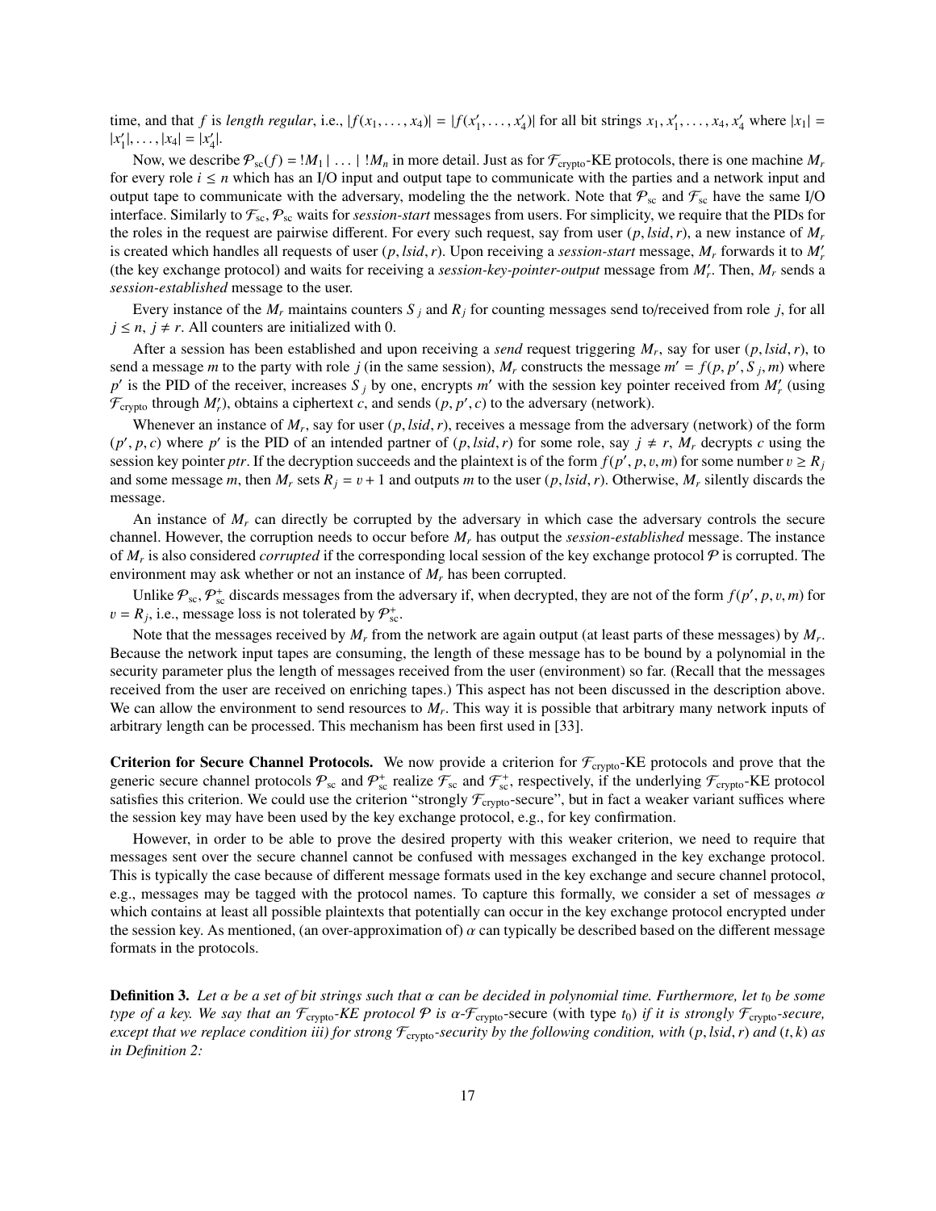time, and that $f$ is *length regular*, i.e., $|f(x_1, \ldots, x_4)| = |f(x'_1, \ldots, x'_4)|$ for all bit strings $x_1, x'_1, \ldots, x_4, x'_4$ where $|x_1| = |x'_1|, \ldots, |x_4| = |x'_4|$.

Now, we describe $\mathcal{P}_{\text{sc}}(f) = !M_1 \mid \ldots \mid !M_n$ in more detail. Just as for $\mathcal{F}_{\text{crypto}}$-KE protocols, there is one machine $M_r$ for every role $i \leq n$ which has an I/O input and output tape to communicate with the parties and a network input and output tape to communicate with the adversary, modeling the the network. Note that $\mathcal{P}_{\text{sc}}$ and $\mathcal{F}_{\text{sc}}$ have the same I/O interface. Similarly to $\mathcal{F}_{\text{sc}}$, $\mathcal{P}_{\text{sc}}$ waits for *session-start* messages from users. For simplicity, we require that the PIDs for the roles in the request are pairwise different. For every such request, say from user $(p, lsid, r)$, a new instance of $M_r$ is created which handles all requests of user $(p, lsid, r)$. Upon receiving a *session-start* message, $M_r$ forwards it to $M'_r$ (the key exchange protocol) and waits for receiving a *session-key-pointer-output* message from $M'_r$. Then, $M_r$ sends a *session-established* message to the user.

Every instance of the $M_r$ maintains counters $S_j$ and $R_j$ for counting messages send to/received from role $j$, for all $j \leq n$, $j \neq r$. All counters are initialized with 0.

After a session has been established and upon receiving a *send* request triggering $M_r$, say for user $(p, lsid, r)$, to send a message $m$ to the party with role $j$ (in the same session), $M_r$ constructs the message $m' = f(p, p', S_j, m)$ where $p'$ is the PID of the receiver, increases $S_j$ by one, encrypts $m'$ with the session key pointer received from $M'_r$ (using $\mathcal{F}_{\text{crypto}}$ through $M'_r$), obtains a ciphertext $c$, and sends $(p, p', c)$ to the adversary (network).

Whenever an instance of $M_r$, say for user $(p, lsid, r)$, receives a message from the adversary (network) of the form $(p', p, c)$ where $p'$ is the PID of an intended partner of $(p, lsid, r)$ for some role, say $j \neq r$, $M_r$ decrypts $c$ using the session key pointer $ptr$. If the decryption succeeds and the plaintext is of the form $f(p', p, v, m)$ for some number $v \geq R_j$ and some message $m$, then $M_r$ sets $R_j = v + 1$ and outputs $m$ to the user $(p, lsid, r)$. Otherwise, $M_r$ silently discards the message.

An instance of $M_r$ can directly be corrupted by the adversary in which case the adversary controls the secure channel. However, the corruption needs to occur before $M_r$ has output the *session-established* message. The instance of $M_r$ is also considered *corrupted* if the corresponding local session of the key exchange protocol $\mathcal{P}$ is corrupted. The environment may ask whether or not an instance of $M_r$ has been corrupted.

Unlike $\mathcal{P}_{\text{sc}}$, $\mathcal{P}^+_{\text{sc}}$ discards messages from the adversary if, when decrypted, they are not of the form $f(p', p, v, m)$ for $v = R_j$, i.e., message loss is not tolerated by $\mathcal{P}^+_{\text{sc}}$.

Note that the messages received by $M_r$ from the network are again output (at least parts of these messages) by $M_r$. Because the network input tapes are consuming, the length of these message has to be bound by a polynomial in the security parameter plus the length of messages received from the user (environment) so far. (Recall that the messages received from the user are received on enriching tapes.) This aspect has not been discussed in the description above. We can allow the environment to send resources to $M_r$. This way it is possible that arbitrary many network inputs of arbitrary length can be processed. This mechanism has been first used in [33].

**Criterion for Secure Channel Protocols.** We now provide a criterion for $\mathcal{F}_{\text{crypto}}$-KE protocols and prove that the generic secure channel protocols $\mathcal{P}_{\text{sc}}$ and $\mathcal{P}^+_{\text{sc}}$ realize $\mathcal{F}_{\text{sc}}$ and $\mathcal{F}^+_{\text{sc}}$, respectively, if the underlying $\mathcal{F}_{\text{crypto}}$-KE protocol satisfies this criterion. We could use the criterion "strongly $\mathcal{F}_{\text{crypto}}$-secure", but in fact a weaker variant suffices where the session key may have been used by the key exchange protocol, e.g., for key confirmation.

However, in order to be able to prove the desired property with this weaker criterion, we need to require that messages sent over the secure channel cannot be confused with messages exchanged in the key exchange protocol. This is typically the case because of different message formats used in the key exchange and secure channel protocol, e.g., messages may be tagged with the protocol names. To capture this formally, we consider a set of messages $\alpha$ which contains at least all possible plaintexts that potentially can occur in the key exchange protocol encrypted under the session key. As mentioned, (an over-approximation of) $\alpha$ can typically be described based on the different message formats in the protocols.

**Definition 3.** *Let $\alpha$ be a set of bit strings such that $\alpha$ can be decided in polynomial time. Furthermore, let $t_0$ be some type of a key. We say that an $\mathcal{F}_{\text{crypto}}$-KE protocol $\mathcal{P}$ is $\alpha$-$\mathcal{F}_{\text{crypto}}$-*secure *(with type $t_0$) if it is strongly $\mathcal{F}_{\text{crypto}}$-secure, except that we replace condition iii) for strong $\mathcal{F}_{\text{crypto}}$-security by the following condition, with $(p, lsid, r)$ and $(t, k)$ as in Definition 2:*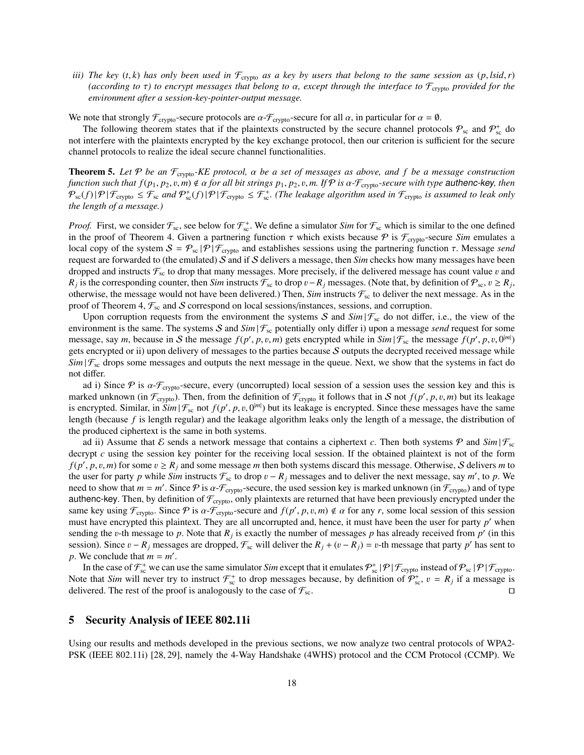*iii) The key $(t, k)$ has only been used in $\mathcal{F}_{\text{crypto}}$ as a key by users that belong to the same session as $(p, lsid, r)$ (according to $\tau$) to encrypt messages that belong to $\alpha$, except through the interface to $\mathcal{F}_{\text{crypto}}$ provided for the environment after a session-key-pointer-output message.*

We note that strongly $\mathcal{F}_{\text{crypto}}$-secure protocols are $\alpha$-$\mathcal{F}_{\text{crypto}}$-secure for all $\alpha$, in particular for $\alpha = \emptyset$.

The following theorem states that if the plaintexts constructed by the secure channel protocols $\mathcal{P}_{\text{sc}}$ and $\mathcal{P}^+_{\text{sc}}$ do not interfere with the plaintexts encrypted by the key exchange protocol, then our criterion is sufficient for the secure channel protocols to realize the ideal secure channel functionalities.

**Theorem 5.** *Let $\mathcal{P}$ be an $\mathcal{F}_{\text{crypto}}$-KE protocol, $\alpha$ be a set of messages as above, and $f$ be a message construction function such that $f(p_1, p_2, v, m) \notin \alpha$ for all bit strings $p_1, p_2, v, m$. If $\mathcal{P}$ is $\alpha$-$\mathcal{F}_{\text{crypto}}$-secure with type* authenc-key*, then $\mathcal{P}_{\text{sc}}(f) \,|\, \mathcal{P} \,|\, \mathcal{F}_{\text{crypto}} \leq \mathcal{F}_{\text{sc}}$ and $\mathcal{P}^+_{\text{sc}}(f) \,|\, \mathcal{P} \,|\, \mathcal{F}_{\text{crypto}} \leq \mathcal{F}^+_{\text{sc}}$. (The leakage algorithm used in $\mathcal{F}_{\text{crypto}}$ is assumed to leak only the length of a message.)*

*Proof.* First, we consider $\mathcal{F}_{\text{sc}}$, see below for $\mathcal{F}^+_{\text{sc}}$. We define a simulator *Sim* for $\mathcal{F}_{\text{sc}}$ which is similar to the one defined in the proof of Theorem 4. Given a partnering function $\tau$ which exists because $\mathcal{P}$ is $\mathcal{F}_{\text{crypto}}$-secure *Sim* emulates a local copy of the system $\mathcal{S} = \mathcal{P}_{\text{sc}} \,|\, \mathcal{P} \,|\, \mathcal{F}_{\text{crypto}}$ and establishes sessions using the partnering function $\tau$. Message *send* request are forwarded to (the emulated) $\mathcal{S}$ and if $\mathcal{S}$ delivers a message, then *Sim* checks how many messages have been dropped and instructs $\mathcal{F}_{\text{sc}}$ to drop that many messages. More precisely, if the delivered message has count value $v$ and $R_j$ is the corresponding counter, then *Sim* instructs $\mathcal{F}_{\text{sc}}$ to drop $v - R_j$ messages. (Note that, by definition of $\mathcal{P}_{\text{sc}}$, $v \geq R_j$, otherwise, the message would not have been delivered.) Then, *Sim* instructs $\mathcal{F}_{\text{sc}}$ to deliver the next message. As in the proof of Theorem 4, $\mathcal{F}_{\text{sc}}$ and $\mathcal{S}$ correspond on local sessions/instances, sessions, and corruption.

Upon corruption requests from the environment the systems $\mathcal{S}$ and $\textit{Sim} \,|\, \mathcal{F}_{\text{sc}}$ do not differ, i.e., the view of the environment is the same. The systems $\mathcal{S}$ and $\textit{Sim} \,|\, \mathcal{F}_{\text{sc}}$ potentially only differ i) upon a message *send* request for some message, say $m$, because in $\mathcal{S}$ the message $f(p', p, v, m)$ gets encrypted while in $\textit{Sim} \,|\, \mathcal{F}_{\text{sc}}$ the message $f(p', p, v, 0^{|m|})$ gets encrypted or ii) upon delivery of messages to the parties because $\mathcal{S}$ outputs the decrypted received message while $\textit{Sim} \,|\, \mathcal{F}_{\text{sc}}$ drops some messages and outputs the next message in the queue. Next, we show that the systems in fact do not differ.

ad i) Since $\mathcal{P}$ is $\alpha$-$\mathcal{F}_{\text{crypto}}$-secure, every (uncorrupted) local session of a session uses the session key and this is marked unknown (in $\mathcal{F}_{\text{crypto}}$). Then, from the definition of $\mathcal{F}_{\text{crypto}}$ it follows that in $\mathcal{S}$ not $f(p', p, v, m)$ but its leakage is encrypted. Similar, in $\textit{Sim} \,|\, \mathcal{F}_{\text{sc}}$ not $f(p', p, v, 0^{|m|})$ but its leakage is encrypted. Since these messages have the same length (because $f$ is length regular) and the leakage algorithm leaks only the length of a message, the distribution of the produced ciphertext is the same in both systems.

ad ii) Assume that $\mathcal{E}$ sends a network message that contains a ciphertext $c$. Then both systems $\mathcal{P}$ and $\textit{Sim} \,|\, \mathcal{F}_{\text{sc}}$ decrypt $c$ using the session key pointer for the receiving local session. If the obtained plaintext is not of the form $f(p', p, v, m)$ for some $v \geq R_j$ and some message $m$ then both systems discard this message. Otherwise, $\mathcal{S}$ delivers $m$ to the user for party $p$ while *Sim* instructs $\mathcal{F}_{\text{sc}}$ to drop $v - R_j$ messages and to deliver the next message, say $m'$, to $p$. We need to show that $m = m'$. Since $\mathcal{P}$ is $\alpha$-$\mathcal{F}_{\text{crypto}}$-secure, the used session key is marked unknown (in $\mathcal{F}_{\text{crypto}}$) and of type authenc-key. Then, by definition of $\mathcal{F}_{\text{crypto}}$, only plaintexts are returned that have been previously encrypted under the same key using $\mathcal{F}_{\text{crypto}}$. Since $\mathcal{P}$ is $\alpha$-$\mathcal{F}_{\text{crypto}}$-secure and $f(p', p, v, m) \notin \alpha$ for any $r$, some local session of this session must have encrypted this plaintext. They are all uncorrupted and, hence, it must have been the user for party $p'$ when sending the $v$-th message to $p$. Note that $R_j$ is exactly the number of messages $p$ has already received from $p'$ (in this session). Since $v - R_j$ messages are dropped, $\mathcal{F}_{\text{sc}}$ will deliver the $R_j + (v - R_j) = v$-th message that party $p'$ has sent to $p$. We conclude that $m = m'$.

In the case of $\mathcal{F}^+_{\text{sc}}$ we can use the same simulator *Sim* except that it emulates $\mathcal{P}^+_{\text{sc}} \,|\, \mathcal{P} \,|\, \mathcal{F}_{\text{crypto}}$ instead of $\mathcal{P}_{\text{sc}} \,|\, \mathcal{P} \,|\, \mathcal{F}_{\text{crypto}}$. Note that *Sim* will never try to instruct $\mathcal{F}^+_{\text{sc}}$ to drop messages because, by definition of $\mathcal{P}^+_{\text{sc}}$, $v = R_j$ if a message is delivered. The rest of the proof is analogously to the case of $\mathcal{F}_{\text{sc}}$. □

## 5 Security Analysis of IEEE 802.11i

Using our results and methods developed in the previous sections, we now analyze two central protocols of WPA2-PSK (IEEE 802.11i) [28, 29], namely the 4-Way Handshake (4WHS) protocol and the CCM Protocol (CCMP). We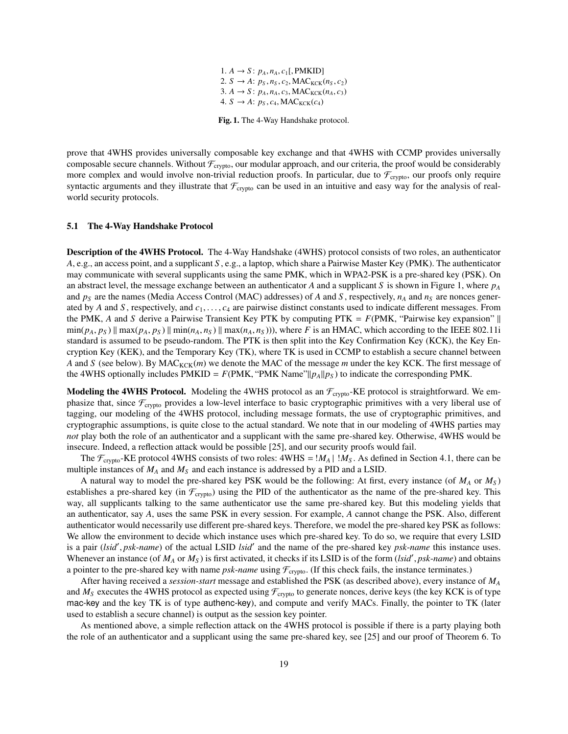1. $A \to S$: $p_A, n_A, c_1$[, PMKID]
2. $S \to A$: $p_S, n_S, c_2, \text{MAC}_{\text{KCK}}(n_S, c_2)$
3. $A \to S$: $p_A, n_A, c_3, \text{MAC}_{\text{KCK}}(n_A, c_3)$
4. $S \to A$: $p_S, c_4, \text{MAC}_{\text{KCK}}(c_4)$

**Fig. 1.** The 4-Way Handshake protocol.

prove that 4WHS provides universally composable key exchange and that 4WHS with CCMP provides universally composable secure channels. Without $\mathcal{F}_{\text{crypto}}$, our modular approach, and our criteria, the proof would be considerably more complex and would involve non-trivial reduction proofs. In particular, due to $\mathcal{F}_{\text{crypto}}$, our proofs only require syntactic arguments and they illustrate that $\mathcal{F}_{\text{crypto}}$ can be used in an intuitive and easy way for the analysis of real-world security protocols.

### 5.1 The 4-Way Handshake Protocol

**Description of the 4WHS Protocol.** The 4-Way Handshake (4WHS) protocol consists of two roles, an authenticator $A$, e.g., an access point, and a supplicant $S$, e.g., a laptop, which share a Pairwise Master Key (PMK). The authenticator may communicate with several supplicants using the same PMK, which in WPA2-PSK is a pre-shared key (PSK). On an abstract level, the message exchange between an authenticator $A$ and a supplicant $S$ is shown in Figure 1, where $p_A$ and $p_S$ are the names (Media Access Control (MAC) addresses) of $A$ and $S$, respectively, $n_A$ and $n_S$ are nonces generated by $A$ and $S$, respectively, and $c_1, \dots, c_4$ are pairwise distinct constants used to indicate different messages. From the PMK, $A$ and $S$ derive a Pairwise Transient Key PTK by computing PTK = $F$(PMK, "Pairwise key expansion" $\|$ $\min(p_A, p_S) \| \max(p_A, p_S) \| \min(n_A, n_S) \| \max(n_A, n_S)$)), where $F$ is an HMAC, which according to the IEEE 802.11i standard is assumed to be pseudo-random. The PTK is then split into the Key Confirmation Key (KCK), the Key Encryption Key (KEK), and the Temporary Key (TK), where TK is used in CCMP to establish a secure channel between $A$ and $S$ (see below). By $\text{MAC}_{\text{KCK}}(m)$ we denote the MAC of the message $m$ under the key KCK. The first message of the 4WHS optionally includes PMKID = $F$(PMK, "PMK Name"$\|p_A\|p_S$) to indicate the corresponding PMK.

**Modeling the 4WHS Protocol.** Modeling the 4WHS protocol as an $\mathcal{F}_{\text{crypto}}$-KE protocol is straightforward. We emphasize that, since $\mathcal{F}_{\text{crypto}}$ provides a low-level interface to basic cryptographic primitives with a very liberal use of tagging, our modeling of the 4WHS protocol, including message formats, the use of cryptographic primitives, and cryptographic assumptions, is quite close to the actual standard. We note that in our modeling of 4WHS parties may *not* play both the role of an authenticator and a supplicant with the same pre-shared key. Otherwise, 4WHS would be insecure. Indeed, a reflection attack would be possible [25], and our security proofs would fail.

The $\mathcal{F}_{\text{crypto}}$-KE protocol 4WHS consists of two roles: 4WHS = $!M_A \mid !M_S$. As defined in Section 4.1, there can be multiple instances of $M_A$ and $M_S$ and each instance is addressed by a PID and a LSID.

A natural way to model the pre-shared key PSK would be the following: At first, every instance (of $M_A$ or $M_S$) establishes a pre-shared key (in $\mathcal{F}_{\text{crypto}}$) using the PID of the authenticator as the name of the pre-shared key. This way, all supplicants talking to the same authenticator use the same pre-shared key. But this modeling yields that an authenticator, say $A$, uses the same PSK in every session. For example, $A$ cannot change the PSK. Also, different authenticator would necessarily use different pre-shared keys. Therefore, we model the pre-shared key PSK as follows: We allow the environment to decide which instance uses which pre-shared key. To do so, we require that every LSID is a pair ($lsid'$, *psk-name*) of the actual LSID $lsid'$ and the name of the pre-shared key *psk-name* this instance uses. Whenever an instance (of $M_A$ or $M_S$) is first activated, it checks if its LSID is of the form ($lsid'$, *psk-name*) and obtains a pointer to the pre-shared key with name *psk-name* using $\mathcal{F}_{\text{crypto}}$. (If this check fails, the instance terminates.)

After having received a *session-start* message and established the PSK (as described above), every instance of $M_A$ and $M_S$ executes the 4WHS protocol as expected using $\mathcal{F}_{\text{crypto}}$ to generate nonces, derive keys (the key KCK is of type mac-key and the key TK is of type authenc-key), and compute and verify MACs. Finally, the pointer to TK (later used to establish a secure channel) is output as the session key pointer.

As mentioned above, a simple reflection attack on the 4WHS protocol is possible if there is a party playing both the role of an authenticator and a supplicant using the same pre-shared key, see [25] and our proof of Theorem 6. To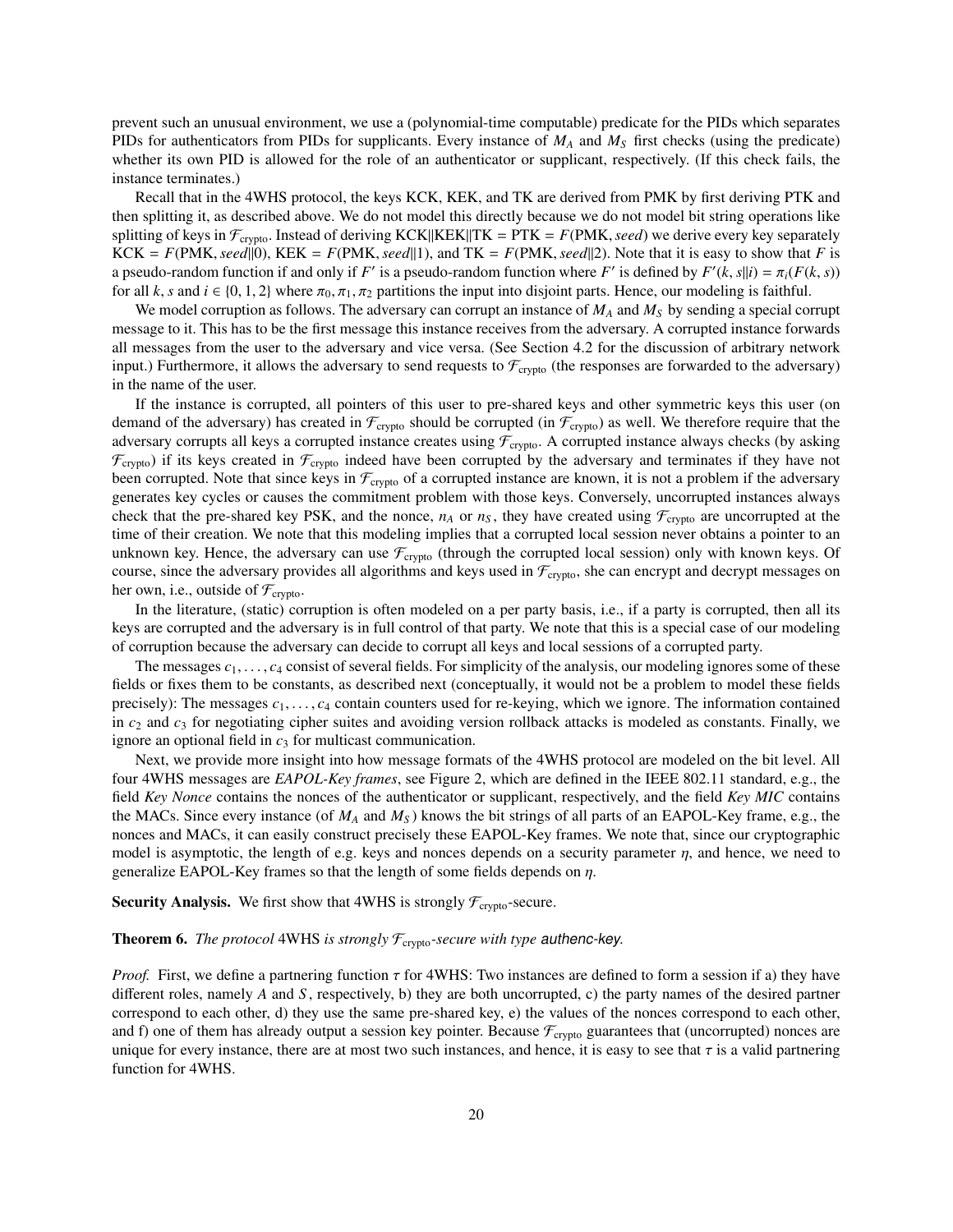prevent such an unusual environment, we use a (polynomial-time computable) predicate for the PIDs which separates PIDs for authenticators from PIDs for supplicants. Every instance of $M_A$ and $M_S$ first checks (using the predicate) whether its own PID is allowed for the role of an authenticator or supplicant, respectively. (If this check fails, the instance terminates.)

Recall that in the 4WHS protocol, the keys KCK, KEK, and TK are derived from PMK by first deriving PTK and then splitting it, as described above. We do not model this directly because we do not model bit string operations like splitting of keys in $\mathcal{F}_{\text{crypto}}$. Instead of deriving $\text{KCK}\|\text{KEK}\|\text{TK} = \text{PTK} = F(\text{PMK}, \textit{seed})$ we derive every key separately $\text{KCK} = F(\text{PMK}, \textit{seed}\|0)$, $\text{KEK} = F(\text{PMK}, \textit{seed}\|1)$, and $\text{TK} = F(\text{PMK}, \textit{seed}\|2)$. Note that it is easy to show that $F$ is a pseudo-random function if and only if $F'$ is a pseudo-random function where $F'$ is defined by $F'(k, s\|i) = \pi_i(F(k, s))$ for all $k, s$ and $i \in \{0, 1, 2\}$ where $\pi_0, \pi_1, \pi_2$ partitions the input into disjoint parts. Hence, our modeling is faithful.

We model corruption as follows. The adversary can corrupt an instance of $M_A$ and $M_S$ by sending a special corrupt message to it. This has to be the first message this instance receives from the adversary. A corrupted instance forwards all messages from the user to the adversary and vice versa. (See Section 4.2 for the discussion of arbitrary network input.) Furthermore, it allows the adversary to send requests to $\mathcal{F}_{\text{crypto}}$ (the responses are forwarded to the adversary) in the name of the user.

If the instance is corrupted, all pointers of this user to pre-shared keys and other symmetric keys this user (on demand of the adversary) has created in $\mathcal{F}_{\text{crypto}}$ should be corrupted (in $\mathcal{F}_{\text{crypto}}$) as well. We therefore require that the adversary corrupts all keys a corrupted instance creates using $\mathcal{F}_{\text{crypto}}$. A corrupted instance always checks (by asking $\mathcal{F}_{\text{crypto}}$) if its keys created in $\mathcal{F}_{\text{crypto}}$ indeed have been corrupted by the adversary and terminates if they have not been corrupted. Note that since keys in $\mathcal{F}_{\text{crypto}}$ of a corrupted instance are known, it is not a problem if the adversary generates key cycles or causes the commitment problem with those keys. Conversely, uncorrupted instances always check that the pre-shared key PSK, and the nonce, $n_A$ or $n_S$, they have created using $\mathcal{F}_{\text{crypto}}$ are uncorrupted at the time of their creation. We note that this modeling implies that a corrupted local session never obtains a pointer to an unknown key. Hence, the adversary can use $\mathcal{F}_{\text{crypto}}$ (through the corrupted local session) only with known keys. Of course, since the adversary provides all algorithms and keys used in $\mathcal{F}_{\text{crypto}}$, she can encrypt and decrypt messages on her own, i.e., outside of $\mathcal{F}_{\text{crypto}}$.

In the literature, (static) corruption is often modeled on a per party basis, i.e., if a party is corrupted, then all its keys are corrupted and the adversary is in full control of that party. We note that this is a special case of our modeling of corruption because the adversary can decide to corrupt all keys and local sessions of a corrupted party.

The messages $c_1, \ldots, c_4$ consist of several fields. For simplicity of the analysis, our modeling ignores some of these fields or fixes them to be constants, as described next (conceptually, it would not be a problem to model these fields precisely): The messages $c_1, \ldots, c_4$ contain counters used for re-keying, which we ignore. The information contained in $c_2$ and $c_3$ for negotiating cipher suites and avoiding version rollback attacks is modeled as constants. Finally, we ignore an optional field in $c_3$ for multicast communication.

Next, we provide more insight into how message formats of the 4WHS protocol are modeled on the bit level. All four 4WHS messages are *EAPOL-Key frames*, see Figure 2, which are defined in the IEEE 802.11 standard, e.g., the field *Key Nonce* contains the nonces of the authenticator or supplicant, respectively, and the field *Key MIC* contains the MACs. Since every instance (of $M_A$ and $M_S$) knows the bit strings of all parts of an EAPOL-Key frame, e.g., the nonces and MACs, it can easily construct precisely these EAPOL-Key frames. We note that, since our cryptographic model is asymptotic, the length of e.g. keys and nonces depends on a security parameter $\eta$, and hence, we need to generalize EAPOL-Key frames so that the length of some fields depends on $\eta$.

**Security Analysis.** We first show that 4WHS is strongly $\mathcal{F}_{\text{crypto}}$-secure.

**Theorem 6.** *The protocol* 4WHS *is strongly* $\mathcal{F}_{\text{crypto}}$*-secure with type* ***authenc-key****.*

*Proof.* First, we define a partnering function $\tau$ for 4WHS: Two instances are defined to form a session if a) they have different roles, namely $A$ and $S$, respectively, b) they are both uncorrupted, c) the party names of the desired partner correspond to each other, d) they use the same pre-shared key, e) the values of the nonces correspond to each other, and f) one of them has already output a session key pointer. Because $\mathcal{F}_{\text{crypto}}$ guarantees that (uncorrupted) nonces are unique for every instance, there are at most two such instances, and hence, it is easy to see that $\tau$ is a valid partnering function for 4WHS.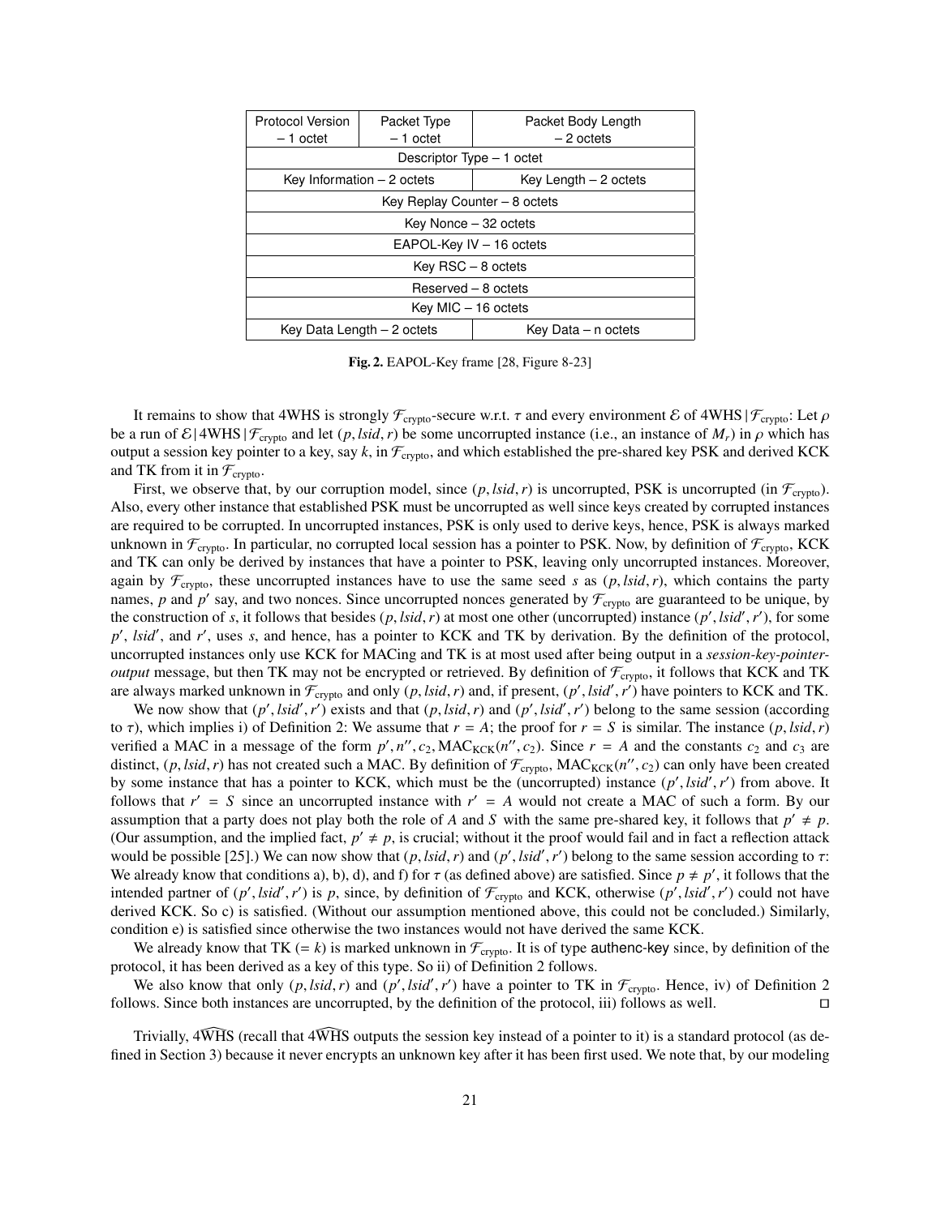| Protocol Version – 1 octet | Packet Type – 1 octet | Packet Body Length – 2 octets |
|---|---|---|
| Descriptor Type – 1 octet | | |
| Key Information – 2 octets | | Key Length – 2 octets |
| Key Replay Counter – 8 octets | | |
| Key Nonce – 32 octets | | |
| EAPOL-Key IV – 16 octets | | |
| Key RSC – 8 octets | | |
| Reserved – 8 octets | | |
| Key MIC – 16 octets | | |
| Key Data Length – 2 octets | | Key Data – n octets |

**Fig. 2.** EAPOL-Key frame [28, Figure 8-23]

It remains to show that 4WHS is strongly $\mathcal{F}_{\text{crypto}}$-secure w.r.t. $\tau$ and every environment $\mathcal{E}$ of 4WHS $|\mathcal{F}_{\text{crypto}}$: Let $\rho$ be a run of $\mathcal{E}|$4WHS$|\mathcal{F}_{\text{crypto}}$ and let $(p, lsid, r)$ be some uncorrupted instance (i.e., an instance of $M_r$) in $\rho$ which has output a session key pointer to a key, say $k$, in $\mathcal{F}_{\text{crypto}}$, and which established the pre-shared key PSK and derived KCK and TK from it in $\mathcal{F}_{\text{crypto}}$.

First, we observe that, by our corruption model, since $(p, lsid, r)$ is uncorrupted, PSK is uncorrupted (in $\mathcal{F}_{\text{crypto}}$). Also, every other instance that established PSK must be uncorrupted as well since keys created by corrupted instances are required to be corrupted. In uncorrupted instances, PSK is only used to derive keys, hence, PSK is always marked unknown in $\mathcal{F}_{\text{crypto}}$. In particular, no corrupted local session has a pointer to PSK. Now, by definition of $\mathcal{F}_{\text{crypto}}$, KCK and TK can only be derived by instances that have a pointer to PSK, leaving only uncorrupted instances. Moreover, again by $\mathcal{F}_{\text{crypto}}$, these uncorrupted instances have to use the same seed $s$ as $(p, lsid, r)$, which contains the party names, $p$ and $p'$ say, and two nonces. Since uncorrupted nonces generated by $\mathcal{F}_{\text{crypto}}$ are guaranteed to be unique, by the construction of $s$, it follows that besides $(p, lsid, r)$ at most one other (uncorrupted) instance $(p', lsid', r')$, for some $p'$, $lsid'$, and $r'$, uses $s$, and hence, has a pointer to KCK and TK by derivation. By the definition of the protocol, uncorrupted instances only use KCK for MACing and TK is at most used after being output in a *session-key-pointer-output* message, but then TK may not be encrypted or retrieved. By definition of $\mathcal{F}_{\text{crypto}}$, it follows that KCK and TK are always marked unknown in $\mathcal{F}_{\text{crypto}}$ and only $(p, lsid, r)$ and, if present, $(p', lsid', r')$ have pointers to KCK and TK.

We now show that $(p', lsid', r')$ exists and that $(p, lsid, r)$ and $(p', lsid', r')$ belong to the same session (according to $\tau$), which implies i) of Definition 2: We assume that $r = A$; the proof for $r = S$ is similar. The instance $(p, lsid, r)$ verified a MAC in a message of the form $p', n'', c_2, \text{MAC}_{\text{KCK}}(n'', c_2)$. Since $r = A$ and the constants $c_2$ and $c_3$ are distinct, $(p, lsid, r)$ has not created such a MAC. By definition of $\mathcal{F}_{\text{crypto}}$, $\text{MAC}_{\text{KCK}}(n'', c_2)$ can only have been created by some instance that has a pointer to KCK, which must be the (uncorrupted) instance $(p', lsid', r')$ from above. It follows that $r' = S$ since an uncorrupted instance with $r' = A$ would not create a MAC of such a form. By our assumption that a party does not play both the role of $A$ and $S$ with the same pre-shared key, it follows that $p' \neq p$. (Our assumption, and the implied fact, $p' \neq p$, is crucial; without it the proof would fail and in fact a reflection attack would be possible [25].) We can now show that $(p, lsid, r)$ and $(p', lsid', r')$ belong to the same session according to $\tau$: We already know that conditions a), b), d), and f) for $\tau$ (as defined above) are satisfied. Since $p \neq p'$, it follows that the intended partner of $(p', lsid', r')$ is $p$, since, by definition of $\mathcal{F}_{\text{crypto}}$ and KCK, otherwise $(p', lsid', r')$ could not have derived KCK. So c) is satisfied. (Without our assumption mentioned above, this could not be concluded.) Similarly, condition e) is satisfied since otherwise the two instances would not have derived the same KCK.

We already know that TK ($= k$) is marked unknown in $\mathcal{F}_{\text{crypto}}$. It is of type authenc-key since, by definition of the protocol, it has been derived as a key of this type. So ii) of Definition 2 follows.

We also know that only $(p, lsid, r)$ and $(p', lsid', r')$ have a pointer to TK in $\mathcal{F}_{\text{crypto}}$. Hence, iv) of Definition 2 follows. Since both instances are uncorrupted, by the definition of the protocol, iii) follows as well. □

Trivially, $4\widehat{\text{WHS}}$ (recall that $4\widehat{\text{WHS}}$ outputs the session key instead of a pointer to it) is a standard protocol (as defined in Section 3) because it never encrypts an unknown key after it has been first used. We note that, by our modeling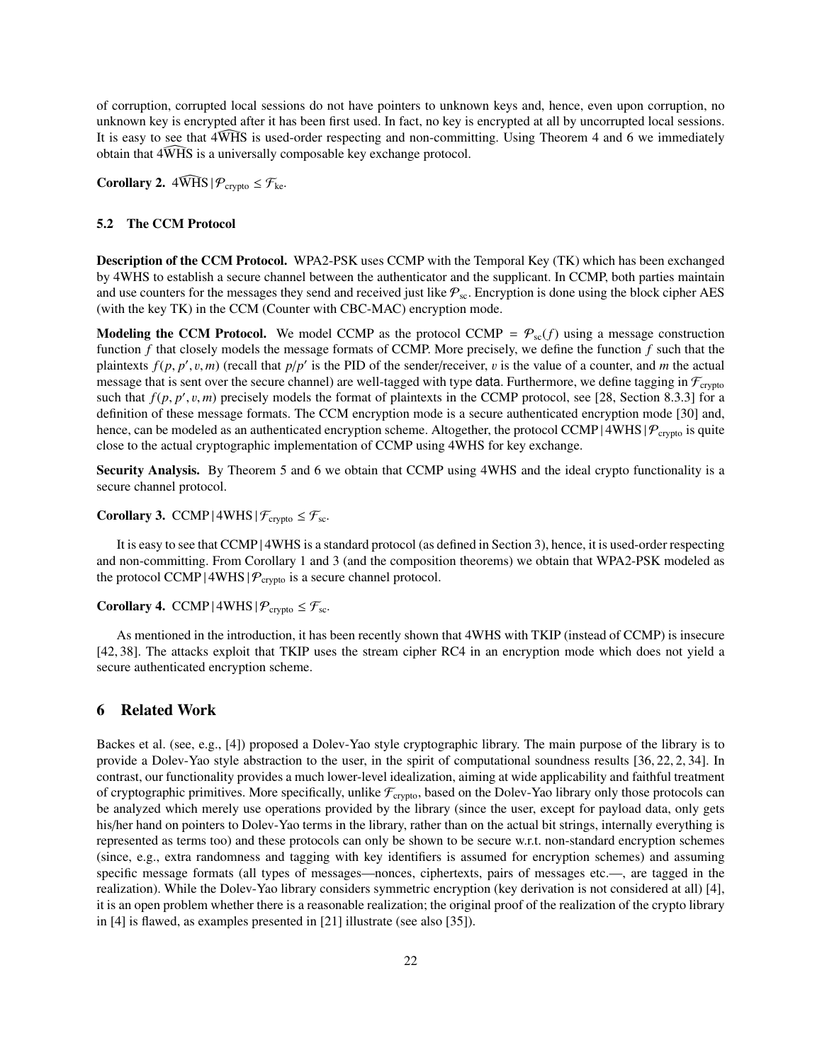of corruption, corrupted local sessions do not have pointers to unknown keys and, hence, even upon corruption, no unknown key is encrypted after it has been first used. In fact, no key is encrypted at all by uncorrupted local sessions. It is easy to see that $4\widehat{\text{WHS}}$ is used-order respecting and non-committing. Using Theorem 4 and 6 we immediately obtain that $4\widehat{\text{WHS}}$ is a universally composable key exchange protocol.

**Corollary 2.** $4\widehat{\text{WHS}} \,|\, \mathcal{P}_{\text{crypto}} \leq \mathcal{F}_{\text{ke}}$.

### 5.2 The CCM Protocol

**Description of the CCM Protocol.** WPA2-PSK uses CCMP with the Temporal Key (TK) which has been exchanged by 4WHS to establish a secure channel between the authenticator and the supplicant. In CCMP, both parties maintain and use counters for the messages they send and received just like $\mathcal{P}_{\text{sc}}$. Encryption is done using the block cipher AES (with the key TK) in the CCM (Counter with CBC-MAC) encryption mode.

**Modeling the CCM Protocol.** We model CCMP as the protocol $\text{CCMP} = \mathcal{P}_{\text{sc}}(f)$ using a message construction function $f$ that closely models the message formats of CCMP. More precisely, we define the function $f$ such that the plaintexts $f(p, p', v, m)$ (recall that $p/p'$ is the PID of the sender/receiver, $v$ is the value of a counter, and $m$ the actual message that is sent over the secure channel) are well-tagged with type data. Furthermore, we define tagging in $\mathcal{F}_{\text{crypto}}$ such that $f(p, p', v, m)$ precisely models the format of plaintexts in the CCMP protocol, see [28, Section 8.3.3] for a definition of these message formats. The CCM encryption mode is a secure authenticated encryption mode [30] and, hence, can be modeled as an authenticated encryption scheme. Altogether, the protocol $\text{CCMP} \,|\, \text{4WHS} \,|\, \mathcal{P}_{\text{crypto}}$ is quite close to the actual cryptographic implementation of CCMP using 4WHS for key exchange.

**Security Analysis.** By Theorem 5 and 6 we obtain that CCMP using 4WHS and the ideal crypto functionality is a secure channel protocol.

**Corollary 3.** $\text{CCMP} \,|\, \text{4WHS} \,|\, \mathcal{F}_{\text{crypto}} \leq \mathcal{F}_{\text{sc}}$.

It is easy to see that $\text{CCMP} \,|\, \text{4WHS}$ is a standard protocol (as defined in Section 3), hence, it is used-order respecting and non-committing. From Corollary 1 and 3 (and the composition theorems) we obtain that WPA2-PSK modeled as the protocol $\text{CCMP} \,|\, \text{4WHS} \,|\, \mathcal{P}_{\text{crypto}}$ is a secure channel protocol.

**Corollary 4.** $\text{CCMP} \,|\, \text{4WHS} \,|\, \mathcal{P}_{\text{crypto}} \leq \mathcal{F}_{\text{sc}}$.

As mentioned in the introduction, it has been recently shown that 4WHS with TKIP (instead of CCMP) is insecure [42, 38]. The attacks exploit that TKIP uses the stream cipher RC4 in an encryption mode which does not yield a secure authenticated encryption scheme.

## 6 Related Work

Backes et al. (see, e.g., [4]) proposed a Dolev-Yao style cryptographic library. The main purpose of the library is to provide a Dolev-Yao style abstraction to the user, in the spirit of computational soundness results [36, 22, 2, 34]. In contrast, our functionality provides a much lower-level idealization, aiming at wide applicability and faithful treatment of cryptographic primitives. More specifically, unlike $\mathcal{F}_{\text{crypto}}$, based on the Dolev-Yao library only those protocols can be analyzed which merely use operations provided by the library (since the user, except for payload data, only gets his/her hand on pointers to Dolev-Yao terms in the library, rather than on the actual bit strings, internally everything is represented as terms too) and these protocols can only be shown to be secure w.r.t. non-standard encryption schemes (since, e.g., extra randomness and tagging with key identifiers is assumed for encryption schemes) and assuming specific message formats (all types of messages—nonces, ciphertexts, pairs of messages etc.—, are tagged in the realization). While the Dolev-Yao library considers symmetric encryption (key derivation is not considered at all) [4], it is an open problem whether there is a reasonable realization; the original proof of the realization of the crypto library in [4] is flawed, as examples presented in [21] illustrate (see also [35]).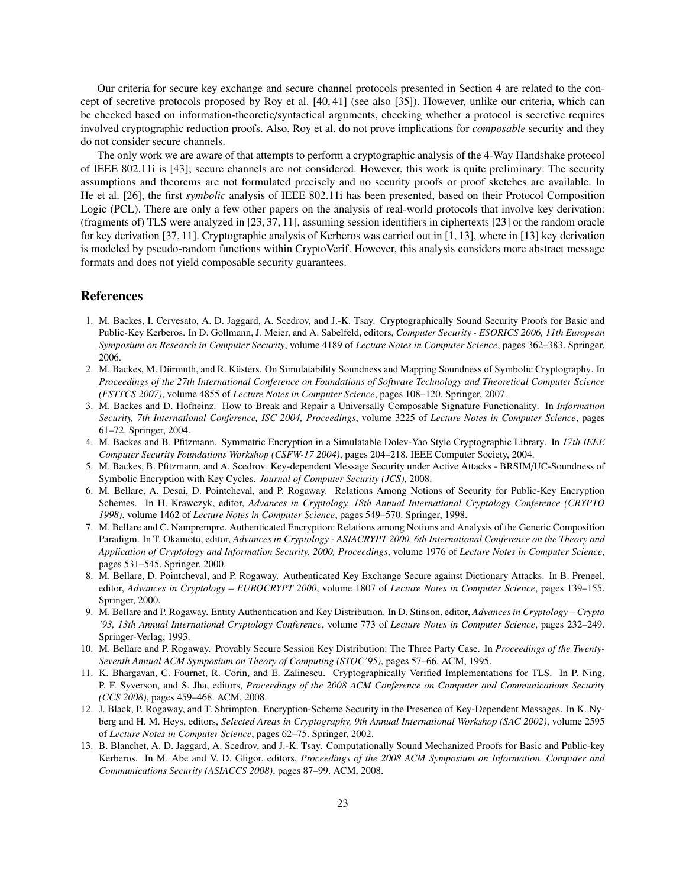Our criteria for secure key exchange and secure channel protocols presented in Section 4 are related to the concept of secretive protocols proposed by Roy et al. [40, 41] (see also [35]). However, unlike our criteria, which can be checked based on information-theoretic/syntactical arguments, checking whether a protocol is secretive requires involved cryptographic reduction proofs. Also, Roy et al. do not prove implications for *composable* security and they do not consider secure channels.

The only work we are aware of that attempts to perform a cryptographic analysis of the 4-Way Handshake protocol of IEEE 802.11i is [43]; secure channels are not considered. However, this work is quite preliminary: The security assumptions and theorems are not formulated precisely and no security proofs or proof sketches are available. In He et al. [26], the first *symbolic* analysis of IEEE 802.11i has been presented, based on their Protocol Composition Logic (PCL). There are only a few other papers on the analysis of real-world protocols that involve key derivation: (fragments of) TLS were analyzed in [23, 37, 11], assuming session identifiers in ciphertexts [23] or the random oracle for key derivation [37, 11]. Cryptographic analysis of Kerberos was carried out in [1, 13], where in [13] key derivation is modeled by pseudo-random functions within CryptoVerif. However, this analysis considers more abstract message formats and does not yield composable security guarantees.

## References

1. M. Backes, I. Cervesato, A. D. Jaggard, A. Scedrov, and J.-K. Tsay. Cryptographically Sound Security Proofs for Basic and Public-Key Kerberos. In D. Gollmann, J. Meier, and A. Sabelfeld, editors, *Computer Security - ESORICS 2006, 11th European Symposium on Research in Computer Security*, volume 4189 of *Lecture Notes in Computer Science*, pages 362–383. Springer, 2006.
2. M. Backes, M. Dürmuth, and R. Küsters. On Simulatability Soundness and Mapping Soundness of Symbolic Cryptography. In *Proceedings of the 27th International Conference on Foundations of Software Technology and Theoretical Computer Science (FSTTCS 2007)*, volume 4855 of *Lecture Notes in Computer Science*, pages 108–120. Springer, 2007.
3. M. Backes and D. Hofheinz. How to Break and Repair a Universally Composable Signature Functionality. In *Information Security, 7th International Conference, ISC 2004, Proceedings*, volume 3225 of *Lecture Notes in Computer Science*, pages 61–72. Springer, 2004.
4. M. Backes and B. Pfitzmann. Symmetric Encryption in a Simulatable Dolev-Yao Style Cryptographic Library. In *17th IEEE Computer Security Foundations Workshop (CSFW-17 2004)*, pages 204–218. IEEE Computer Society, 2004.
5. M. Backes, B. Pfitzmann, and A. Scedrov. Key-dependent Message Security under Active Attacks - BRSIM/UC-Soundness of Symbolic Encryption with Key Cycles. *Journal of Computer Security (JCS)*, 2008.
6. M. Bellare, A. Desai, D. Pointcheval, and P. Rogaway. Relations Among Notions of Security for Public-Key Encryption Schemes. In H. Krawczyk, editor, *Advances in Cryptology, 18th Annual International Cryptology Conference (CRYPTO 1998)*, volume 1462 of *Lecture Notes in Computer Science*, pages 549–570. Springer, 1998.
7. M. Bellare and C. Namprempre. Authenticated Encryption: Relations among Notions and Analysis of the Generic Composition Paradigm. In T. Okamoto, editor, *Advances in Cryptology - ASIACRYPT 2000, 6th International Conference on the Theory and Application of Cryptology and Information Security, 2000, Proceedings*, volume 1976 of *Lecture Notes in Computer Science*, pages 531–545. Springer, 2000.
8. M. Bellare, D. Pointcheval, and P. Rogaway. Authenticated Key Exchange Secure against Dictionary Attacks. In B. Preneel, editor, *Advances in Cryptology – EUROCRYPT 2000*, volume 1807 of *Lecture Notes in Computer Science*, pages 139–155. Springer, 2000.
9. M. Bellare and P. Rogaway. Entity Authentication and Key Distribution. In D. Stinson, editor, *Advances in Cryptology – Crypto '93, 13th Annual International Cryptology Conference*, volume 773 of *Lecture Notes in Computer Science*, pages 232–249. Springer-Verlag, 1993.
10. M. Bellare and P. Rogaway. Provably Secure Session Key Distribution: The Three Party Case. In *Proceedings of the Twenty-Seventh Annual ACM Symposium on Theory of Computing (STOC'95)*, pages 57–66. ACM, 1995.
11. K. Bhargavan, C. Fournet, R. Corin, and E. Zalinescu. Cryptographically Verified Implementations for TLS. In P. Ning, P. F. Syverson, and S. Jha, editors, *Proceedings of the 2008 ACM Conference on Computer and Communications Security (CCS 2008)*, pages 459–468. ACM, 2008.
12. J. Black, P. Rogaway, and T. Shrimpton. Encryption-Scheme Security in the Presence of Key-Dependent Messages. In K. Nyberg and H. M. Heys, editors, *Selected Areas in Cryptography, 9th Annual International Workshop (SAC 2002)*, volume 2595 of *Lecture Notes in Computer Science*, pages 62–75. Springer, 2002.
13. B. Blanchet, A. D. Jaggard, A. Scedrov, and J.-K. Tsay. Computationally Sound Mechanized Proofs for Basic and Public-key Kerberos. In M. Abe and V. D. Gligor, editors, *Proceedings of the 2008 ACM Symposium on Information, Computer and Communications Security (ASIACCS 2008)*, pages 87–99. ACM, 2008.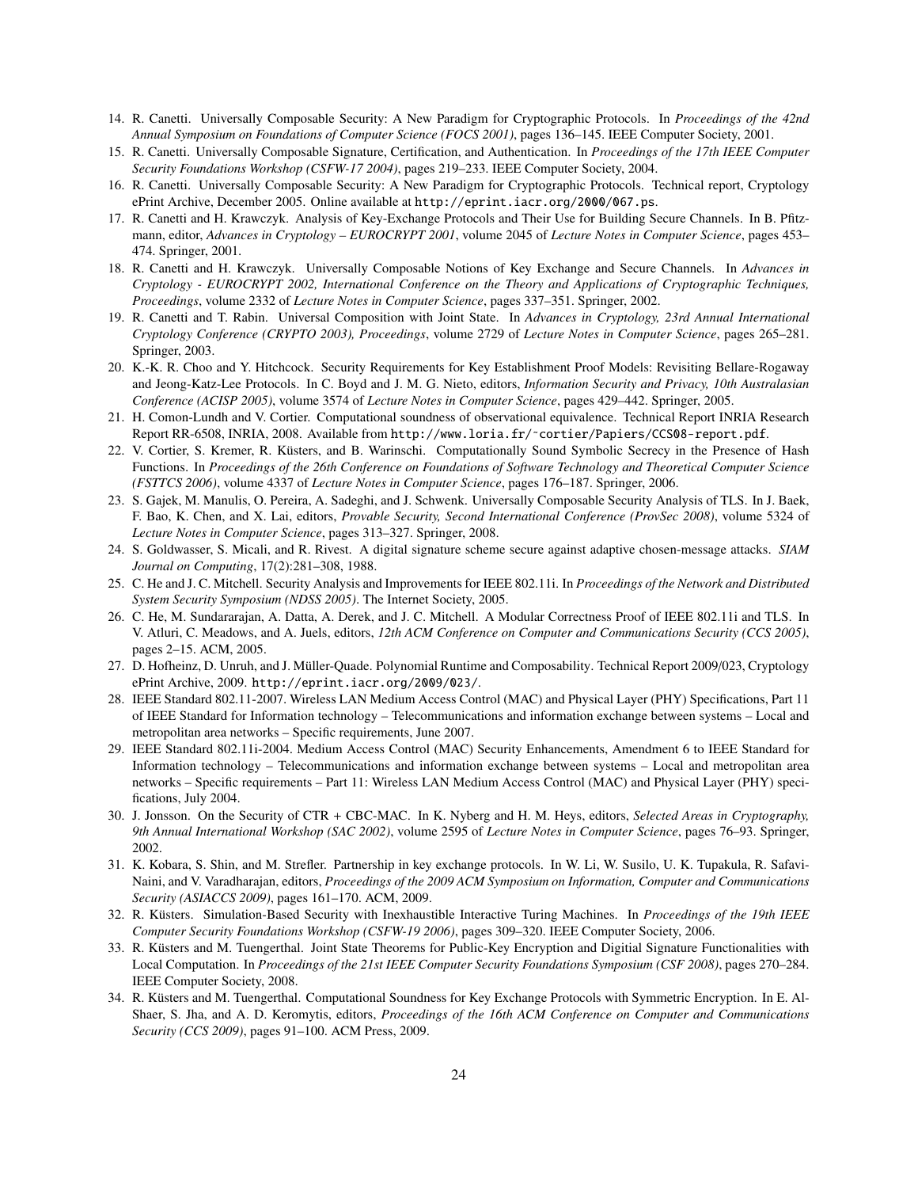14. R. Canetti. Universally Composable Security: A New Paradigm for Cryptographic Protocols. In *Proceedings of the 42nd Annual Symposium on Foundations of Computer Science (FOCS 2001)*, pages 136–145. IEEE Computer Society, 2001.
15. R. Canetti. Universally Composable Signature, Certification, and Authentication. In *Proceedings of the 17th IEEE Computer Security Foundations Workshop (CSFW-17 2004)*, pages 219–233. IEEE Computer Society, 2004.
16. R. Canetti. Universally Composable Security: A New Paradigm for Cryptographic Protocols. Technical report, Cryptology ePrint Archive, December 2005. Online available at `http://eprint.iacr.org/2000/067.ps`.
17. R. Canetti and H. Krawczyk. Analysis of Key-Exchange Protocols and Their Use for Building Secure Channels. In B. Pfitzmann, editor, *Advances in Cryptology – EUROCRYPT 2001*, volume 2045 of *Lecture Notes in Computer Science*, pages 453–474. Springer, 2001.
18. R. Canetti and H. Krawczyk. Universally Composable Notions of Key Exchange and Secure Channels. In *Advances in Cryptology - EUROCRYPT 2002, International Conference on the Theory and Applications of Cryptographic Techniques, Proceedings*, volume 2332 of *Lecture Notes in Computer Science*, pages 337–351. Springer, 2002.
19. R. Canetti and T. Rabin. Universal Composition with Joint State. In *Advances in Cryptology, 23rd Annual International Cryptology Conference (CRYPTO 2003), Proceedings*, volume 2729 of *Lecture Notes in Computer Science*, pages 265–281. Springer, 2003.
20. K.-K. R. Choo and Y. Hitchcock. Security Requirements for Key Establishment Proof Models: Revisiting Bellare-Rogaway and Jeong-Katz-Lee Protocols. In C. Boyd and J. M. G. Nieto, editors, *Information Security and Privacy, 10th Australasian Conference (ACISP 2005)*, volume 3574 of *Lecture Notes in Computer Science*, pages 429–442. Springer, 2005.
21. H. Comon-Lundh and V. Cortier. Computational soundness of observational equivalence. Technical Report INRIA Research Report RR-6508, INRIA, 2008. Available from `http://www.loria.fr/~cortier/Papiers/CCS08-report.pdf`.
22. V. Cortier, S. Kremer, R. Küsters, and B. Warinschi. Computationally Sound Symbolic Secrecy in the Presence of Hash Functions. In *Proceedings of the 26th Conference on Foundations of Software Technology and Theoretical Computer Science (FSTTCS 2006)*, volume 4337 of *Lecture Notes in Computer Science*, pages 176–187. Springer, 2006.
23. S. Gajek, M. Manulis, O. Pereira, A. Sadeghi, and J. Schwenk. Universally Composable Security Analysis of TLS. In J. Baek, F. Bao, K. Chen, and X. Lai, editors, *Provable Security, Second International Conference (ProvSec 2008)*, volume 5324 of *Lecture Notes in Computer Science*, pages 313–327. Springer, 2008.
24. S. Goldwasser, S. Micali, and R. Rivest. A digital signature scheme secure against adaptive chosen-message attacks. *SIAM Journal on Computing*, 17(2):281–308, 1988.
25. C. He and J. C. Mitchell. Security Analysis and Improvements for IEEE 802.11i. In *Proceedings of the Network and Distributed System Security Symposium (NDSS 2005)*. The Internet Society, 2005.
26. C. He, M. Sundararajan, A. Datta, A. Derek, and J. C. Mitchell. A Modular Correctness Proof of IEEE 802.11i and TLS. In V. Atluri, C. Meadows, and A. Juels, editors, *12th ACM Conference on Computer and Communications Security (CCS 2005)*, pages 2–15. ACM, 2005.
27. D. Hofheinz, D. Unruh, and J. Müller-Quade. Polynomial Runtime and Composability. Technical Report 2009/023, Cryptology ePrint Archive, 2009. `http://eprint.iacr.org/2009/023/`.
28. IEEE Standard 802.11-2007. Wireless LAN Medium Access Control (MAC) and Physical Layer (PHY) Specifications, Part 11 of IEEE Standard for Information technology – Telecommunications and information exchange between systems – Local and metropolitan area networks – Specific requirements, June 2007.
29. IEEE Standard 802.11i-2004. Medium Access Control (MAC) Security Enhancements, Amendment 6 to IEEE Standard for Information technology – Telecommunications and information exchange between systems – Local and metropolitan area networks – Specific requirements – Part 11: Wireless LAN Medium Access Control (MAC) and Physical Layer (PHY) specifications, July 2004.
30. J. Jonsson. On the Security of CTR + CBC-MAC. In K. Nyberg and H. M. Heys, editors, *Selected Areas in Cryptography, 9th Annual International Workshop (SAC 2002)*, volume 2595 of *Lecture Notes in Computer Science*, pages 76–93. Springer, 2002.
31. K. Kobara, S. Shin, and M. Strefler. Partnership in key exchange protocols. In W. Li, W. Susilo, U. K. Tupakula, R. Safavi-Naini, and V. Varadharajan, editors, *Proceedings of the 2009 ACM Symposium on Information, Computer and Communications Security (ASIACCS 2009)*, pages 161–170. ACM, 2009.
32. R. Küsters. Simulation-Based Security with Inexhaustible Interactive Turing Machines. In *Proceedings of the 19th IEEE Computer Security Foundations Workshop (CSFW-19 2006)*, pages 309–320. IEEE Computer Society, 2006.
33. R. Küsters and M. Tuengerthal. Joint State Theorems for Public-Key Encryption and Digitial Signature Functionalities with Local Computation. In *Proceedings of the 21st IEEE Computer Security Foundations Symposium (CSF 2008)*, pages 270–284. IEEE Computer Society, 2008.
34. R. Küsters and M. Tuengerthal. Computational Soundness for Key Exchange Protocols with Symmetric Encryption. In E. Al-Shaer, S. Jha, and A. D. Keromytis, editors, *Proceedings of the 16th ACM Conference on Computer and Communications Security (CCS 2009)*, pages 91–100. ACM Press, 2009.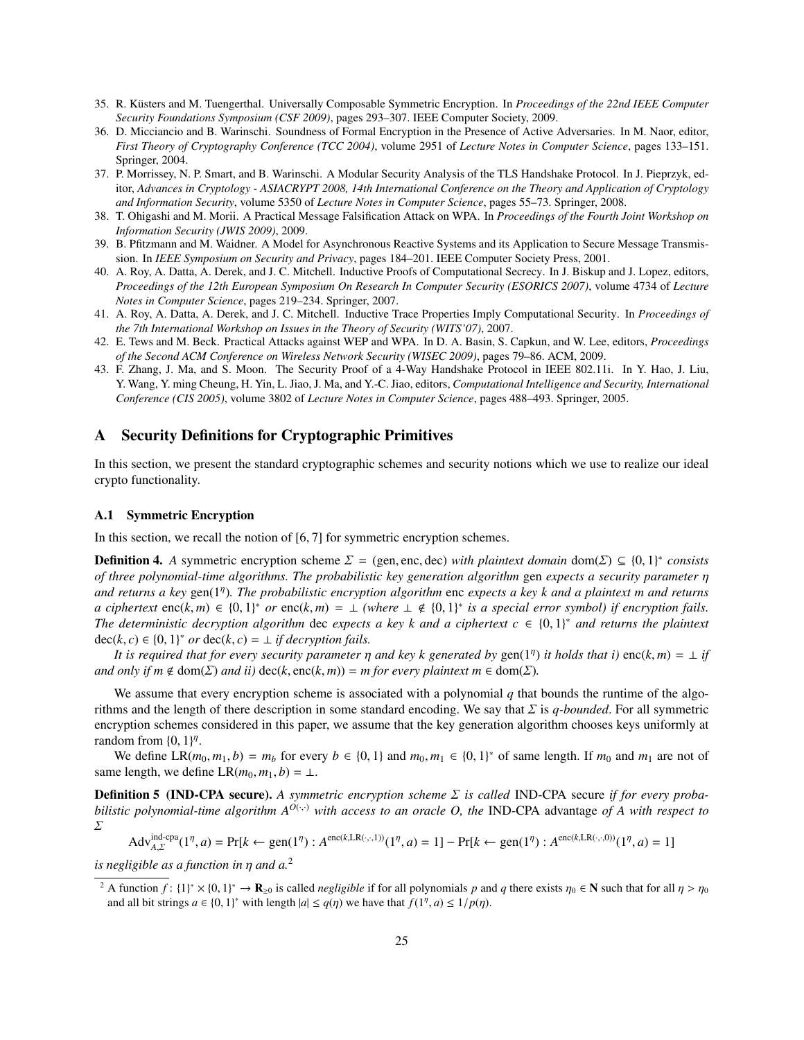35. R. Küsters and M. Tuengerthal. Universally Composable Symmetric Encryption. In *Proceedings of the 22nd IEEE Computer Security Foundations Symposium (CSF 2009)*, pages 293–307. IEEE Computer Society, 2009.
36. D. Micciancio and B. Warinschi. Soundness of Formal Encryption in the Presence of Active Adversaries. In M. Naor, editor, *First Theory of Cryptography Conference (TCC 2004)*, volume 2951 of *Lecture Notes in Computer Science*, pages 133–151. Springer, 2004.
37. P. Morrissey, N. P. Smart, and B. Warinschi. A Modular Security Analysis of the TLS Handshake Protocol. In J. Pieprzyk, editor, *Advances in Cryptology - ASIACRYPT 2008, 14th International Conference on the Theory and Application of Cryptology and Information Security*, volume 5350 of *Lecture Notes in Computer Science*, pages 55–73. Springer, 2008.
38. T. Ohigashi and M. Morii. A Practical Message Falsification Attack on WPA. In *Proceedings of the Fourth Joint Workshop on Information Security (JWIS 2009)*, 2009.
39. B. Pfitzmann and M. Waidner. A Model for Asynchronous Reactive Systems and its Application to Secure Message Transmission. In *IEEE Symposium on Security and Privacy*, pages 184–201. IEEE Computer Society Press, 2001.
40. A. Roy, A. Datta, A. Derek, and J. C. Mitchell. Inductive Proofs of Computational Secrecy. In J. Biskup and J. Lopez, editors, *Proceedings of the 12th European Symposium On Research In Computer Security (ESORICS 2007)*, volume 4734 of *Lecture Notes in Computer Science*, pages 219–234. Springer, 2007.
41. A. Roy, A. Datta, A. Derek, and J. C. Mitchell. Inductive Trace Properties Imply Computational Security. In *Proceedings of the 7th International Workshop on Issues in the Theory of Security (WITS'07)*, 2007.
42. E. Tews and M. Beck. Practical Attacks against WEP and WPA. In D. A. Basin, S. Capkun, and W. Lee, editors, *Proceedings of the Second ACM Conference on Wireless Network Security (WISEC 2009)*, pages 79–86. ACM, 2009.
43. F. Zhang, J. Ma, and S. Moon. The Security Proof of a 4-Way Handshake Protocol in IEEE 802.11i. In Y. Hao, J. Liu, Y. Wang, Y. ming Cheung, H. Yin, L. Jiao, J. Ma, and Y.-C. Jiao, editors, *Computational Intelligence and Security, International Conference (CIS 2005)*, volume 3802 of *Lecture Notes in Computer Science*, pages 488–493. Springer, 2005.

## A Security Definitions for Cryptographic Primitives

In this section, we present the standard cryptographic schemes and security notions which we use to realize our ideal crypto functionality.

### A.1 Symmetric Encryption

In this section, we recall the notion of [6, 7] for symmetric encryption schemes.

**Definition 4.** *A* symmetric encryption scheme $\Sigma = (\text{gen}, \text{enc}, \text{dec})$ *with plaintext domain* $\text{dom}(\Sigma) \subseteq \{0,1\}^*$ *consists of three polynomial-time algorithms. The probabilistic key generation algorithm* gen *expects a security parameter* $\eta$ *and returns a key* $\text{gen}(1^\eta)$*. The probabilistic encryption algorithm* enc *expects a key* $k$ *and a plaintext* $m$ *and returns a ciphertext* $\text{enc}(k,m) \in \{0,1\}^*$ *or* $\text{enc}(k,m) = \bot$ *(where* $\bot \notin \{0,1\}^*$ *is a special error symbol) if encryption fails. The deterministic decryption algorithm* dec *expects a key* $k$ *and a ciphertext* $c \in \{0,1\}^*$ *and returns the plaintext* $\text{dec}(k,c) \in \{0,1\}^*$ *or* $\text{dec}(k,c) = \bot$ *if decryption fails.*

*It is required that for every security parameter* $\eta$ *and key* $k$ *generated by* $\text{gen}(1^\eta)$ *it holds that i)* $\text{enc}(k,m) = \bot$ *if and only if* $m \notin \text{dom}(\Sigma)$ *and ii)* $\text{dec}(k, \text{enc}(k,m)) = m$ *for every plaintext* $m \in \text{dom}(\Sigma)$*.*

We assume that every encryption scheme is associated with a polynomial $q$ that bounds the runtime of the algorithms and the length of there description in some standard encoding. We say that $\Sigma$ is *q-bounded*. For all symmetric encryption schemes considered in this paper, we assume that the key generation algorithm chooses keys uniformly at random from $\{0,1\}^\eta$.

We define $\text{LR}(m_0, m_1, b) = m_b$ for every $b \in \{0,1\}$ and $m_0, m_1 \in \{0,1\}^*$ of same length. If $m_0$ and $m_1$ are not of same length, we define $\text{LR}(m_0, m_1, b) = \bot$.

**Definition 5 (IND-CPA secure).** *A symmetric encryption scheme* $\Sigma$ *is called* IND-CPA secure *if for every probabilistic polynomial-time algorithm* $A^{O(\cdot,\cdot)}$ *with access to an oracle* $O$*, the* IND-CPA advantage *of* $A$ *with respect to* $\Sigma$

$$\text{Adv}^{\text{ind-cpa}}_{A,\Sigma}(1^\eta, a) = \Pr[k \leftarrow \text{gen}(1^\eta) : A^{\text{enc}(k,\text{LR}(\cdot,\cdot,1))}(1^\eta, a) = 1] - \Pr[k \leftarrow \text{gen}(1^\eta) : A^{\text{enc}(k,\text{LR}(\cdot,\cdot,0))}(1^\eta, a) = 1]$$

*is negligible as a function in* $\eta$ *and* $a$*.*[2]

[2] A function $f\colon \{1\}^* \times \{0,1\}^* \to \mathbf{R}_{\geq 0}$ is called *negligible* if for all polynomials $p$ and $q$ there exists $\eta_0 \in \mathbf{N}$ such that for all $\eta > \eta_0$ and all bit strings $a \in \{0,1\}^*$ with length $|a| \leq q(\eta)$ we have that $f(1^\eta, a) \leq 1/p(\eta)$.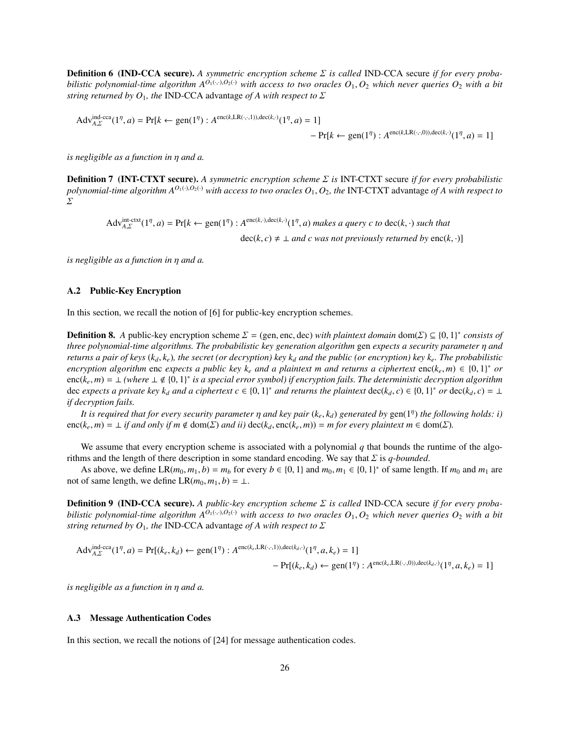**Definition 6 (IND-CCA secure).** *A symmetric encryption scheme $\Sigma$ is called* IND-CCA secure *if for every probabilistic polynomial-time algorithm $A^{O_1(\cdot,\cdot),O_2(\cdot)}$ with access to two oracles $O_1, O_2$ which never queries $O_2$ with a bit string returned by $O_1$, the* IND-CCA advantage *of A with respect to $\Sigma$*

$$\mathrm{Adv}^{\text{ind-cca}}_{A,\Sigma}(1^\eta, a) = \Pr[k \leftarrow \mathrm{gen}(1^\eta) : A^{\mathrm{enc}(k,\mathrm{LR}(\cdot,\cdot,1)),\mathrm{dec}(k,\cdot)}(1^\eta, a) = 1] - \Pr[k \leftarrow \mathrm{gen}(1^\eta) : A^{\mathrm{enc}(k,\mathrm{LR}(\cdot,\cdot,0)),\mathrm{dec}(k,\cdot)}(1^\eta, a) = 1]$$

*is negligible as a function in $\eta$ and a.*

**Definition 7 (INT-CTXT secure).** *A symmetric encryption scheme $\Sigma$ is* INT-CTXT secure *if for every probabilistic polynomial-time algorithm $A^{O_1(\cdot),O_2(\cdot)}$ with access to two oracles $O_1, O_2$, the* INT-CTXT advantage *of A with respect to $\Sigma$*

$$\mathrm{Adv}^{\text{int-ctxt}}_{A,\Sigma}(1^\eta, a) = \Pr[k \leftarrow \mathrm{gen}(1^\eta) : A^{\mathrm{enc}(k,\cdot),\mathrm{dec}(k,\cdot)}(1^\eta, a) \text{ makes a query } c \text{ to } \mathrm{dec}(k,\cdot) \text{ such that } \mathrm{dec}(k,c) \neq \bot \text{ and } c \text{ was not previously returned by } \mathrm{enc}(k,\cdot)]$$

*is negligible as a function in $\eta$ and a.*

### A.2 Public-Key Encryption

In this section, we recall the notion of [6] for public-key encryption schemes.

**Definition 8.** *A* public-key encryption scheme *$\Sigma = (\mathrm{gen}, \mathrm{enc}, \mathrm{dec})$ with plaintext domain $\mathrm{dom}(\Sigma) \subseteq \{0,1\}^*$ consists of three polynomial-time algorithms. The probabilistic key generation algorithm* gen *expects a security parameter $\eta$ and returns a pair of keys $(k_d, k_e)$, the secret (or decryption) key $k_d$ and the public (or encryption) key $k_e$. The probabilistic encryption algorithm* enc *expects a public key $k_e$ and a plaintext m and returns a ciphertext $\mathrm{enc}(k_e, m) \in \{0,1\}^*$ or $\mathrm{enc}(k_e, m) = \bot$ (where $\bot \notin \{0,1\}^*$ is a special error symbol) if encryption fails. The deterministic decryption algorithm* dec *expects a private key $k_d$ and a ciphertext $c \in \{0,1\}^*$ and returns the plaintext $\mathrm{dec}(k_d, c) \in \{0,1\}^*$ or $\mathrm{dec}(k_d, c) = \bot$ if decryption fails.*

*It is required that for every security parameter $\eta$ and key pair $(k_e, k_d)$ generated by $\mathrm{gen}(1^\eta)$ the following holds: i) $\mathrm{enc}(k_e, m) = \bot$ if and only if $m \notin \mathrm{dom}(\Sigma)$ and ii) $\mathrm{dec}(k_d, \mathrm{enc}(k_e, m)) = m$ for every plaintext $m \in \mathrm{dom}(\Sigma)$.*

We assume that every encryption scheme is associated with a polynomial $q$ that bounds the runtime of the algorithms and the length of there description in some standard encoding. We say that $\Sigma$ is *q-bounded*.

As above, we define $\mathrm{LR}(m_0, m_1, b) = m_b$ for every $b \in \{0,1\}$ and $m_0, m_1 \in \{0,1\}^*$ of same length. If $m_0$ and $m_1$ are not of same length, we define $\mathrm{LR}(m_0, m_1, b) = \bot$.

**Definition 9 (IND-CCA secure).** *A public-key encryption scheme $\Sigma$ is called* IND-CCA secure *if for every probabilistic polynomial-time algorithm $A^{O_1(\cdot,\cdot),O_2(\cdot)}$ with access to two oracles $O_1, O_2$ which never queries $O_2$ with a bit string returned by $O_1$, the* IND-CCA advantage *of A with respect to $\Sigma$*

$$\mathrm{Adv}^{\text{ind-cca}}_{A,\Sigma}(1^\eta, a) = \Pr[(k_e, k_d) \leftarrow \mathrm{gen}(1^\eta) : A^{\mathrm{enc}(k_e,\mathrm{LR}(\cdot,\cdot,1)),\mathrm{dec}(k_d,\cdot)}(1^\eta, a, k_e) = 1] - \Pr[(k_e, k_d) \leftarrow \mathrm{gen}(1^\eta) : A^{\mathrm{enc}(k_e,\mathrm{LR}(\cdot,\cdot,0)),\mathrm{dec}(k_d,\cdot)}(1^\eta, a, k_e) = 1]$$

*is negligible as a function in $\eta$ and a.*

### A.3 Message Authentication Codes

In this section, we recall the notions of [24] for message authentication codes.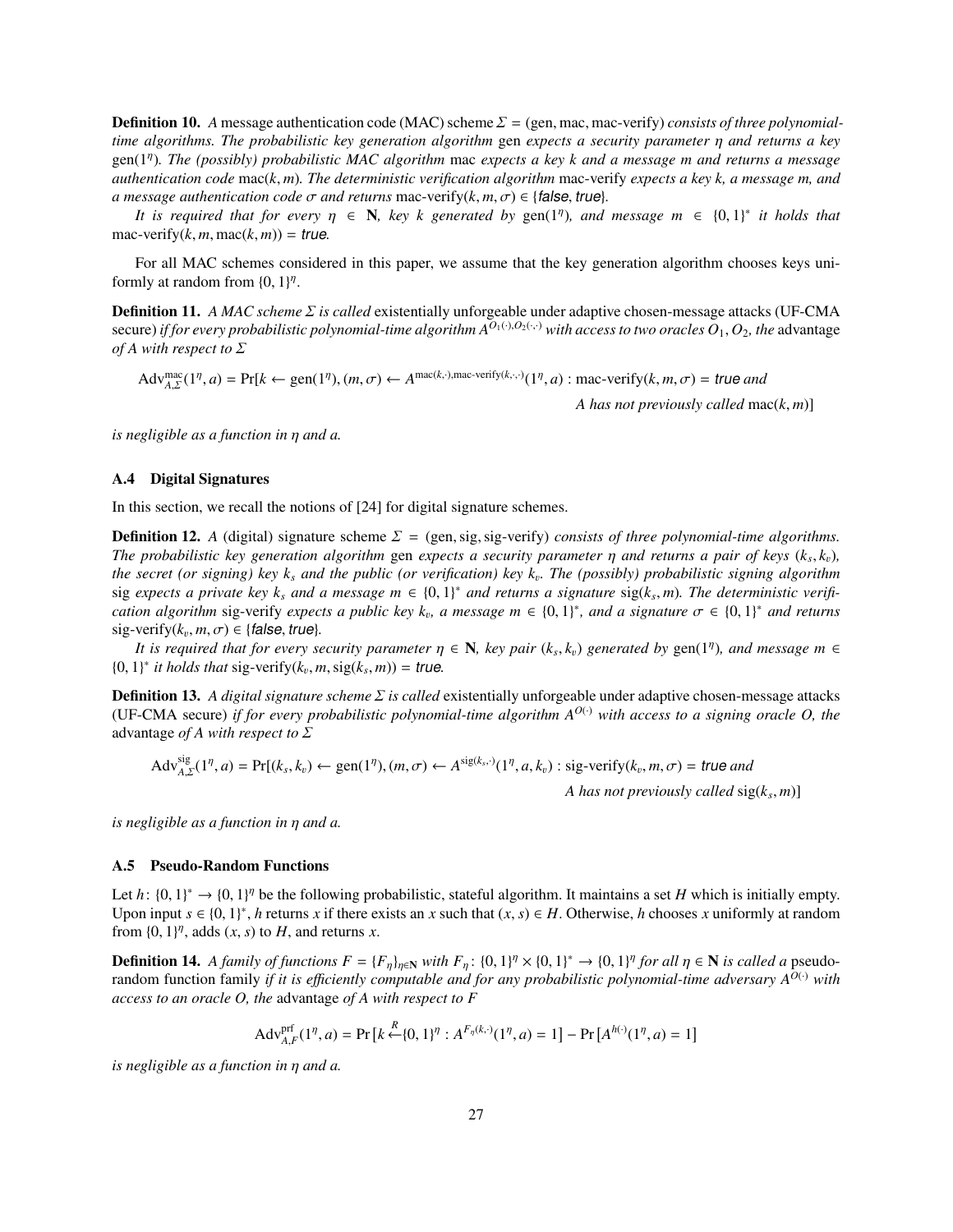**Definition 10.** *A* message authentication code (MAC) scheme $\Sigma = (\text{gen}, \text{mac}, \text{mac-verify})$ *consists of three polynomial-time algorithms. The probabilistic key generation algorithm* gen *expects a security parameter $\eta$ and returns a key* $\text{gen}(1^\eta)$*. The (possibly) probabilistic MAC algorithm* mac *expects a key $k$ and a message $m$ and returns a message authentication code* $\text{mac}(k, m)$*. The deterministic verification algorithm* mac-verify *expects a key $k$, a message $m$, and a message authentication code $\sigma$ and returns* $\text{mac-verify}(k, m, \sigma) \in \{\textit{false}, \textit{true}\}$*.*

*It is required that for every $\eta \in \mathbf{N}$, key $k$ generated by $\text{gen}(1^\eta)$, and message $m \in \{0,1\}^*$ it holds that* $\text{mac-verify}(k, m, \text{mac}(k, m)) = \textit{true}$*.*

For all MAC schemes considered in this paper, we assume that the key generation algorithm chooses keys uniformly at random from $\{0,1\}^\eta$.

**Definition 11.** *A MAC scheme $\Sigma$ is called* existentially unforgeable under adaptive chosen-message attacks (UF-CMA secure) *if for every probabilistic polynomial-time algorithm $A^{O_1(\cdot), O_2(\cdot,\cdot)}$ with access to two oracles $O_1, O_2$, the* advantage *of $A$ with respect to $\Sigma$*

$$\text{Adv}^{\text{mac}}_{A,\Sigma}(1^\eta, a) = \Pr[k \leftarrow \text{gen}(1^\eta), (m, \sigma) \leftarrow A^{\text{mac}(k,\cdot), \text{mac-verify}(k,\cdot,\cdot)}(1^\eta, a) : \text{mac-verify}(k, m, \sigma) = \textit{true} \text{ and } A \text{ has not previously called } \text{mac}(k, m)]$$

*is negligible as a function in $\eta$ and $a$.*

### A.4 Digital Signatures

In this section, we recall the notions of [24] for digital signature schemes.

**Definition 12.** *A* (digital) signature scheme $\Sigma = (\text{gen}, \text{sig}, \text{sig-verify})$ *consists of three polynomial-time algorithms. The probabilistic key generation algorithm* gen *expects a security parameter $\eta$ and returns a pair of keys $(k_s, k_v)$, the secret (or signing) key $k_s$ and the public (or verification) key $k_v$. The (possibly) probabilistic signing algorithm* sig *expects a private key $k_s$ and a message $m \in \{0,1\}^*$ and returns a signature $\text{sig}(k_s, m)$. The deterministic verification algorithm* sig-verify *expects a public key $k_v$, a message $m \in \{0,1\}^*$, and a signature $\sigma \in \{0,1\}^*$ and returns* $\text{sig-verify}(k_v, m, \sigma) \in \{\textit{false}, \textit{true}\}$*.*

*It is required that for every security parameter $\eta \in \mathbf{N}$, key pair $(k_s, k_v)$ generated by $\text{gen}(1^\eta)$, and message $m \in \{0,1\}^*$ it holds that* $\text{sig-verify}(k_v, m, \text{sig}(k_s, m)) = \textit{true}$*.*

**Definition 13.** *A digital signature scheme $\Sigma$ is called* existentially unforgeable under adaptive chosen-message attacks (UF-CMA secure) *if for every probabilistic polynomial-time algorithm $A^{O(\cdot)}$ with access to a signing oracle $O$, the* advantage *of $A$ with respect to $\Sigma$*

$$\text{Adv}^{\text{sig}}_{A,\Sigma}(1^\eta, a) = \Pr[(k_s, k_v) \leftarrow \text{gen}(1^\eta), (m, \sigma) \leftarrow A^{\text{sig}(k_s,\cdot)}(1^\eta, a, k_v) : \text{sig-verify}(k_v, m, \sigma) = \textit{true} \text{ and } A \text{ has not previously called } \text{sig}(k_s, m)]$$

*is negligible as a function in $\eta$ and $a$.*

### A.5 Pseudo-Random Functions

Let $h \colon \{0,1\}^* \to \{0,1\}^\eta$ be the following probabilistic, stateful algorithm. It maintains a set $H$ which is initially empty. Upon input $s \in \{0,1\}^*$, $h$ returns $x$ if there exists an $x$ such that $(x, s) \in H$. Otherwise, $h$ chooses $x$ uniformly at random from $\{0,1\}^\eta$, adds $(x, s)$ to $H$, and returns $x$.

**Definition 14.** *A family of functions $F = \{F_\eta\}_{\eta \in \mathbf{N}}$ with $F_\eta \colon \{0,1\}^\eta \times \{0,1\}^* \to \{0,1\}^\eta$ for all $\eta \in \mathbf{N}$ is called a* pseudo-random function family *if it is efficiently computable and for any probabilistic polynomial-time adversary $A^{O(\cdot)}$ with access to an oracle $O$, the* advantage *of $A$ with respect to $F$*

$$\text{Adv}^{\text{prf}}_{A,F}(1^\eta, a) = \Pr\left[k \overset{R}{\leftarrow} \{0,1\}^\eta : A^{F_\eta(k,\cdot)}(1^\eta, a) = 1\right] - \Pr\left[A^{h(\cdot)}(1^\eta, a) = 1\right]$$

*is negligible as a function in $\eta$ and $a$.*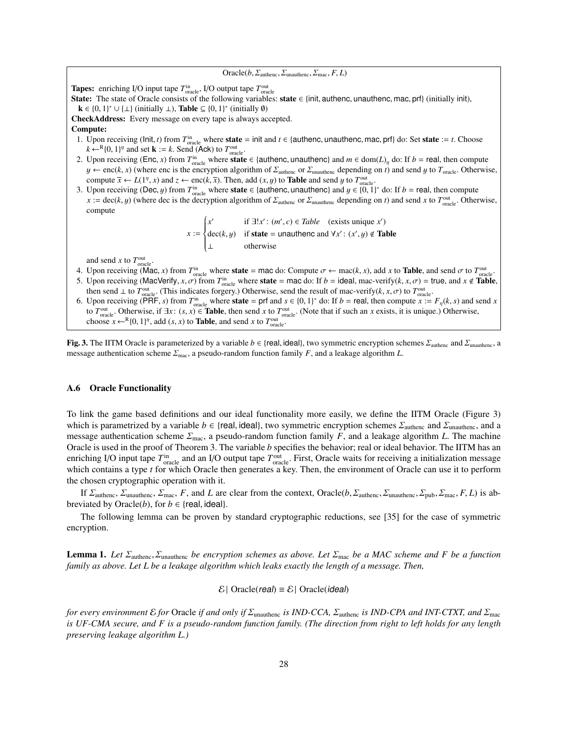**Oracle($b, \Sigma_{\text{authenc}}, \Sigma_{\text{unauthenc}}, \Sigma_{\text{mac}}, F, L$)**

**Tapes:** enriching I/O input tape $T^{\text{in}}_{\text{oracle}}$, I/O output tape $T^{\text{out}}_{\text{oracle}}$

**State:** The state of Oracle consists of the following variables: **state** $\in$ {init, authenc, unauthenc, mac, prf} (initially init), $\mathbf{k} \in \{0,1\}^* \cup \{\perp\}$ (initially $\perp$), **Table** $\subseteq \{0,1\}^*$ (initially $\emptyset$)

**CheckAddress:** Every message on every tape is always accepted.

**Compute:**

1. Upon receiving (Init, $t$) from $T^{\text{in}}_{\text{oracle}}$ where **state** = init and $t \in$ {authenc, unauthenc, mac, prf} do: Set **state** := $t$. Choose $k \xleftarrow{R} \{0,1\}^\eta$ and set $\mathbf{k} := k$. Send (Ack) to $T^{\text{out}}_{\text{oracle}}$.
2. Upon receiving (Enc, $x$) from $T^{\text{in}}_{\text{oracle}}$ where **state** $\in$ {authenc, unauthenc} and $m \in \text{dom}(L)_\eta$ do: If $b$ = real, then compute $y \leftarrow \text{enc}(k, x)$ (where enc is the encryption algorithm of $\Sigma_{\text{authenc}}$ or $\Sigma_{\text{unauthenc}}$ depending on $t$) and send $y$ to $T_{\text{oracle}}$. Otherwise, compute $\overline{x} \leftarrow L(1^\eta, x)$ and $z \leftarrow \text{enc}(k, \overline{x})$. Then, add $(x, y)$ to **Table** and send $y$ to $T^{\text{out}}_{\text{oracle}}$.
3. Upon receiving (Dec, $y$) from $T^{\text{in}}_{\text{oracle}}$ where **state** $\in$ {authenc, unauthenc} and $y \in \{0,1\}^*$ do: If $b$ = real, then compute $x := \text{dec}(k, y)$ (where dec is the decryption algorithm of $\Sigma_{\text{authenc}}$ or $\Sigma_{\text{unauthenc}}$ depending on $t$) and send $x$ to $T^{\text{out}}_{\text{oracle}}$. Otherwise, compute
$$x := \begin{cases} x' & \text{if } \exists! x' : (m', c) \in \textit{Table} \quad \text{(exists unique } x'\text{)} \\ \text{dec}(k, y) & \text{if } \textbf{state} = \text{unauthenc and } \forall x' : (x', y) \notin \textbf{Table} \\ \perp & \text{otherwise} \end{cases}$$
and send $x$ to $T^{\text{out}}_{\text{oracle}}$.
4. Upon receiving (Mac, $x$) from $T^{\text{in}}_{\text{oracle}}$ where **state** = mac do: Compute $\sigma \leftarrow \text{mac}(k, x)$, add $x$ to **Table**, and send $\sigma$ to $T^{\text{out}}_{\text{oracle}}$.
5. Upon receiving (MacVerify, $x, \sigma$) from $T^{\text{in}}_{\text{oracle}}$ where **state** = mac do: If $b$ = ideal, mac-verify$(k, x, \sigma)$ = true, and $x \notin$ **Table**, then send $\perp$ to $T^{\text{out}}_{\text{oracle}}$. (This indicates forgery.) Otherwise, send the result of mac-verify$(k, x, \sigma)$ to $T^{\text{out}}_{\text{oracle}}$.
6. Upon receiving (PRF, $s$) from $T^{\text{in}}_{\text{oracle}}$ where **state** = prf and $s \in \{0,1\}^*$ do: If $b$ = real, then compute $x := F_\eta(k, s)$ and send $x$ to $T^{\text{out}}_{\text{oracle}}$. Otherwise, if $\exists x \colon (s, x) \in$ **Table**, then send $x$ to $T^{\text{out}}_{\text{oracle}}$. (Note that if such an $x$ exists, it is unique.) Otherwise, choose $x \xleftarrow{R} \{0,1\}^\eta$, add $(s, x)$ to **Table**, and send $x$ to $T^{\text{out}}_{\text{oracle}}$.

**Fig. 3.** The IITM Oracle is parameterized by a variable $b \in$ {real, ideal}, two symmetric encryption schemes $\Sigma_{\text{authenc}}$ and $\Sigma_{\text{unauthenc}}$, a message authentication scheme $\Sigma_{\text{mac}}$, a pseudo-random function family $F$, and a leakage algorithm $L$.

### A.6 Oracle Functionality

To link the game based definitions and our ideal functionality more easily, we define the IITM Oracle (Figure 3) which is parametrized by a variable $b \in$ {real, ideal}, two symmetric encryption schemes $\Sigma_{\text{authenc}}$ and $\Sigma_{\text{unauthenc}}$, and a message authentication scheme $\Sigma_{\text{mac}}$, a pseudo-random function family $F$, and a leakage algorithm $L$. The machine Oracle is used in the proof of Theorem 3. The variable $b$ specifies the behavior; real or ideal behavior. The IITM has an enriching I/O input tape $T^{\text{in}}_{\text{oracle}}$ and an I/O output tape $T^{\text{out}}_{\text{oracle}}$. First, Oracle waits for receiving a initialization message which contains a type $t$ for which Oracle then generates a key. Then, the environment of Oracle can use it to perform the chosen cryptographic operation with it.

If $\Sigma_{\text{authenc}}$, $\Sigma_{\text{unauthenc}}$, $\Sigma_{\text{mac}}$, $F$, and $L$ are clear from the context, Oracle($b, \Sigma_{\text{authenc}}, \Sigma_{\text{unauthenc}}, \Sigma_{\text{pub}}, \Sigma_{\text{mac}}, F, L$) is abbreviated by Oracle($b$), for $b \in$ {real, ideal}.

The following lemma can be proven by standard cryptographic reductions, see [35] for the case of symmetric encryption.

**Lemma 1.** *Let $\Sigma_{\text{authenc}}, \Sigma_{\text{unauthenc}}$ be encryption schemes as above. Let $\Sigma_{\text{mac}}$ be a MAC scheme and $F$ be a function family as above. Let $L$ be a leakage algorithm which leaks exactly the length of a message. Then,*

$$\mathcal{E} \,|\, \text{Oracle}(\textit{real}) \equiv \mathcal{E} \,|\, \text{Oracle}(\textit{ideal})$$

*for every environment $\mathcal{E}$ for* Oracle *if and only if $\Sigma_{\text{unauthenc}}$ is IND-CCA, $\Sigma_{\text{authenc}}$ is IND-CPA and INT-CTXT, and $\Sigma_{\text{mac}}$ is UF-CMA secure, and $F$ is a pseudo-random function family. (The direction from right to left holds for any length preserving leakage algorithm $L$.)*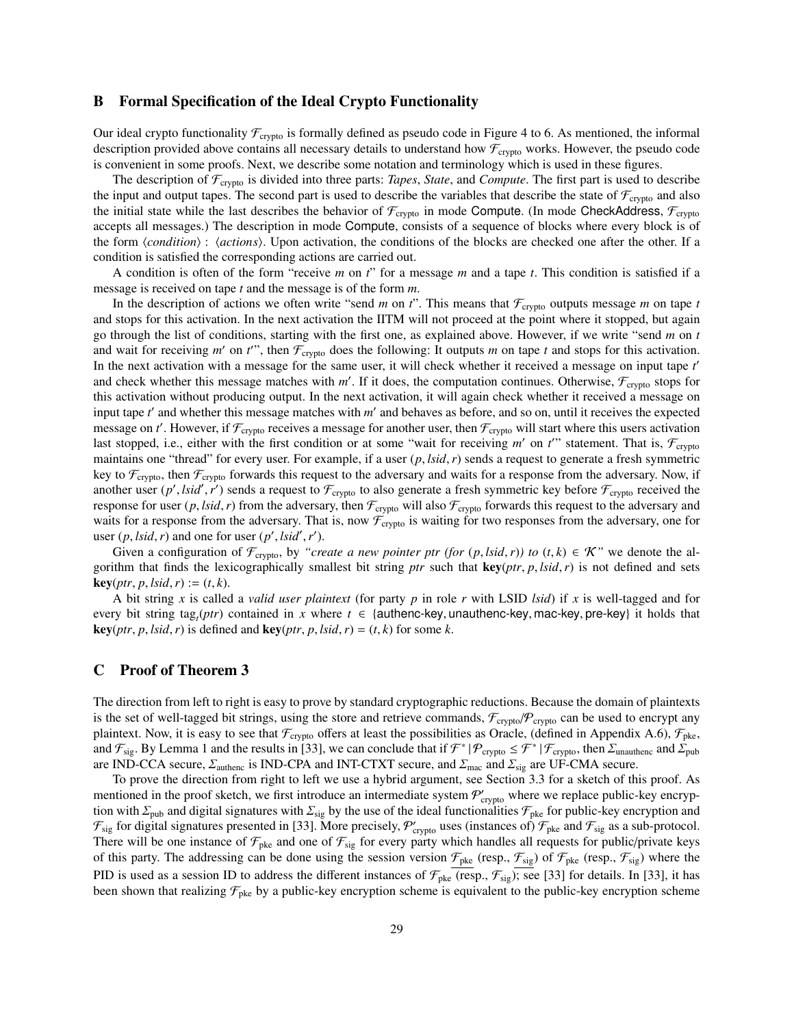## B Formal Specification of the Ideal Crypto Functionality

Our ideal crypto functionality $\mathcal{F}_{\text{crypto}}$ is formally defined as pseudo code in Figure 4 to 6. As mentioned, the informal description provided above contains all necessary details to understand how $\mathcal{F}_{\text{crypto}}$ works. However, the pseudo code is convenient in some proofs. Next, we describe some notation and terminology which is used in these figures.

The description of $\mathcal{F}_{\text{crypto}}$ is divided into three parts: *Tapes*, *State*, and *Compute*. The first part is used to describe the input and output tapes. The second part is used to describe the variables that describe the state of $\mathcal{F}_{\text{crypto}}$ and also the initial state while the last describes the behavior of $\mathcal{F}_{\text{crypto}}$ in mode Compute. (In mode CheckAddress, $\mathcal{F}_{\text{crypto}}$ accepts all messages.) The description in mode Compute, consists of a sequence of blocks where every block is of the form $\langle condition \rangle$ : $\langle actions \rangle$. Upon activation, the conditions of the blocks are checked one after the other. If a condition is satisfied the corresponding actions are carried out.

A condition is often of the form "receive $m$ on $t$" for a message $m$ and a tape $t$. This condition is satisfied if a message is received on tape $t$ and the message is of the form $m$.

In the description of actions we often write "send $m$ on $t$". This means that $\mathcal{F}_{\text{crypto}}$ outputs message $m$ on tape $t$ and stops for this activation. In the next activation the IITM will not proceed at the point where it stopped, but again go through the list of conditions, starting with the first one, as explained above. However, if we write "send $m$ on $t$ and wait for receiving $m'$ on $t'$", then $\mathcal{F}_{\text{crypto}}$ does the following: It outputs $m$ on tape $t$ and stops for this activation. In the next activation with a message for the same user, it will check whether it received a message on input tape $t'$ and check whether this message matches with $m'$. If it does, the computation continues. Otherwise, $\mathcal{F}_{\text{crypto}}$ stops for this activation without producing output. In the next activation, it will again check whether it received a message on input tape $t'$ and whether this message matches with $m'$ and behaves as before, and so on, until it receives the expected message on $t'$. However, if $\mathcal{F}_{\text{crypto}}$ receives a message for another user, then $\mathcal{F}_{\text{crypto}}$ will start where this users activation last stopped, i.e., either with the first condition or at some "wait for receiving $m'$ on $t'$" statement. That is, $\mathcal{F}_{\text{crypto}}$ maintains one "thread" for every user. For example, if a user $(p, lsid, r)$ sends a request to generate a fresh symmetric key to $\mathcal{F}_{\text{crypto}}$, then $\mathcal{F}_{\text{crypto}}$ forwards this request to the adversary and waits for a response from the adversary. Now, if another user $(p', lsid', r')$ sends a request to $\mathcal{F}_{\text{crypto}}$ to also generate a fresh symmetric key before $\mathcal{F}_{\text{crypto}}$ received the response for user $(p, lsid, r)$ from the adversary, then $\mathcal{F}_{\text{crypto}}$ will also $\mathcal{F}_{\text{crypto}}$ forwards this request to the adversary and waits for a response from the adversary. That is, now $\mathcal{F}_{\text{crypto}}$ is waiting for two responses from the adversary, one for user $(p, lsid, r)$ and one for user $(p', lsid', r')$.

Given a configuration of $\mathcal{F}_{\text{crypto}}$, by *"create a new pointer ptr (for $(p, lsid, r)$) to $(t, k) \in \mathcal{K}$"* we denote the algorithm that finds the lexicographically smallest bit string *ptr* such that $\mathbf{key}(ptr, p, lsid, r)$ is not defined and sets $\mathbf{key}(ptr, p, lsid, r) := (t, k)$.

A bit string $x$ is called a *valid user plaintext* (for party $p$ in role $r$ with LSID *lsid*) if $x$ is well-tagged and for every bit string $\text{tag}_t(ptr)$ contained in $x$ where $t \in$ {authenc-key, unauthenc-key, mac-key, pre-key} it holds that $\mathbf{key}(ptr, p, lsid, r)$ is defined and $\mathbf{key}(ptr, p, lsid, r) = (t, k)$ for some $k$.

## C Proof of Theorem 3

The direction from left to right is easy to prove by standard cryptographic reductions. Because the domain of plaintexts is the set of well-tagged bit strings, using the store and retrieve commands, $\mathcal{F}_{\text{crypto}}/\mathcal{P}_{\text{crypto}}$ can be used to encrypt any plaintext. Now, it is easy to see that $\mathcal{F}_{\text{crypto}}$ offers at least the possibilities as Oracle, (defined in Appendix A.6), $\mathcal{F}_{\text{pke}}$, and $\mathcal{F}_{\text{sig}}$. By Lemma 1 and the results in [33], we can conclude that if $\mathcal{F}^* \,|\, \mathcal{P}_{\text{crypto}} \leq \mathcal{F}^* \,|\, \mathcal{F}_{\text{crypto}}$, then $\Sigma_{\text{unauthenc}}$ and $\Sigma_{\text{pub}}$ are IND-CCA secure, $\Sigma_{\text{authenc}}$ is IND-CPA and INT-CTXT secure, and $\Sigma_{\text{mac}}$ and $\Sigma_{\text{sig}}$ are UF-CMA secure.

To prove the direction from right to left we use a hybrid argument, see Section 3.3 for a sketch of this proof. As mentioned in the proof sketch, we first introduce an intermediate system $\mathcal{P}'_{\text{crypto}}$ where we replace public-key encryption with $\Sigma_{\text{pub}}$ and digital signatures with $\Sigma_{\text{sig}}$ by the use of the ideal functionalities $\mathcal{F}_{\text{pke}}$ for public-key encryption and $\mathcal{F}_{\text{sig}}$ for digital signatures presented in [33]. More precisely, $\mathcal{P}'_{\text{crypto}}$ uses (instances of) $\mathcal{F}_{\text{pke}}$ and $\mathcal{F}_{\text{sig}}$ as a sub-protocol. There will be one instance of $\mathcal{F}_{\text{pke}}$ and one of $\mathcal{F}_{\text{sig}}$ for every party which handles all requests for public/private keys of this party. The addressing can be done using the session version $\underline{\mathcal{F}_{\text{pke}}}$ (resp., $\underline{\mathcal{F}_{\text{sig}}}$) of $\mathcal{F}_{\text{pke}}$ (resp., $\mathcal{F}_{\text{sig}}$) where the PID is used as a session ID to address the different instances of $\underline{\mathcal{F}_{\text{pke}}}$ (resp., $\underline{\mathcal{F}_{\text{sig}}}$); see [33] for details. In [33], it has been shown that realizing $\mathcal{F}_{\text{pke}}$ by a public-key encryption scheme is equivalent to the public-key encryption scheme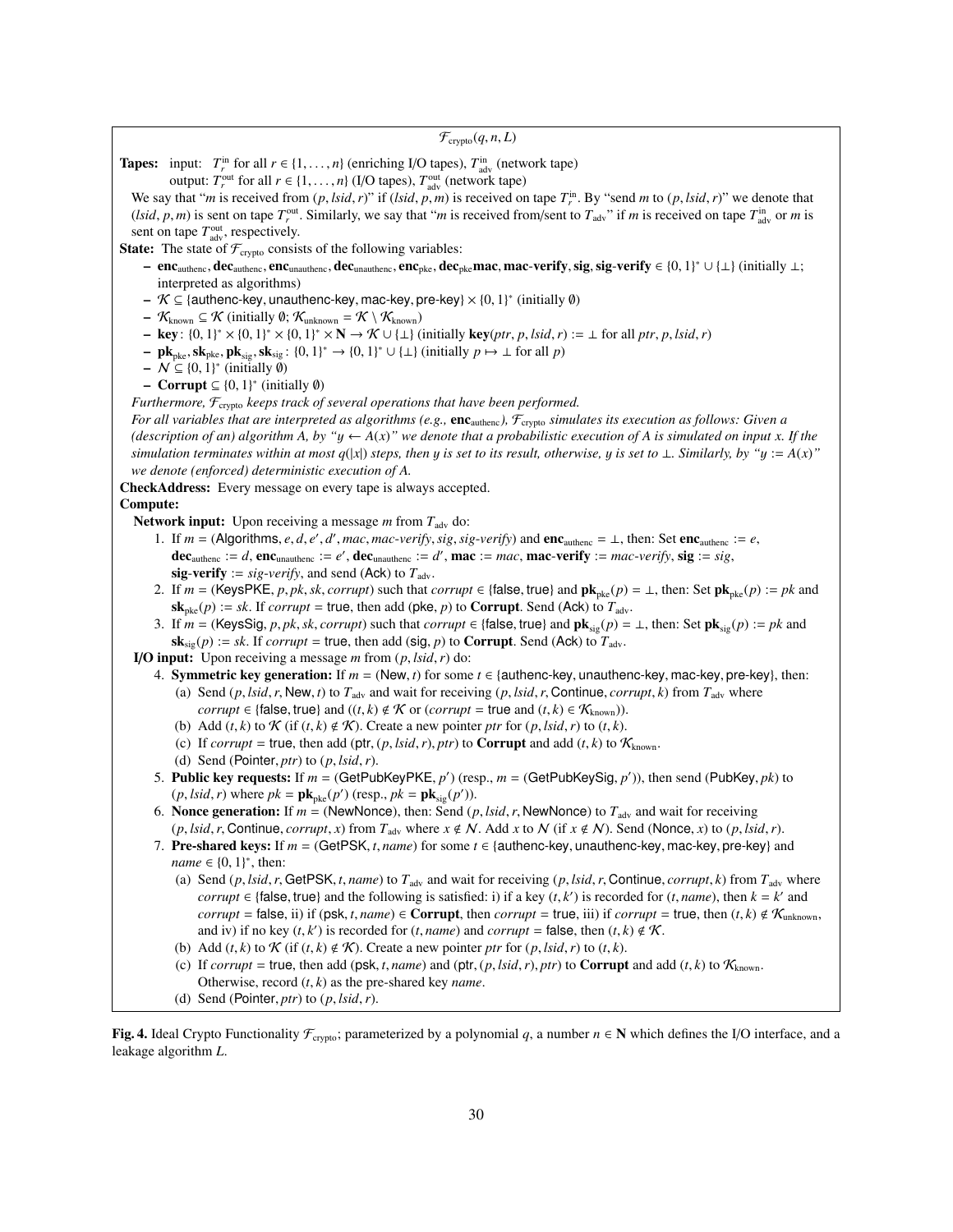$\mathcal{F}_{\text{crypto}}(q, n, L)$

**Tapes:** input: $T_r^{\text{in}}$ for all $r \in \{1, \ldots, n\}$ (enriching I/O tapes), $T_{\text{adv}}^{\text{in}}$ (network tape)
output: $T_r^{\text{out}}$ for all $r \in \{1, \ldots, n\}$ (I/O tapes), $T_{\text{adv}}^{\text{out}}$ (network tape)

We say that "$m$ is received from $(p, lsid, r)$" if $(lsid, p, m)$ is received on tape $T_r^{\text{in}}$. By "send $m$ to $(p, lsid, r)$" we denote that $(lsid, p, m)$ is sent on tape $T_r^{\text{out}}$. Similarly, we say that "$m$ is received from/sent to $T_{\text{adv}}$" if $m$ is received on tape $T_{\text{adv}}^{\text{in}}$ or $m$ is sent on tape $T_{\text{adv}}^{\text{out}}$, respectively.

**State:** The state of $\mathcal{F}_{\text{crypto}}$ consists of the following variables:

- $\textbf{enc}_{\text{authenc}}, \textbf{dec}_{\text{authenc}}, \textbf{enc}_{\text{unauthenc}}, \textbf{dec}_{\text{unauthenc}}, \textbf{enc}_{\text{pke}}, \textbf{dec}_{\text{pke}}\textbf{mac}, \textbf{mac-verify}, \textbf{sig}, \textbf{sig-verify} \in \{0, 1\}^* \cup \{\bot\}$ (initially $\bot$; interpreted as algorithms)
- $\mathcal{K} \subseteq \{\text{authenc-key}, \text{unauthenc-key}, \text{mac-key}, \text{pre-key}\} \times \{0, 1\}^*$ (initially $\emptyset$)
- $\mathcal{K}_{\text{known}} \subseteq \mathcal{K}$ (initially $\emptyset$; $\mathcal{K}_{\text{unknown}} = \mathcal{K} \setminus \mathcal{K}_{\text{known}}$)
- $\textbf{key}\colon \{0, 1\}^* \times \{0, 1\}^* \times \{0, 1\}^* \times \mathbf{N} \to \mathcal{K} \cup \{\bot\}$ (initially $\textbf{key}(ptr, p, lsid, r) := \bot$ for all $ptr, p, lsid, r$)
- $\textbf{pk}_{\text{pke}}, \textbf{sk}_{\text{pke}}, \textbf{pk}_{\text{sig}}, \textbf{sk}_{\text{sig}}\colon \{0, 1\}^* \to \{0, 1\}^* \cup \{\bot\}$ (initially $p \mapsto \bot$ for all $p$)
- $\mathcal{N} \subseteq \{0, 1\}^*$ (initially $\emptyset$)
- $\textbf{Corrupt} \subseteq \{0, 1\}^*$ (initially $\emptyset$)

*Furthermore, $\mathcal{F}_{\text{crypto}}$ keeps track of several operations that have been performed.*

*For all variables that are interpreted as algorithms (e.g., $\textbf{enc}_{\text{authenc}}$), $\mathcal{F}_{\text{crypto}}$ simulates its execution as follows: Given a (description of an) algorithm $A$, by "$y \leftarrow A(x)$" we denote that a probabilistic execution of $A$ is simulated on input $x$. If the simulation terminates within at most $q(|x|)$ steps, then $y$ is set to its result, otherwise, $y$ is set to $\bot$. Similarly, by "$y := A(x)$" we denote (enforced) deterministic execution of $A$.*

**CheckAddress:** Every message on every tape is always accepted.

**Compute:**

**Network input:** Upon receiving a message $m$ from $T_{\text{adv}}$ do:

1. If $m = (\text{Algorithms}, e, d, e', d', mac, mac\text{-}verify, sig, sig\text{-}verify)$ and $\textbf{enc}_{\text{authenc}} = \bot$, then: Set $\textbf{enc}_{\text{authenc}} := e$, $\textbf{dec}_{\text{authenc}} := d$, $\textbf{enc}_{\text{unauthenc}} := e'$, $\textbf{dec}_{\text{unauthenc}} := d'$, $\textbf{mac} := mac$, $\textbf{mac-verify} := mac\text{-}verify$, $\textbf{sig} := sig$, $\textbf{sig-verify} := sig\text{-}verify$, and send $(\text{Ack})$ to $T_{\text{adv}}$.
2. If $m = (\text{KeysPKE}, p, pk, sk, corrupt)$ such that $corrupt \in \{\text{false}, \text{true}\}$ and $\textbf{pk}_{\text{pke}}(p) = \bot$, then: Set $\textbf{pk}_{\text{pke}}(p) := pk$ and $\textbf{sk}_{\text{pke}}(p) := sk$. If $corrupt = \text{true}$, then add $(\text{pke}, p)$ to $\textbf{Corrupt}$. Send $(\text{Ack})$ to $T_{\text{adv}}$.
3. If $m = (\text{KeysSig}, p, pk, sk, corrupt)$ such that $corrupt \in \{\text{false}, \text{true}\}$ and $\textbf{pk}_{\text{sig}}(p) = \bot$, then: Set $\textbf{pk}_{\text{sig}}(p) := pk$ and $\textbf{sk}_{\text{sig}}(p) := sk$. If $corrupt = \text{true}$, then add $(\text{sig}, p)$ to $\textbf{Corrupt}$. Send $(\text{Ack})$ to $T_{\text{adv}}$.

**I/O input:** Upon receiving a message $m$ from $(p, lsid, r)$ do:

4. **Symmetric key generation:** If $m = (\text{New}, t)$ for some $t \in \{\text{authenc-key}, \text{unauthenc-key}, \text{mac-key}, \text{pre-key}\}$, then:
   (a) Send $(p, lsid, r, \text{New}, t)$ to $T_{\text{adv}}$ and wait for receiving $(p, lsid, r, \text{Continue}, corrupt, k)$ from $T_{\text{adv}}$ where $corrupt \in \{\text{false}, \text{true}\}$ and $((t, k) \notin \mathcal{K}$ or $(corrupt = \text{true}$ and $(t, k) \in \mathcal{K}_{\text{known}}))$.
   (b) Add $(t, k)$ to $\mathcal{K}$ (if $(t, k) \notin \mathcal{K}$). Create a new pointer $ptr$ for $(p, lsid, r)$ to $(t, k)$.
   (c) If $corrupt = \text{true}$, then add $(\text{ptr}, (p, lsid, r), ptr)$ to $\textbf{Corrupt}$ and add $(t, k)$ to $\mathcal{K}_{\text{known}}$.
   (d) Send $(\text{Pointer}, ptr)$ to $(p, lsid, r)$.
5. **Public key requests:** If $m = (\text{GetPubKeyPKE}, p')$ (resp., $m = (\text{GetPubKeySig}, p')$), then send $(\text{PubKey}, pk)$ to $(p, lsid, r)$ where $pk = \textbf{pk}_{\text{pke}}(p')$ (resp., $pk = \textbf{pk}_{\text{sig}}(p')$).
6. **Nonce generation:** If $m = (\text{NewNonce})$, then: Send $(p, lsid, r, \text{NewNonce})$ to $T_{\text{adv}}$ and wait for receiving $(p, lsid, r, \text{Continue}, corrupt, x)$ from $T_{\text{adv}}$ where $x \notin \mathcal{N}$. Add $x$ to $\mathcal{N}$ (if $x \notin \mathcal{N}$). Send $(\text{Nonce}, x)$ to $(p, lsid, r)$.
7. **Pre-shared keys:** If $m = (\text{GetPSK}, t, name)$ for some $t \in \{\text{authenc-key}, \text{unauthenc-key}, \text{mac-key}, \text{pre-key}\}$ and $name \in \{0, 1\}^*$, then:
   (a) Send $(p, lsid, r, \text{GetPSK}, t, name)$ to $T_{\text{adv}}$ and wait for receiving $(p, lsid, r, \text{Continue}, corrupt, k)$ from $T_{\text{adv}}$ where $corrupt \in \{\text{false}, \text{true}\}$ and the following is satisfied: i) if a key $(t, k')$ is recorded for $(t, name)$, then $k = k'$ and $corrupt = \text{false}$, ii) if $(\text{psk}, t, name) \in \textbf{Corrupt}$, then $corrupt = \text{true}$, iii) if $corrupt = \text{true}$, then $(t, k) \notin \mathcal{K}_{\text{unknown}}$, and iv) if no key $(t, k')$ is recorded for $(t, name)$ and $corrupt = \text{false}$, then $(t, k) \notin \mathcal{K}$.
   (b) Add $(t, k)$ to $\mathcal{K}$ (if $(t, k) \notin \mathcal{K}$). Create a new pointer $ptr$ for $(p, lsid, r)$ to $(t, k)$.
   (c) If $corrupt = \text{true}$, then add $(\text{psk}, t, name)$ and $(\text{ptr}, (p, lsid, r), ptr)$ to $\textbf{Corrupt}$ and add $(t, k)$ to $\mathcal{K}_{\text{known}}$. Otherwise, record $(t, k)$ as the pre-shared key $name$.
   (d) Send $(\text{Pointer}, ptr)$ to $(p, lsid, r)$.

**Fig. 4.** Ideal Crypto Functionality $\mathcal{F}_{\text{crypto}}$; parameterized by a polynomial $q$, a number $n \in \mathbf{N}$ which defines the I/O interface, and a leakage algorithm $L$.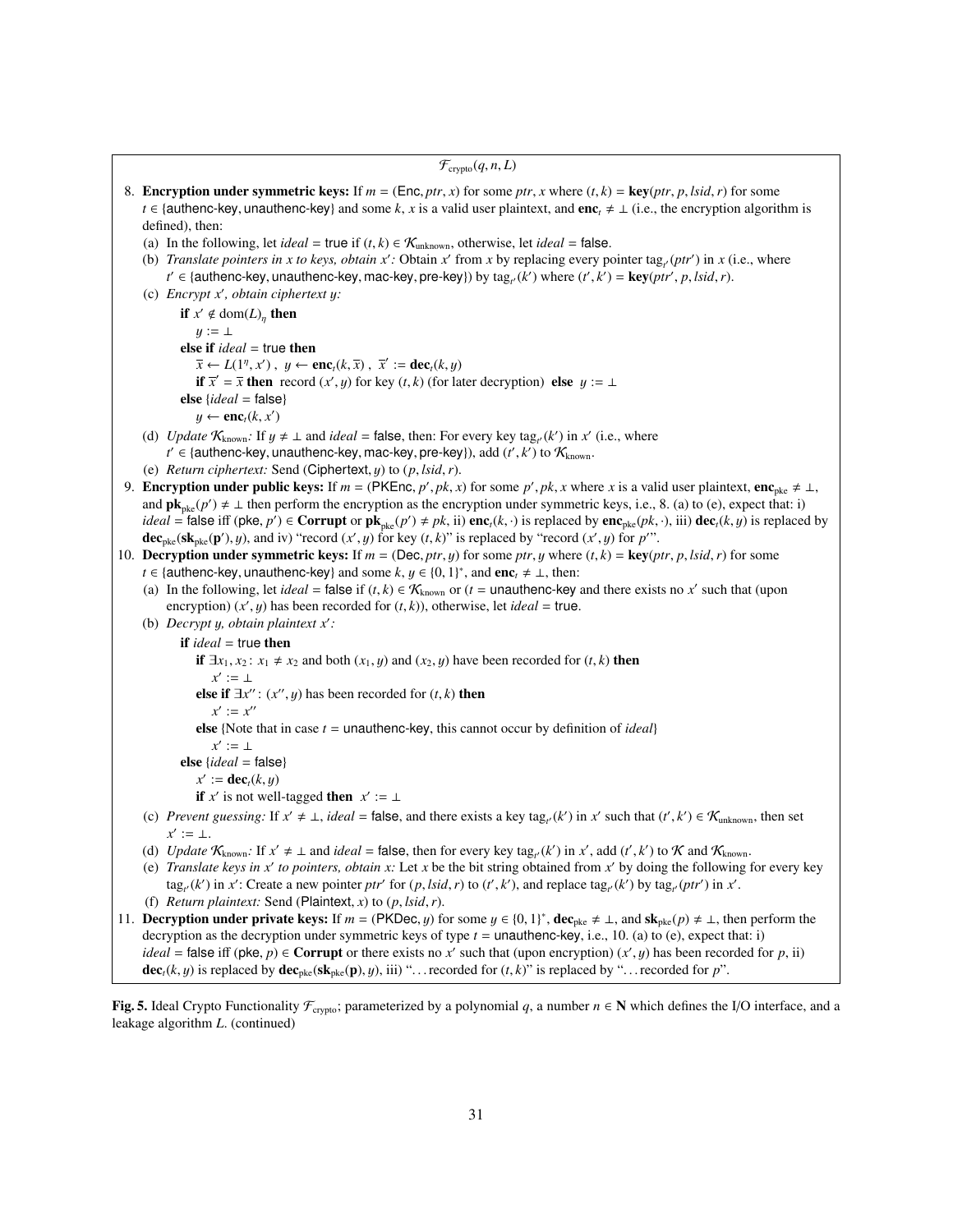$\mathcal{F}_{\text{crypto}}(q, n, L)$

8. **Encryption under symmetric keys:** If $m = (\mathsf{Enc}, ptr, x)$ for some $ptr, x$ where $(t, k) = \mathbf{key}(ptr, p, lsid, r)$ for some $t \in \{\mathsf{authenc\text{-}key}, \mathsf{unauthenc\text{-}key}\}$ and some $k$, $x$ is a valid user plaintext, and $\mathbf{enc}_t \neq \bot$ (i.e., the encryption algorithm is defined), then:
   (a) In the following, let $ideal = \mathsf{true}$ if $(t, k) \in \mathcal{K}_{\text{unknown}}$, otherwise, let $ideal = \mathsf{false}$.
   (b) *Translate pointers in $x$ to keys, obtain $x'$:* Obtain $x'$ from $x$ by replacing every pointer $\text{tag}_{t'}(ptr')$ in $x$ (i.e., where $t' \in \{\mathsf{authenc\text{-}key}, \mathsf{unauthenc\text{-}key}, \mathsf{mac\text{-}key}, \mathsf{pre\text{-}key}\}$) by $\text{tag}_{t'}(k')$ where $(t', k') = \mathbf{key}(ptr', p, lsid, r)$.
   (c) *Encrypt $x'$, obtain ciphertext $y$:*

       **if** $x' \notin \text{dom}(L)_\eta$ **then**
           $y := \bot$
       **else if** $ideal = \mathsf{true}$ **then**
           $\overline{x} \leftarrow L(1^\eta, x')$, $y \leftarrow \mathbf{enc}_t(k, \overline{x})$, $\overline{x}' := \mathbf{dec}_t(k, y)$
           **if** $\overline{x}' = \overline{x}$ **then** record $(x', y)$ for key $(t, k)$ (for later decryption) **else** $y := \bot$
       **else** $\{ideal = \mathsf{false}\}$
           $y \leftarrow \mathbf{enc}_t(k, x')$

   (d) *Update $\mathcal{K}_{\text{known}}$:* If $y \neq \bot$ and $ideal = \mathsf{false}$, then: For every key $\text{tag}_{t'}(k')$ in $x'$ (i.e., where $t' \in \{\mathsf{authenc\text{-}key}, \mathsf{unauthenc\text{-}key}, \mathsf{mac\text{-}key}, \mathsf{pre\text{-}key}\}$), add $(t', k')$ to $\mathcal{K}_{\text{known}}$.
   (e) *Return ciphertext:* Send $(\mathsf{Ciphertext}, y)$ to $(p, lsid, r)$.
9. **Encryption under public keys:** If $m = (\mathsf{PKEnc}, p', pk, x)$ for some $p', pk, x$ where $x$ is a valid user plaintext, $\mathbf{enc}_{\text{pke}} \neq \bot$, and $\mathbf{pk}_{\text{pke}}(p') \neq \bot$ then perform the encryption as the encryption under symmetric keys, i.e., 8. (a) to (e), expect that: i) $ideal = \mathsf{false}$ iff $(\mathsf{pke}, p') \in \mathbf{Corrupt}$ or $\mathbf{pk}_{\text{pke}}(p') \neq pk$, ii) $\mathbf{enc}_t(k, \cdot)$ is replaced by $\mathbf{enc}_{\text{pke}}(pk, \cdot)$, iii) $\mathbf{dec}_t(k, y)$ is replaced by $\mathbf{dec}_{\text{pke}}(\mathbf{sk}_{\text{pke}}(\mathbf{p}'), y)$, and iv) "record $(x', y)$ for key $(t, k)$" is replaced by "record $(x', y)$ for $p'$".
10. **Decryption under symmetric keys:** If $m = (\mathsf{Dec}, ptr, y)$ for some $ptr, y$ where $(t, k) = \mathbf{key}(ptr, p, lsid, r)$ for some $t \in \{\mathsf{authenc\text{-}key}, \mathsf{unauthenc\text{-}key}\}$ and some $k$, $y \in \{0, 1\}^*$, and $\mathbf{enc}_t \neq \bot$, then:
    (a) In the following, let $ideal = \mathsf{false}$ if $(t, k) \in \mathcal{K}_{\text{known}}$ or ($t = \mathsf{unauthenc\text{-}key}$ and there exists no $x'$ such that (upon encryption) $(x', y)$ has been recorded for $(t, k)$), otherwise, let $ideal = \mathsf{true}$.
    (b) *Decrypt $y$, obtain plaintext $x'$:*

        **if** $ideal = \mathsf{true}$ **then**
            **if** $\exists x_1, x_2 : x_1 \neq x_2$ and both $(x_1, y)$ and $(x_2, y)$ have been recorded for $(t, k)$ **then**
                $x' := \bot$
            **else if** $\exists x'' : (x'', y)$ has been recorded for $(t, k)$ **then**
                $x' := x''$
            **else** {Note that in case $t = \mathsf{unauthenc\text{-}key}$, this cannot occur by definition of $ideal$}
                $x' := \bot$
        **else** $\{ideal = \mathsf{false}\}$
            $x' := \mathbf{dec}_t(k, y)$
            **if** $x'$ is not well-tagged **then** $x' := \bot$

    (c) *Prevent guessing:* If $x' \neq \bot$, $ideal = \mathsf{false}$, and there exists a key $\text{tag}_{t'}(k')$ in $x'$ such that $(t', k') \in \mathcal{K}_{\text{unknown}}$, then set $x' := \bot$.
    (d) *Update $\mathcal{K}_{\text{known}}$:* If $x' \neq \bot$ and $ideal = \mathsf{false}$, then for every key $\text{tag}_{t'}(k')$ in $x'$, add $(t', k')$ to $\mathcal{K}$ and $\mathcal{K}_{\text{known}}$.
    (e) *Translate keys in $x'$ to pointers, obtain $x$:* Let $x$ be the bit string obtained from $x'$ by doing the following for every key $\text{tag}_{t'}(k')$ in $x'$: Create a new pointer $ptr'$ for $(p, lsid, r)$ to $(t', k')$, and replace $\text{tag}_{t'}(k')$ by $\text{tag}_{t'}(ptr')$ in $x'$.
    (f) *Return plaintext:* Send $(\mathsf{Plaintext}, x)$ to $(p, lsid, r)$.
11. **Decryption under private keys:** If $m = (\mathsf{PKDec}, y)$ for some $y \in \{0, 1\}^*$, $\mathbf{dec}_{\text{pke}} \neq \bot$, and $\mathbf{sk}_{\text{pke}}(p) \neq \bot$, then perform the decryption as the decryption under symmetric keys of type $t = \mathsf{unauthenc\text{-}key}$, i.e., 10. (a) to (e), expect that: i) $ideal = \mathsf{false}$ iff $(\mathsf{pke}, p) \in \mathbf{Corrupt}$ or there exists no $x'$ such that (upon encryption) $(x', y)$ has been recorded for $p$, ii) $\mathbf{dec}_t(k, y)$ is replaced by $\mathbf{dec}_{\text{pke}}(\mathbf{sk}_{\text{pke}}(\mathbf{p}), y)$, iii) "... recorded for $(t, k)$" is replaced by "... recorded for $p$".

**Fig. 5.** Ideal Crypto Functionality $\mathcal{F}_{\text{crypto}}$; parameterized by a polynomial $q$, a number $n \in \mathbf{N}$ which defines the I/O interface, and a leakage algorithm $L$. (continued)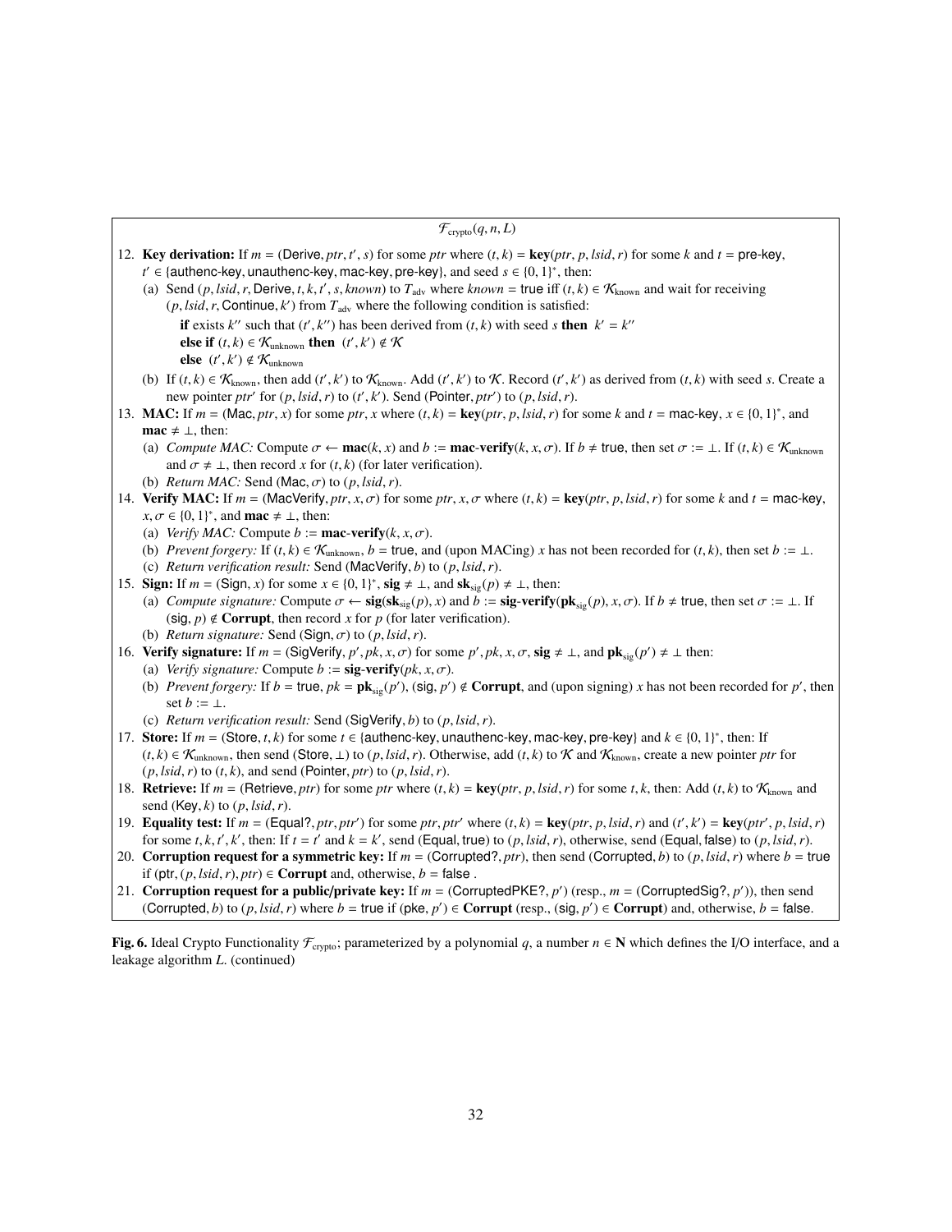$\mathcal{F}_{\text{crypto}}(q, n, L)$

12. **Key derivation:** If $m = (\mathsf{Derive}, ptr, t', s)$ for some $ptr$ where $(t, k) = \mathbf{key}(ptr, p, lsid, r)$ for some $k$ and $t = \mathsf{pre\text{-}key}$, $t' \in \{\mathsf{authenc\text{-}key}, \mathsf{unauthenc\text{-}key}, \mathsf{mac\text{-}key}, \mathsf{pre\text{-}key}\}$, and seed $s \in \{0,1\}^*$, then:
    (a) Send $(p, lsid, r, \mathsf{Derive}, t, k, t', s, known)$ to $T_{\text{adv}}$ where $known = \mathsf{true}$ iff $(t, k) \in \mathcal{K}_{\text{known}}$ and wait for receiving $(p, lsid, r, \mathsf{Continue}, k')$ from $T_{\text{adv}}$ where the following condition is satisfied:
    **if** exists $k''$ such that $(t', k'')$ has been derived from $(t, k)$ with seed $s$ **then** $k' = k''$
    **else if** $(t, k) \in \mathcal{K}_{\text{unknown}}$ **then** $(t', k') \notin \mathcal{K}$
    **else** $(t', k') \notin \mathcal{K}_{\text{unknown}}$
    (b) If $(t, k) \in \mathcal{K}_{\text{known}}$, then add $(t', k')$ to $\mathcal{K}_{\text{known}}$. Add $(t', k')$ to $\mathcal{K}$. Record $(t', k')$ as derived from $(t, k)$ with seed $s$. Create a new pointer $ptr'$ for $(p, lsid, r)$ to $(t', k')$. Send $(\mathsf{Pointer}, ptr')$ to $(p, lsid, r)$.
13. **MAC:** If $m = (\mathsf{Mac}, ptr, x)$ for some $ptr, x$ where $(t, k) = \mathbf{key}(ptr, p, lsid, r)$ for some $k$ and $t = \mathsf{mac\text{-}key}$, $x \in \{0,1\}^*$, and $\mathbf{mac} \neq \perp$, then:
    (a) *Compute MAC:* Compute $\sigma \leftarrow \mathbf{mac}(k, x)$ and $b := \mathbf{mac\text{-}verify}(k, x, \sigma)$. If $b \neq \mathsf{true}$, then set $\sigma := \perp$. If $(t, k) \in \mathcal{K}_{\text{unknown}}$ and $\sigma \neq \perp$, then record $x$ for $(t, k)$ (for later verification).
    (b) *Return MAC:* Send $(\mathsf{Mac}, \sigma)$ to $(p, lsid, r)$.
14. **Verify MAC:** If $m = (\mathsf{MacVerify}, ptr, x, \sigma)$ for some $ptr, x, \sigma$ where $(t, k) = \mathbf{key}(ptr, p, lsid, r)$ for some $k$ and $t = \mathsf{mac\text{-}key}$, $x, \sigma \in \{0,1\}^*$, and $\mathbf{mac} \neq \perp$, then:
    (a) *Verify MAC:* Compute $b := \mathbf{mac\text{-}verify}(k, x, \sigma)$.
    (b) *Prevent forgery:* If $(t, k) \in \mathcal{K}_{\text{unknown}}$, $b = \mathsf{true}$, and (upon MACing) $x$ has not been recorded for $(t, k)$, then set $b := \perp$.
    (c) *Return verification result:* Send $(\mathsf{MacVerify}, b)$ to $(p, lsid, r)$.
15. **Sign:** If $m = (\mathsf{Sign}, x)$ for some $x \in \{0,1\}^*$, $\mathbf{sig} \neq \perp$, and $\mathbf{sk}_{\text{sig}}(p) \neq \perp$, then:
    (a) *Compute signature:* Compute $\sigma \leftarrow \mathbf{sig}(\mathbf{sk}_{\text{sig}}(p), x)$ and $b := \mathbf{sig\text{-}verify}(\mathbf{pk}_{\text{sig}}(p), x, \sigma)$. If $b \neq \mathsf{true}$, then set $\sigma := \perp$. If $(\mathsf{sig}, p) \notin \mathbf{Corrupt}$, then record $x$ for $p$ (for later verification).
    (b) *Return signature:* Send $(\mathsf{Sign}, \sigma)$ to $(p, lsid, r)$.
16. **Verify signature:** If $m = (\mathsf{SigVerify}, p', pk, x, \sigma)$ for some $p', pk, x, \sigma$, $\mathbf{sig} \neq \perp$, and $\mathbf{pk}_{\text{sig}}(p') \neq \perp$ then:
    (a) *Verify signature:* Compute $b := \mathbf{sig\text{-}verify}(pk, x, \sigma)$.
    (b) *Prevent forgery:* If $b = \mathsf{true}$, $pk = \mathbf{pk}_{\text{sig}}(p')$, $(\mathsf{sig}, p') \notin \mathbf{Corrupt}$, and (upon signing) $x$ has not been recorded for $p'$, then set $b := \perp$.
    (c) *Return verification result:* Send $(\mathsf{SigVerify}, b)$ to $(p, lsid, r)$.
17. **Store:** If $m = (\mathsf{Store}, t, k)$ for some $t \in \{\mathsf{authenc\text{-}key}, \mathsf{unauthenc\text{-}key}, \mathsf{mac\text{-}key}, \mathsf{pre\text{-}key}\}$ and $k \in \{0,1\}^*$, then: If $(t, k) \in \mathcal{K}_{\text{unknown}}$, then send $(\mathsf{Store}, \perp)$ to $(p, lsid, r)$. Otherwise, add $(t, k)$ to $\mathcal{K}$ and $\mathcal{K}_{\text{known}}$, create a new pointer $ptr$ for $(p, lsid, r)$ to $(t, k)$, and send $(\mathsf{Pointer}, ptr)$ to $(p, lsid, r)$.
18. **Retrieve:** If $m = (\mathsf{Retrieve}, ptr)$ for some $ptr$ where $(t, k) = \mathbf{key}(ptr, p, lsid, r)$ for some $t, k$, then: Add $(t, k)$ to $\mathcal{K}_{\text{known}}$ and send $(\mathsf{Key}, k)$ to $(p, lsid, r)$.
19. **Equality test:** If $m = (\mathsf{Equal?}, ptr, ptr')$ for some $ptr, ptr'$ where $(t, k) = \mathbf{key}(ptr, p, lsid, r)$ and $(t', k') = \mathbf{key}(ptr', p, lsid, r)$ for some $t, k, t', k'$, then: If $t = t'$ and $k = k'$, send $(\mathsf{Equal}, \mathsf{true})$ to $(p, lsid, r)$, otherwise, send $(\mathsf{Equal}, \mathsf{false})$ to $(p, lsid, r)$.
20. **Corruption request for a symmetric key:** If $m = (\mathsf{Corrupted?}, ptr)$, then send $(\mathsf{Corrupted}, b)$ to $(p, lsid, r)$ where $b = \mathsf{true}$ if $(\mathsf{ptr}, (p, lsid, r), ptr) \in \mathbf{Corrupt}$ and, otherwise, $b = \mathsf{false}$ .
21. **Corruption request for a public/private key:** If $m = (\mathsf{CorruptedPKE?}, p')$ (resp., $m = (\mathsf{CorruptedSig?}, p')$), then send $(\mathsf{Corrupted}, b)$ to $(p, lsid, r)$ where $b = \mathsf{true}$ if $(\mathsf{pke}, p') \in \mathbf{Corrupt}$ (resp., $(\mathsf{sig}, p') \in \mathbf{Corrupt}$) and, otherwise, $b = \mathsf{false}$.

**Fig. 6.** Ideal Crypto Functionality $\mathcal{F}_{\text{crypto}}$; parameterized by a polynomial $q$, a number $n \in \mathbf{N}$ which defines the I/O interface, and a leakage algorithm $L$. (continued)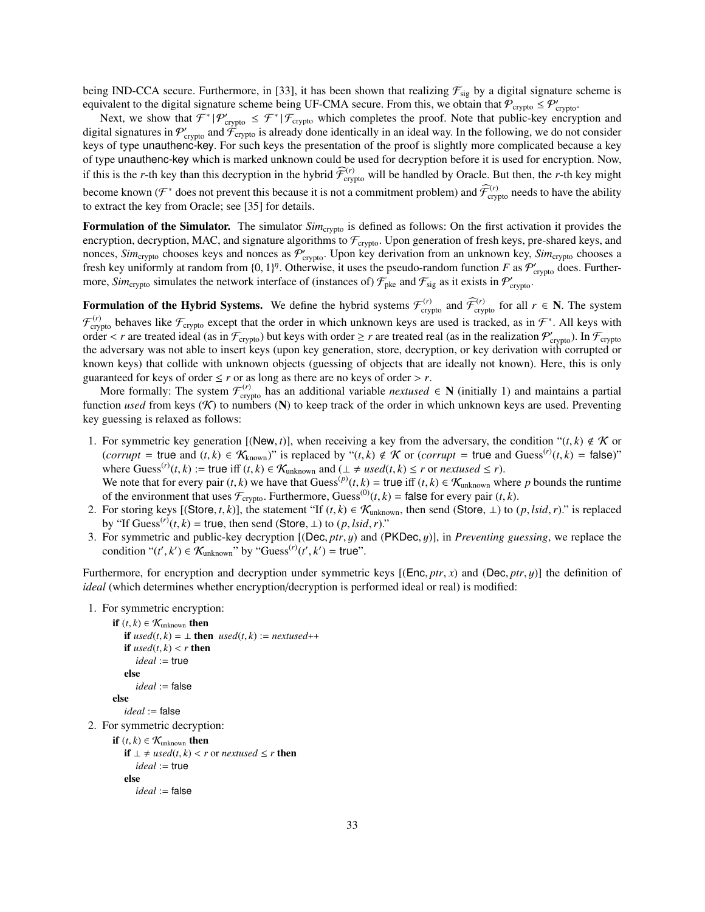being IND-CCA secure. Furthermore, in [33], it has been shown that realizing $\mathcal{F}_{\text{sig}}$ by a digital signature scheme is equivalent to the digital signature scheme being UF-CMA secure. From this, we obtain that $\mathcal{P}_{\text{crypto}} \leq \mathcal{P}'_{\text{crypto}}$.

Next, we show that $\mathcal{F}^* \,|\, \mathcal{P}'_{\text{crypto}} \leq \mathcal{F}^* \,|\, \mathcal{F}_{\text{crypto}}$ which completes the proof. Note that public-key encryption and digital signatures in $\mathcal{P}'_{\text{crypto}}$ and $\mathcal{F}_{\text{crypto}}$ is already done identically in an ideal way. In the following, we do not consider keys of type unauthenc-key. For such keys the presentation of the proof is slightly more complicated because a key of type unauthenc-key which is marked unknown could be used for decryption before it is used for encryption. Now, if this is the $r$-th key than this decryption in the hybrid $\widehat{\mathcal{F}}^{(r)}_{\text{crypto}}$ will be handled by Oracle. But then, the $r$-th key might become known ($\mathcal{F}^*$ does not prevent this because it is not a commitment problem) and $\widehat{\mathcal{F}}^{(r)}_{\text{crypto}}$ needs to have the ability to extract the key from Oracle; see [35] for details.

**Formulation of the Simulator.** The simulator $Sim_{\text{crypto}}$ is defined as follows: On the first activation it provides the encryption, decryption, MAC, and signature algorithms to $\mathcal{F}_{\text{crypto}}$. Upon generation of fresh keys, pre-shared keys, and nonces, $Sim_{\text{crypto}}$ chooses keys and nonces as $\mathcal{P}'_{\text{crypto}}$. Upon key derivation from an unknown key, $Sim_{\text{crypto}}$ chooses a fresh key uniformly at random from $\{0,1\}^\eta$. Otherwise, it uses the pseudo-random function $F$ as $\mathcal{P}'_{\text{crypto}}$ does. Furthermore, $Sim_{\text{crypto}}$ simulates the network interface of (instances of) $\mathcal{F}_{\text{pke}}$ and $\mathcal{F}_{\text{sig}}$ as it exists in $\mathcal{P}'_{\text{crypto}}$.

**Formulation of the Hybrid Systems.** We define the hybrid systems $\mathcal{F}^{(r)}_{\text{crypto}}$ and $\widehat{\mathcal{F}}^{(r)}_{\text{crypto}}$ for all $r \in \mathbf{N}$. The system $\mathcal{F}^{(r)}_{\text{crypto}}$ behaves like $\mathcal{F}_{\text{crypto}}$ except that the order in which unknown keys are used is tracked, as in $\mathcal{F}^*$. All keys with order $< r$ are treated ideal (as in $\mathcal{F}_{\text{crypto}}$) but keys with order $\geq r$ are treated real (as in the realization $\mathcal{P}'_{\text{crypto}}$). In $\mathcal{F}_{\text{crypto}}$ the adversary was not able to insert keys (upon key generation, store, decryption, or key derivation with corrupted or known keys) that collide with unknown objects (guessing of objects that are ideally not known). Here, this is only guaranteed for keys of order $\leq r$ or as long as there are no keys of order $> r$.

More formally: The system $\mathcal{F}^{(r)}_{\text{crypto}}$ has an additional variable *nextused* $\in \mathbf{N}$ (initially 1) and maintains a partial function *used* from keys ($\mathcal{K}$) to numbers ($\mathbf{N}$) to keep track of the order in which unknown keys are used. Preventing key guessing is relaxed as follows:

1. For symmetric key generation [(New, $t$)], when receiving a key from the adversary, the condition "$(t,k) \notin \mathcal{K}$ or ($corrupt$ = true and $(t,k) \in \mathcal{K}_{\text{known}}$)" is replaced by "$(t,k) \notin \mathcal{K}$ or ($corrupt$ = true and $\text{Guess}^{(r)}(t,k)$ = false)" where $\text{Guess}^{(r)}(t,k)$ := true iff $(t,k) \in \mathcal{K}_{\text{unknown}}$ and ($\bot \neq used(t,k) \leq r$ or $nextused \leq r$).
   We note that for every pair $(t,k)$ we have that $\text{Guess}^{(p)}(t,k)$ = true iff $(t,k) \in \mathcal{K}_{\text{unknown}}$ where $p$ bounds the runtime of the environment that uses $\mathcal{F}_{\text{crypto}}$. Furthermore, $\text{Guess}^{(0)}(t,k)$ = false for every pair $(t,k)$.
2. For storing keys [(Store, $t,k$)], the statement "If $(t,k) \in \mathcal{K}_{\text{unknown}}$, then send (Store, $\bot$) to $(p, lsid, r)$." is replaced by "If $\text{Guess}^{(r)}(t,k)$ = true, then send (Store, $\bot$) to $(p, lsid, r)$."
3. For symmetric and public-key decryption [(Dec, $ptr, y$) and (PKDec, $y$)], in *Preventing guessing*, we replace the condition "$(t',k') \in \mathcal{K}_{\text{unknown}}$" by "$\text{Guess}^{(r)}(t',k')$ = true".

Furthermore, for encryption and decryption under symmetric keys [(Enc, $ptr, x$) and (Dec, $ptr, y$)] the definition of *ideal* (which determines whether encryption/decryption is performed ideal or real) is modified:

1. For symmetric encryption:

```
if (t,k) ∈ K_unknown then
    if used(t,k) = ⊥ then used(t,k) := nextused++
    if used(t,k) < r then
        ideal := true
    else
        ideal := false
else
    ideal := false
```

2. For symmetric decryption:

```
if (t,k) ∈ K_unknown then
    if ⊥ ≠ used(t,k) < r or nextused ≤ r then
        ideal := true
    else
        ideal := false
```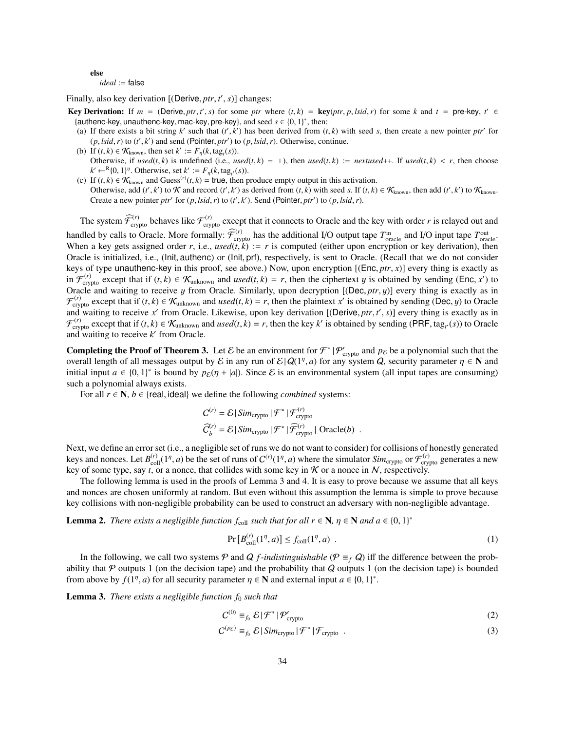**else**
  *ideal* := false

Finally, also key derivation [(Derive, $ptr, t', s$)] changes:

**Key Derivation:** If $m$ = (Derive, $ptr, t', s$) for some $ptr$ where $(t, k)$ = **key**$(ptr, p, lsid, r)$ for some $k$ and $t$ = pre-key, $t' \in$ {authenc-key, unauthenc-key, mac-key, pre-key}, and seed $s \in \{0, 1\}^*$, then:

(a) If there exists a bit string $k'$ such that $(t', k')$ has been derived from $(t, k)$ with seed $s$, then create a new pointer $ptr'$ for $(p, lsid, r)$ to $(t', k')$ and send (Pointer, $ptr'$) to $(p, lsid, r)$. Otherwise, continue.

(b) If $(t, k) \in \mathcal{K}_{\text{known}}$, then set $k' := F_\eta(k, \text{tag}_t(s))$.
Otherwise, if $used(t, k)$ is undefined (i.e., $used(t, k) = \bot$), then $used(t, k) := nextused$++. If $used(t, k) < r$, then choose $k' \xleftarrow{R} \{0, 1\}^\eta$. Otherwise, set $k' := F_\eta(k, \text{tag}_{t'}(s))$.

(c) If $(t, k) \in \mathcal{K}_{\text{known}}$ and Guess$^{(r)}(t, k)$ = true, then produce empty output in this activation.
Otherwise, add $(t', k')$ to $\mathcal{K}$ and record $(t', k')$ as derived from $(t, k)$ with seed $s$. If $(t, k) \in \mathcal{K}_{\text{known}}$, then add $(t', k')$ to $\mathcal{K}_{\text{known}}$. Create a new pointer $ptr'$ for $(p, lsid, r)$ to $(t', k')$. Send (Pointer, $ptr'$) to $(p, lsid, r)$.

The system $\widehat{\mathcal{F}}^{(r)}_{\text{crypto}}$ behaves like $\mathcal{F}^{(r)}_{\text{crypto}}$ except that it connects to Oracle and the key with order $r$ is relayed out and handled by calls to Oracle. More formally: $\widehat{\mathcal{F}}^{(r)}_{\text{crypto}}$ has the additional I/O output tape $T^{\text{in}}_{\text{oracle}}$ and I/O input tape $T^{\text{out}}_{\text{oracle}}$. When a key gets assigned order $r$, i.e., $used(t, k) := r$ is computed (either upon encryption or key derivation), then Oracle is initialized, i.e., (Init, authenc) or (Init, prf), respectively, is sent to Oracle. (Recall that we do not consider keys of type unauthenc-key in this proof, see above.) Now, upon encryption [(Enc, $ptr, x$)] every thing is exactly as in $\mathcal{F}^{(r)}_{\text{crypto}}$ except that if $(t, k) \in \mathcal{K}_{\text{unknown}}$ and $used(t, k) = r$, then the ciphertext $y$ is obtained by sending (Enc, $x'$) to Oracle and waiting to receive $y$ from Oracle. Similarly, upon decryption [(Dec, $ptr, y$)] every thing is exactly as in $\mathcal{F}^{(r)}_{\text{crypto}}$ except that if $(t, k) \in \mathcal{K}_{\text{unknown}}$ and $used(t, k) = r$, then the plaintext $x'$ is obtained by sending (Dec, $y$) to Oracle and waiting to receive $x'$ from Oracle. Likewise, upon key derivation [(Derive, $ptr, t', s$)] every thing is exactly as in $\mathcal{F}^{(r)}_{\text{crypto}}$ except that if $(t, k) \in \mathcal{K}_{\text{unknown}}$ and $used(t, k) = r$, then the key $k'$ is obtained by sending (PRF, $\text{tag}_{t'}(s)$) to Oracle and waiting to receive $k'$ from Oracle.

**Completing the Proof of Theorem 3.** Let $\mathcal{E}$ be an environment for $\mathcal{F}^* \,|\, \mathcal{P}'_{\text{crypto}}$ and $p_\mathcal{E}$ be a polynomial such that the overall length of all messages output by $\mathcal{E}$ in any run of $\mathcal{E} \,|\, \mathcal{Q}(1^\eta, a)$ for any system $\mathcal{Q}$, security parameter $\eta \in \mathbf{N}$ and initial input $a \in \{0, 1\}^*$ is bound by $p_\mathcal{E}(\eta + |a|)$. Since $\mathcal{E}$ is an environmental system (all input tapes are consuming) such a polynomial always exists.

For all $r \in \mathbf{N}$, $b \in$ {real, ideal} we define the following *combined* systems:

$$C^{(r)} = \mathcal{E} \,|\, Sim_{\text{crypto}} \,|\, \mathcal{F}^* \,|\, \mathcal{F}^{(r)}_{\text{crypto}}$$
$$\widehat{C}^{(r)}_b = \mathcal{E} \,|\, Sim_{\text{crypto}} \,|\, \mathcal{F}^* \,|\, \widehat{\mathcal{F}}^{(r)}_{\text{crypto}} \,|\, \text{Oracle}(b) \ .$$

Next, we define an error set (i.e., a negligible set of runs we do not want to consider) for collisions of honestly generated keys and nonces. Let $B^{(r)}_{\text{coll}}(1^\eta, a)$ be the set of runs of $C^{(r)}(1^\eta, a)$ where the simulator $Sim_{\text{crypto}}$ or $\mathcal{F}^{(r)}_{\text{crypto}}$ generates a new key of some type, say $t$, or a nonce, that collides with some key in $\mathcal{K}$ or a nonce in $\mathcal{N}$, respectively.

The following lemma is used in the proofs of Lemma 3 and 4. It is easy to prove because we assume that all keys and nonces are chosen uniformly at random. But even without this assumption the lemma is simple to prove because key collisions with non-negligible probability can be used to construct an adversary with non-negligible advantage.

**Lemma 2.** *There exists a negligible function $f_{\text{coll}}$ such that for all $r \in \mathbf{N}$, $\eta \in \mathbf{N}$ and $a \in \{0, 1\}^*$*

$$\Pr\left[B^{(r)}_{\text{coll}}(1^\eta, a)\right] \le f_{\text{coll}}(1^\eta, a) \ . \tag{1}$$

In the following, we call two systems $\mathcal{P}$ and $\mathcal{Q}$ *$f$-indistinguishable* ($\mathcal{P} \equiv_f \mathcal{Q}$) iff the difference between the probability that $\mathcal{P}$ outputs 1 (on the decision tape) and the probability that $\mathcal{Q}$ outputs 1 (on the decision tape) is bounded from above by $f(1^\eta, a)$ for all security parameter $\eta \in \mathbf{N}$ and external input $a \in \{0, 1\}^*$.

**Lemma 3.** *There exists a negligible function $f_0$ such that*

$$C^{(0)} \equiv_{f_0} \mathcal{E} \,|\, \mathcal{F}^* \,|\, \mathcal{P}'_{\text{crypto}} \tag{2}$$
$$C^{(p_\mathcal{E})} \equiv_{f_0} \mathcal{E} \,|\, Sim_{\text{crypto}} \,|\, \mathcal{F}^* \,|\, \mathcal{F}_{\text{crypto}} \ . \tag{3}$$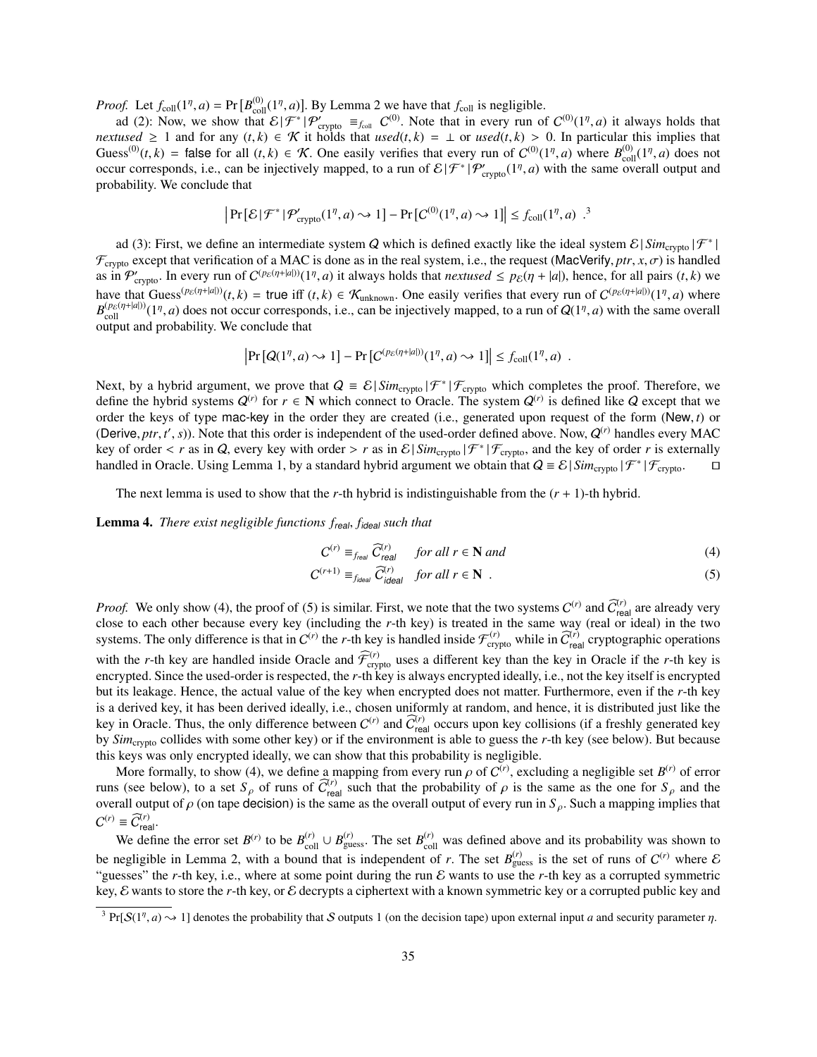*Proof.* Let $f_{\text{coll}}(1^\eta, a) = \Pr[B^{(0)}_{\text{coll}}(1^\eta, a)]$. By Lemma 2 we have that $f_{\text{coll}}$ is negligible.

ad (2): Now, we show that $\mathcal{E}|\mathcal{F}^*|\mathcal{P}'_{\text{crypto}} \equiv_{f_{\text{coll}}} C^{(0)}$. Note that in every run of $C^{(0)}(1^\eta, a)$ it always holds that $\mathit{nextused} \geq 1$ and for any $(t, k) \in \mathcal{K}$ it holds that $\mathit{used}(t, k) = \bot$ or $\mathit{used}(t, k) > 0$. In particular this implies that $\text{Guess}^{(0)}(t, k) = \mathsf{false}$ for all $(t, k) \in \mathcal{K}$. One easily verifies that every run of $C^{(0)}(1^\eta, a)$ where $B^{(0)}_{\text{coll}}(1^\eta, a)$ does not occur corresponds, i.e., can be injectively mapped, to a run of $\mathcal{E}|\mathcal{F}^*|\mathcal{P}'_{\text{crypto}}(1^\eta, a)$ with the same overall output and probability. We conclude that

$$\left|\Pr[\mathcal{E}|\mathcal{F}^*|\mathcal{P}'_{\text{crypto}}(1^\eta, a) \rightsquigarrow 1] - \Pr[C^{(0)}(1^\eta, a) \rightsquigarrow 1]\right| \leq f_{\text{coll}}(1^\eta, a) \ .^3$$

ad (3): First, we define an intermediate system $Q$ which is defined exactly like the ideal system $\mathcal{E}|\mathit{Sim}_{\text{crypto}}|\mathcal{F}^*|\mathcal{F}_{\text{crypto}}$ except that verification of a MAC is done as in the real system, i.e., the request $(\mathsf{MacVerify}, \mathit{ptr}, x, \sigma)$ is handled as in $\mathcal{P}'_{\text{crypto}}$. In every run of $C^{(p_\mathcal{E}(\eta+|a|))}(1^\eta, a)$ it always holds that $\mathit{nextused} \leq p_\mathcal{E}(\eta + |a|)$, hence, for all pairs $(t, k)$ we have that $\text{Guess}^{(p_\mathcal{E}(\eta+|a|))}(t, k) = \mathsf{true}$ iff $(t, k) \in \mathcal{K}_{\text{unknown}}$. One easily verifies that every run of $C^{(p_\mathcal{E}(\eta+|a|))}(1^\eta, a)$ where $B^{(p_\mathcal{E}(\eta+|a|))}_{\text{coll}}(1^\eta, a)$ does not occur corresponds, i.e., can be injectively mapped, to a run of $Q(1^\eta, a)$ with the same overall output and probability. We conclude that

$$\left|\Pr[Q(1^\eta, a) \rightsquigarrow 1] - \Pr[C^{(p_\mathcal{E}(\eta+|a|))}(1^\eta, a) \rightsquigarrow 1]\right| \leq f_{\text{coll}}(1^\eta, a) \ .$$

Next, by a hybrid argument, we prove that $Q \equiv \mathcal{E}|\mathit{Sim}_{\text{crypto}}|\mathcal{F}^*|\mathcal{F}_{\text{crypto}}$ which completes the proof. Therefore, we define the hybrid systems $Q^{(r)}$ for $r \in \mathbf{N}$ which connect to Oracle. The system $Q^{(r)}$ is defined like $Q$ except that we order the keys of type $\mathsf{mac\text{-}key}$ in the order they are created (i.e., generated upon request of the form $(\mathsf{New}, t)$ or $(\mathsf{Derive}, \mathit{ptr}, t', s)$). Note that this order is independent of the used-order defined above. Now, $Q^{(r)}$ handles every MAC key of order $< r$ as in $Q$, every key with order $> r$ as in $\mathcal{E}|\mathit{Sim}_{\text{crypto}}|\mathcal{F}^*|\mathcal{F}_{\text{crypto}}$, and the key of order $r$ is externally handled in Oracle. Using Lemma 1, by a standard hybrid argument we obtain that $Q \equiv \mathcal{E}|\mathit{Sim}_{\text{crypto}}|\mathcal{F}^*|\mathcal{F}_{\text{crypto}}$. □

The next lemma is used to show that the $r$-th hybrid is indistinguishable from the $(r + 1)$-th hybrid.

**Lemma 4.** *There exist negligible functions $f_{\mathsf{real}}$, $f_{\mathsf{ideal}}$ such that*

$$C^{(r)} \equiv_{f_{\mathsf{real}}} \widehat{C}^{(r)}_{\mathsf{real}} \quad \text{for all } r \in \mathbf{N} \text{ and} \tag{4}$$

$$C^{(r+1)} \equiv_{f_{\mathsf{ideal}}} \widehat{C}^{(r)}_{\mathsf{ideal}} \quad \text{for all } r \in \mathbf{N} \ . \tag{5}$$

*Proof.* We only show (4), the proof of (5) is similar. First, we note that the two systems $C^{(r)}$ and $\widehat{C}^{(r)}_{\mathsf{real}}$ are already very close to each other because every key (including the $r$-th key) is treated in the same way (real or ideal) in the two systems. The only difference is that in $C^{(r)}$ the $r$-th key is handled inside $\mathcal{F}^{(r)}_{\text{crypto}}$ while in $\widehat{C}^{(r)}_{\mathsf{real}}$ cryptographic operations with the $r$-th key are handled inside Oracle and $\widehat{\mathcal{F}}^{(r)}_{\text{crypto}}$ uses a different key than the key in Oracle if the $r$-th key is encrypted. Since the used-order is respected, the $r$-th key is always encrypted ideally, i.e., not the key itself is encrypted but its leakage. Hence, the actual value of the key when encrypted does not matter. Furthermore, even if the $r$-th key is a derived key, it has been derived ideally, i.e., chosen uniformly at random, and hence, it is distributed just like the key in Oracle. Thus, the only difference between $C^{(r)}$ and $\widehat{C}^{(r)}_{\mathsf{real}}$ occurs upon key collisions (if a freshly generated key by $\mathit{Sim}_{\text{crypto}}$ collides with some other key) or if the environment is able to guess the $r$-th key (see below). But because this keys was only encrypted ideally, we can show that this probability is negligible.

More formally, to show (4), we define a mapping from every run $\rho$ of $C^{(r)}$, excluding a negligible set $B^{(r)}$ of error runs (see below), to a set $S_\rho$ of runs of $\widehat{C}^{(r)}_{\mathsf{real}}$ such that the probability of $\rho$ is the same as the one for $S_\rho$ and the overall output of $\rho$ (on tape $\mathsf{decision}$) is the same as the overall output of every run in $S_\rho$. Such a mapping implies that $C^{(r)} \equiv \widehat{C}^{(r)}_{\mathsf{real}}$.

We define the error set $B^{(r)}$ to be $B^{(r)}_{\text{coll}} \cup B^{(r)}_{\text{guess}}$. The set $B^{(r)}_{\text{coll}}$ was defined above and its probability was shown to be negligible in Lemma 2, with a bound that is independent of $r$. The set $B^{(r)}_{\text{guess}}$ is the set of runs of $C^{(r)}$ where $\mathcal{E}$ "guesses" the $r$-th key, i.e., where at some point during the run $\mathcal{E}$ wants to use the $r$-th key as a corrupted symmetric key, $\mathcal{E}$ wants to store the $r$-th key, or $\mathcal{E}$ decrypts a ciphertext with a known symmetric key or a corrupted public key and

---

[3] $\Pr[\mathcal{S}(1^\eta, a) \rightsquigarrow 1]$ denotes the probability that $\mathcal{S}$ outputs 1 (on the decision tape) upon external input $a$ and security parameter $\eta$.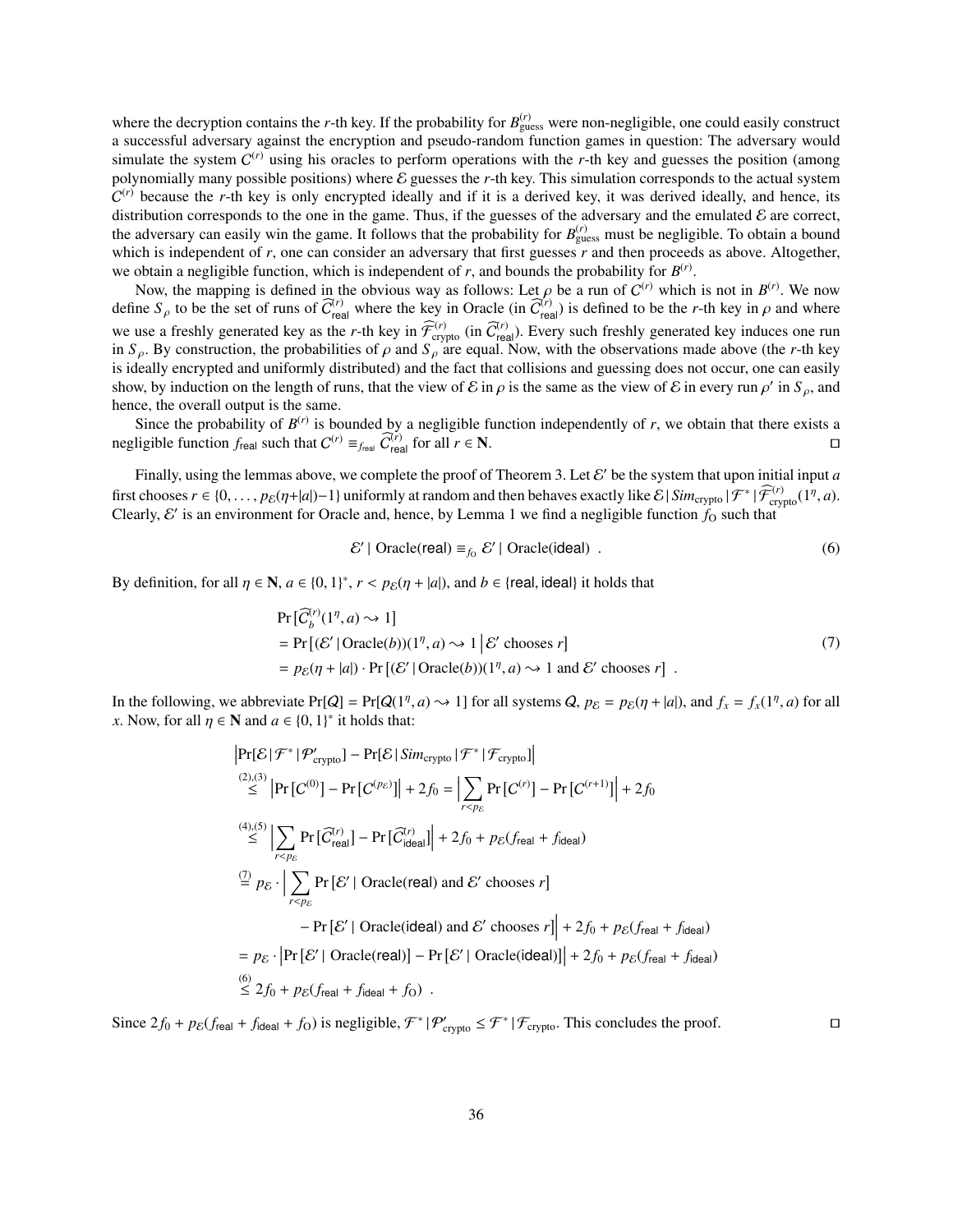where the decryption contains the $r$-th key. If the probability for $B^{(r)}_{\text{guess}}$ were non-negligible, one could easily construct a successful adversary against the encryption and pseudo-random function games in question: The adversary would simulate the system $C^{(r)}$ using his oracles to perform operations with the $r$-th key and guesses the position (among polynomially many possible positions) where $\mathcal{E}$ guesses the $r$-th key. This simulation corresponds to the actual system $C^{(r)}$ because the $r$-th key is only encrypted ideally and if it is a derived key, it was derived ideally, and hence, its distribution corresponds to the one in the game. Thus, if the guesses of the adversary and the emulated $\mathcal{E}$ are correct, the adversary can easily win the game. It follows that the probability for $B^{(r)}_{\text{guess}}$ must be negligible. To obtain a bound which is independent of $r$, one can consider an adversary that first guesses $r$ and then proceeds as above. Altogether, we obtain a negligible function, which is independent of $r$, and bounds the probability for $B^{(r)}$.

Now, the mapping is defined in the obvious way as follows: Let $\rho$ be a run of $C^{(r)}$ which is not in $B^{(r)}$. We now define $S_\rho$ to be the set of runs of $\widehat{C}^{(r)}_{\text{real}}$ where the key in Oracle (in $\widehat{C}^{(r)}_{\text{real}}$) is defined to be the $r$-th key in $\rho$ and where we use a freshly generated key as the $r$-th key in $\widehat{\mathcal{F}}^{(r)}_{\text{crypto}}$ (in $\widehat{C}^{(r)}_{\text{real}}$). Every such freshly generated key induces one run in $S_\rho$. By construction, the probabilities of $\rho$ and $S_\rho$ are equal. Now, with the observations made above (the $r$-th key is ideally encrypted and uniformly distributed) and the fact that collisions and guessing does not occur, one can easily show, by induction on the length of runs, that the view of $\mathcal{E}$ in $\rho$ is the same as the view of $\mathcal{E}$ in every run $\rho'$ in $S_\rho$, and hence, the overall output is the same.

Since the probability of $B^{(r)}$ is bounded by a negligible function independently of $r$, we obtain that there exists a negligible function $f_{\text{real}}$ such that $C^{(r)} \equiv_{f_{\text{real}}} \widehat{C}^{(r)}_{\text{real}}$ for all $r \in \mathbf{N}$. □

Finally, using the lemmas above, we complete the proof of Theorem 3. Let $\mathcal{E}'$ be the system that upon initial input $a$ first chooses $r \in \{0, \ldots, p_{\mathcal{E}}(\eta+|a|)-1\}$ uniformly at random and then behaves exactly like $\mathcal{E} \,|\, Sim_{\text{crypto}} \,|\, \mathcal{F}^* \,|\, \widehat{\mathcal{F}}^{(r)}_{\text{crypto}}(1^\eta, a)$. Clearly, $\mathcal{E}'$ is an environment for Oracle and, hence, by Lemma 1 we find a negligible function $f_{\text{O}}$ such that

$$\mathcal{E}' \mid \text{Oracle}(\mathsf{real}) \equiv_{f_{\text{O}}} \mathcal{E}' \mid \text{Oracle}(\mathsf{ideal}) \ . \tag{6}$$

By definition, for all $\eta \in \mathbf{N}$, $a \in \{0,1\}^*$, $r < p_{\mathcal{E}}(\eta + |a|)$, and $b \in \{\mathsf{real}, \mathsf{ideal}\}$ it holds that

$$\begin{aligned}
&\Pr[\widehat{C}^{(r)}_b(1^\eta, a) \rightsquigarrow 1] \\
&= \Pr[(\mathcal{E}' \,|\, \text{Oracle}(b))(1^\eta, a) \rightsquigarrow 1 \,\big|\, \mathcal{E}' \text{ chooses } r] \\
&= p_{\mathcal{E}}(\eta + |a|) \cdot \Pr[(\mathcal{E}' \,|\, \text{Oracle}(b))(1^\eta, a) \rightsquigarrow 1 \text{ and } \mathcal{E}' \text{ chooses } r] \ .
\end{aligned} \tag{7}$$

In the following, we abbreviate $\Pr[Q] = \Pr[Q(1^\eta, a) \rightsquigarrow 1]$ for all systems $Q$, $p_{\mathcal{E}} = p_{\mathcal{E}}(\eta + |a|)$, and $f_x = f_x(1^\eta, a)$ for all $x$. Now, for all $\eta \in \mathbf{N}$ and $a \in \{0,1\}^*$ it holds that:

$$\begin{aligned}
&\left|\Pr[\mathcal{E} \,|\, \mathcal{F}^* \,|\, \mathcal{P}'_{\text{crypto}}] - \Pr[\mathcal{E} \,|\, Sim_{\text{crypto}} \,|\, \mathcal{F}^* \,|\, \mathcal{F}_{\text{crypto}}]\right| \\
&\overset{(2),(3)}{\leq} \left|\Pr[C^{(0)}] - \Pr[C^{(p_{\mathcal{E}})}]\right| + 2f_0 = \left|\sum_{r<p_{\mathcal{E}}} \Pr[C^{(r)}] - \Pr[C^{(r+1)}]\right| + 2f_0 \\
&\overset{(4),(5)}{\leq} \left|\sum_{r<p_{\mathcal{E}}} \Pr[\widehat{C}^{(r)}_{\mathsf{real}}] - \Pr[\widehat{C}^{(r)}_{\mathsf{ideal}}]\right| + 2f_0 + p_{\mathcal{E}}(f_{\mathsf{real}} + f_{\mathsf{ideal}}) \\
&\overset{(7)}{=} p_{\mathcal{E}} \cdot \Big|\sum_{r<p_{\mathcal{E}}} \Pr[\mathcal{E}' \mid \text{Oracle}(\mathsf{real}) \text{ and } \mathcal{E}' \text{ chooses } r] \\
&\qquad\qquad - \Pr[\mathcal{E}' \mid \text{Oracle}(\mathsf{ideal}) \text{ and } \mathcal{E}' \text{ chooses } r]\Big| + 2f_0 + p_{\mathcal{E}}(f_{\mathsf{real}} + f_{\mathsf{ideal}}) \\
&= p_{\mathcal{E}} \cdot \left|\Pr[\mathcal{E}' \mid \text{Oracle}(\mathsf{real})] - \Pr[\mathcal{E}' \mid \text{Oracle}(\mathsf{ideal})]\right| + 2f_0 + p_{\mathcal{E}}(f_{\mathsf{real}} + f_{\mathsf{ideal}}) \\
&\overset{(6)}{\leq} 2f_0 + p_{\mathcal{E}}(f_{\mathsf{real}} + f_{\mathsf{ideal}} + f_{\text{O}}) \ .
\end{aligned}$$

Since $2f_0 + p_{\mathcal{E}}(f_{\mathsf{real}} + f_{\mathsf{ideal}} + f_{\text{O}})$ is negligible, $\mathcal{F}^* \,|\, \mathcal{P}'_{\text{crypto}} \leq \mathcal{F}^* \,|\, \mathcal{F}_{\text{crypto}}$. This concludes the proof. □